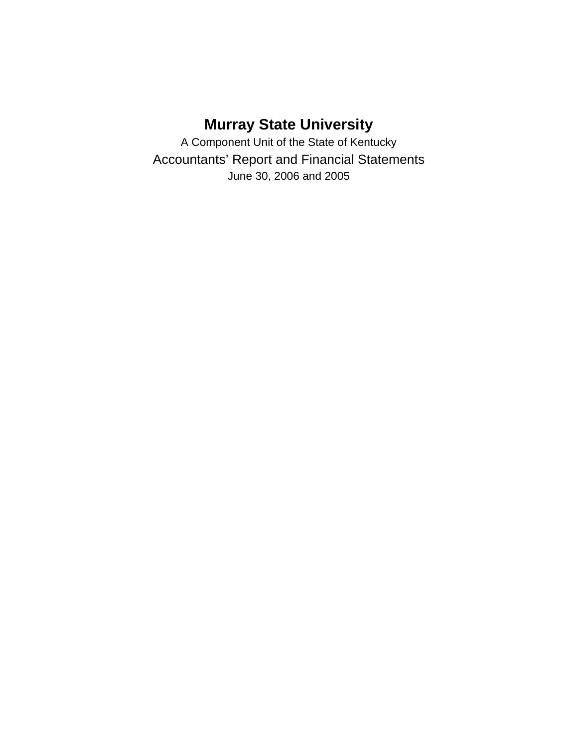# Murray State University

A Component Unit of the State of Kentucky

Accountants’ Report and Financial Statements

June 30, 2006 and 2005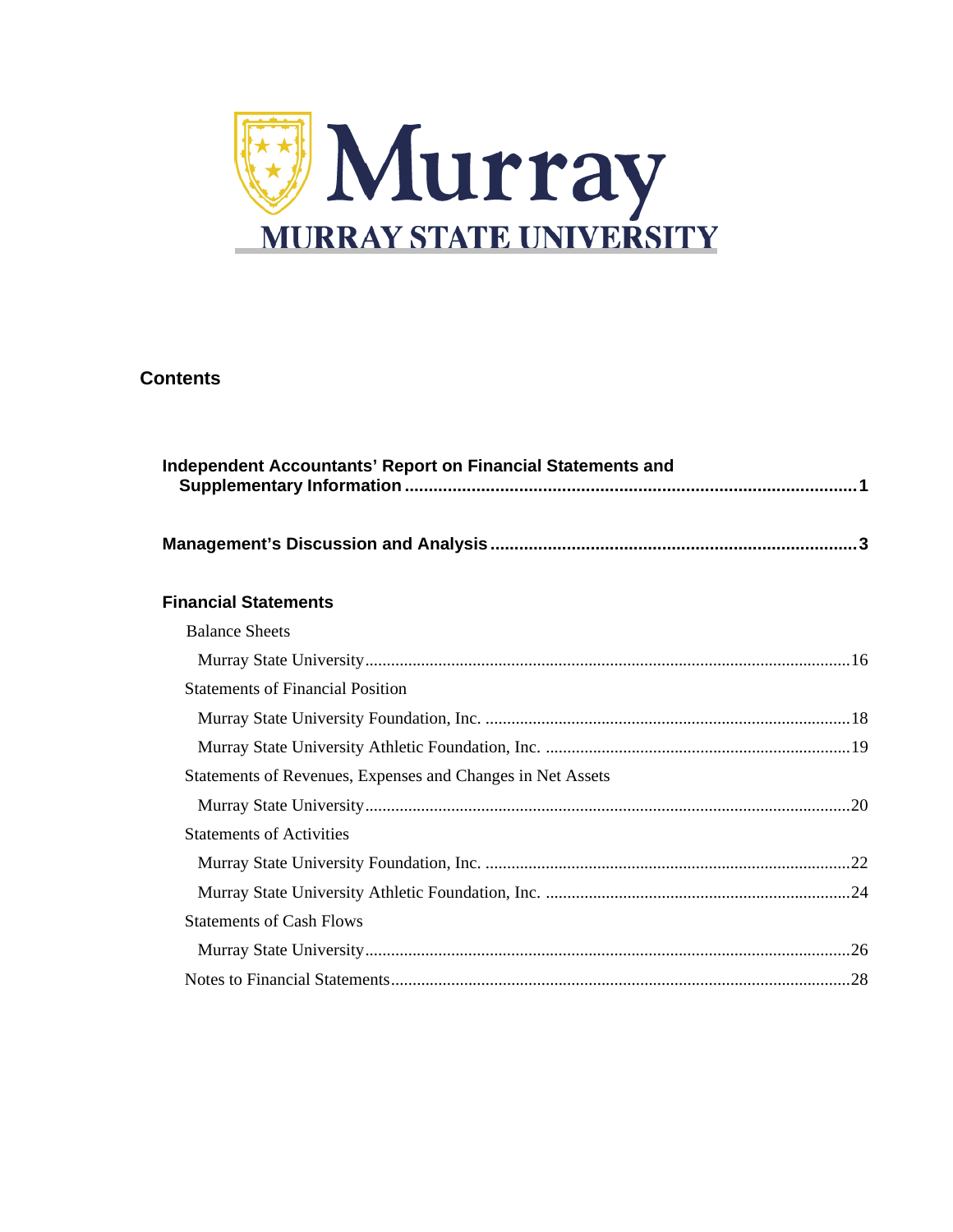Murray

MURRAY STATE UNIVERSITY

## Contents

**Independent Accountants' Report on Financial Statements and Supplementary Information** .................................................. 1

**Management's Discussion and Analysis** .................................................. 3

**Financial Statements**

Balance Sheets

Murray State University .................................................. 16

Statements of Financial Position

Murray State University Foundation, Inc. .................................................. 18

Murray State University Athletic Foundation, Inc. .................................................. 19

Statements of Revenues, Expenses and Changes in Net Assets

Murray State University .................................................. 20

Statements of Activities

Murray State University Foundation, Inc. .................................................. 22

Murray State University Athletic Foundation, Inc. .................................................. 24

Statements of Cash Flows

Murray State University .................................................. 26

Notes to Financial Statements .................................................. 28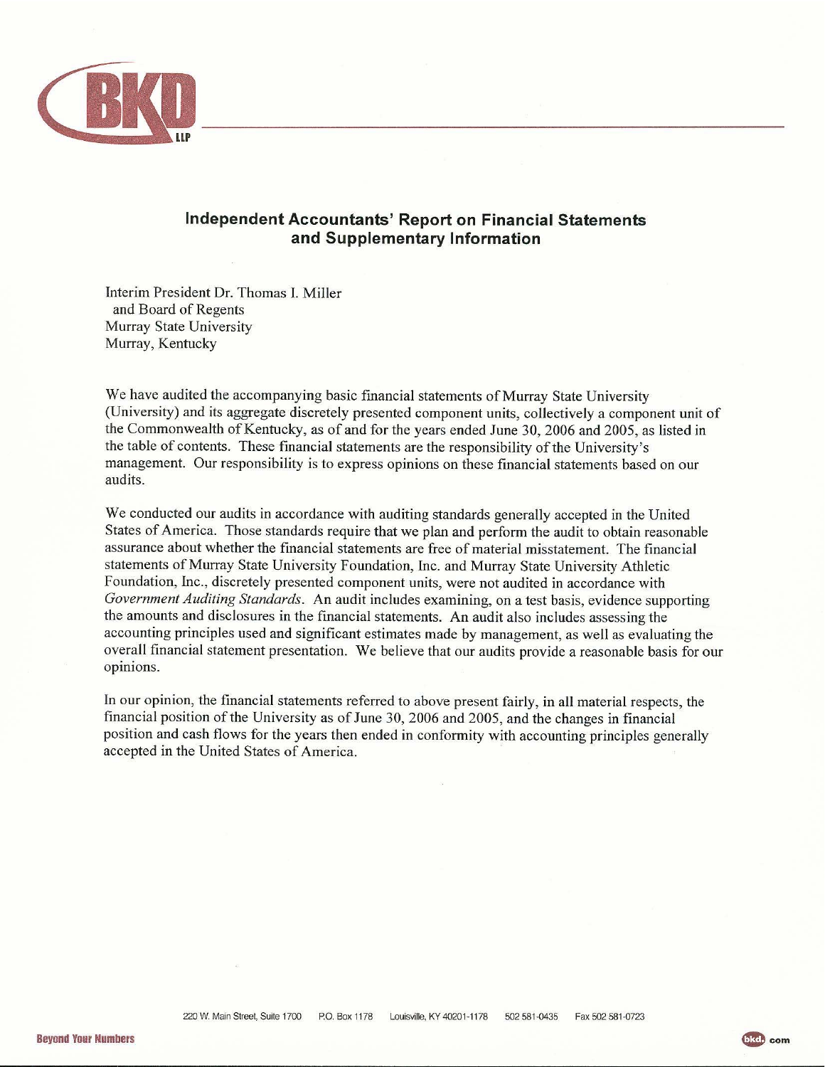## Independent Accountants' Report on Financial Statements and Supplementary Information

Interim President Dr. Thomas I. Miller
and Board of Regents
Murray State University
Murray, Kentucky

We have audited the accompanying basic financial statements of Murray State University (University) and its aggregate discretely presented component units, collectively a component unit of the Commonwealth of Kentucky, as of and for the years ended June 30, 2006 and 2005, as listed in the table of contents. These financial statements are the responsibility of the University's management. Our responsibility is to express opinions on these financial statements based on our audits.

We conducted our audits in accordance with auditing standards generally accepted in the United States of America. Those standards require that we plan and perform the audit to obtain reasonable assurance about whether the financial statements are free of material misstatement. The financial statements of Murray State University Foundation, Inc. and Murray State University Athletic Foundation, Inc., discretely presented component units, were not audited in accordance with *Government Auditing Standards*. An audit includes examining, on a test basis, evidence supporting the amounts and disclosures in the financial statements. An audit also includes assessing the accounting principles used and significant estimates made by management, as well as evaluating the overall financial statement presentation. We believe that our audits provide a reasonable basis for our opinions.

In our opinion, the financial statements referred to above present fairly, in all material respects, the financial position of the University as of June 30, 2006 and 2005, and the changes in financial position and cash flows for the years then ended in conformity with accounting principles generally accepted in the United States of America.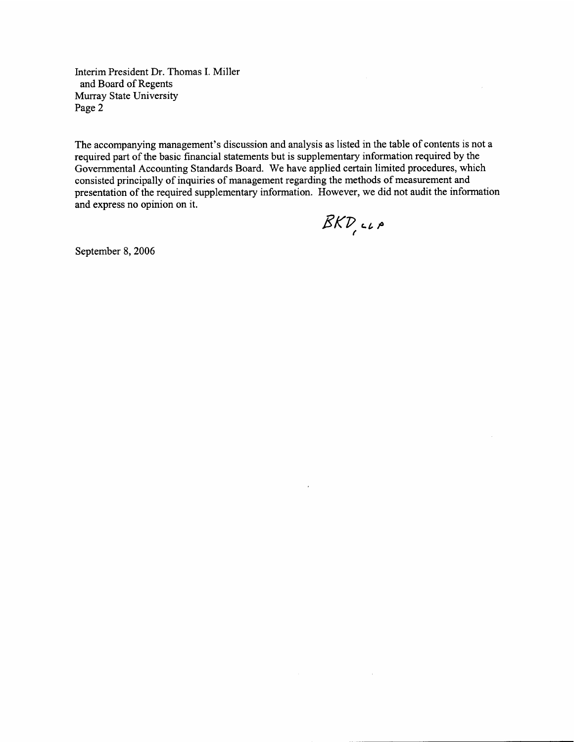Interim President Dr. Thomas I. Miller
and Board of Regents
Murray State University

The accompanying management's discussion and analysis as listed in the table of contents is not a required part of the basic financial statements but is supplementary information required by the Governmental Accounting Standards Board. We have applied certain limited procedures, which consisted principally of inquiries of management regarding the methods of measurement and presentation of the required supplementary information. However, we did not audit the information and express no opinion on it.

BKD, LLP

September 8, 2006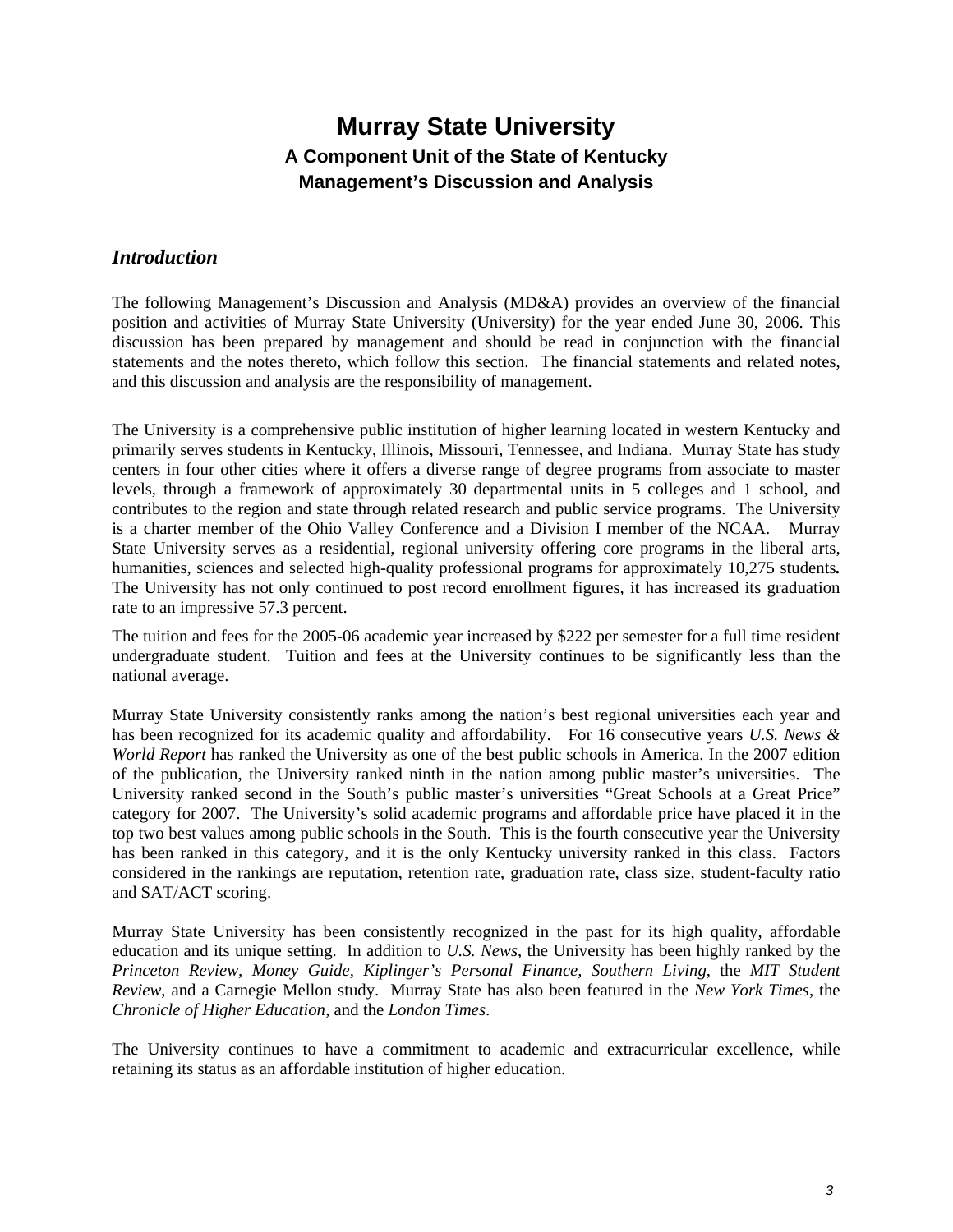# Murray State University

## A Component Unit of the State of Kentucky

## Management's Discussion and Analysis

### *Introduction*

The following Management's Discussion and Analysis (MD&A) provides an overview of the financial position and activities of Murray State University (University) for the year ended June 30, 2006. This discussion has been prepared by management and should be read in conjunction with the financial statements and the notes thereto, which follow this section. The financial statements and related notes, and this discussion and analysis are the responsibility of management.

The University is a comprehensive public institution of higher learning located in western Kentucky and primarily serves students in Kentucky, Illinois, Missouri, Tennessee, and Indiana. Murray State has study centers in four other cities where it offers a diverse range of degree programs from associate to master levels, through a framework of approximately 30 departmental units in 5 colleges and 1 school, and contributes to the region and state through related research and public service programs. The University is a charter member of the Ohio Valley Conference and a Division I member of the NCAA. Murray State University serves as a residential, regional university offering core programs in the liberal arts, humanities, sciences and selected high-quality professional programs for approximately 10,275 students**.** The University has not only continued to post record enrollment figures, it has increased its graduation rate to an impressive 57.3 percent.

The tuition and fees for the 2005-06 academic year increased by $222 per semester for a full time resident undergraduate student. Tuition and fees at the University continues to be significantly less than the national average.

Murray State University consistently ranks among the nation's best regional universities each year and has been recognized for its academic quality and affordability. For 16 consecutive years *U.S. News & World Report* has ranked the University as one of the best public schools in America. In the 2007 edition of the publication, the University ranked ninth in the nation among public master's universities. The University ranked second in the South's public master's universities "Great Schools at a Great Price" category for 2007. The University's solid academic programs and affordable price have placed it in the top two best values among public schools in the South. This is the fourth consecutive year the University has been ranked in this category, and it is the only Kentucky university ranked in this class. Factors considered in the rankings are reputation, retention rate, graduation rate, class size, student-faculty ratio and SAT/ACT scoring.

Murray State University has been consistently recognized in the past for its high quality, affordable education and its unique setting. In addition to *U.S. News*, the University has been highly ranked by the *Princeton Review, Money Guide, Kiplinger's Personal Finance, Southern Living,* the *MIT Student Review*, and a Carnegie Mellon study. Murray State has also been featured in the *New York Times*, the *Chronicle of Higher Education*, and the *London Times*.

The University continues to have a commitment to academic and extracurricular excellence, while retaining its status as an affordable institution of higher education.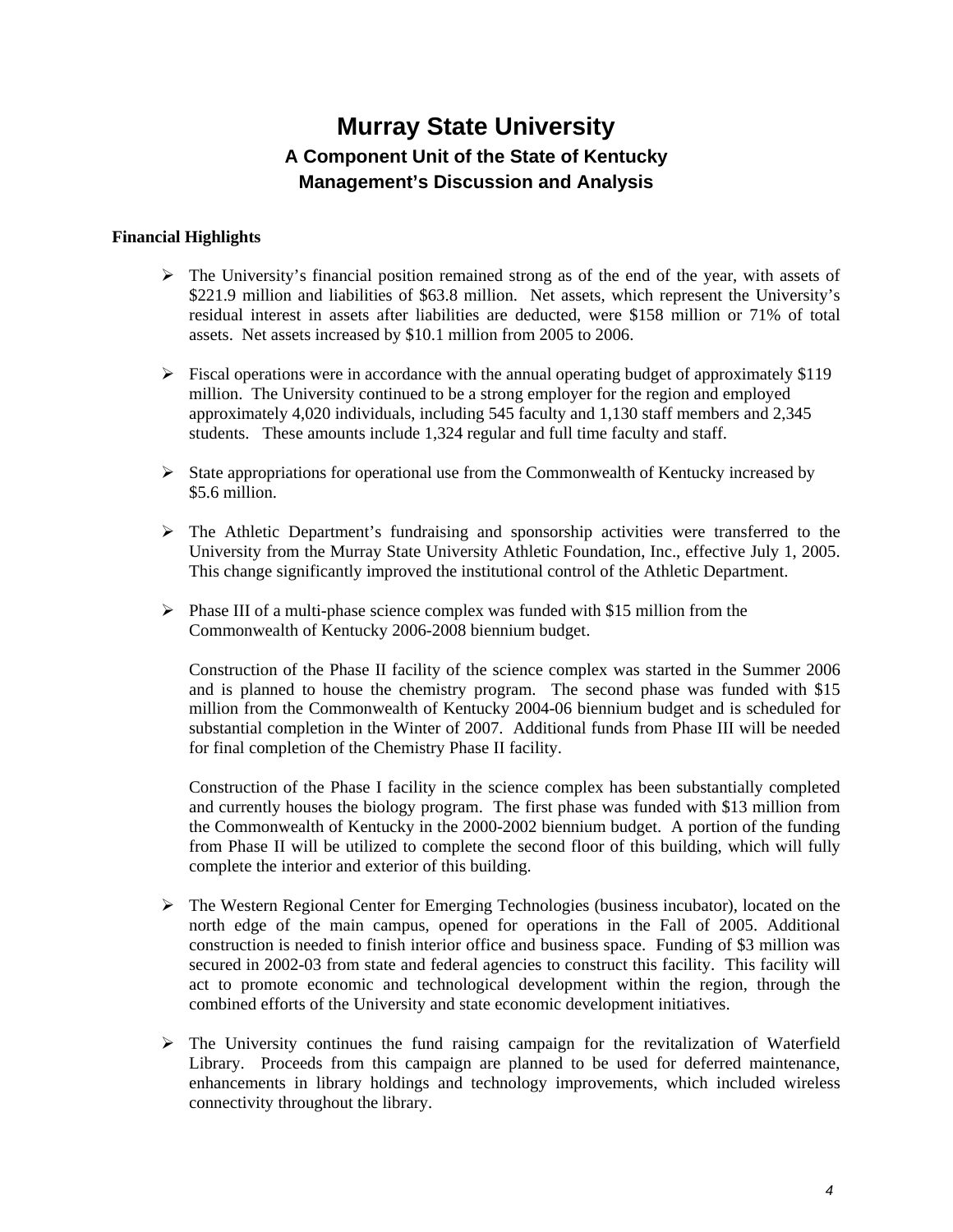# Murray State University

## A Component Unit of the State of Kentucky

## Management's Discussion and Analysis

**Financial Highlights**

- The University's financial position remained strong as of the end of the year, with assets of \$221.9 million and liabilities of \$63.8 million. Net assets, which represent the University's residual interest in assets after liabilities are deducted, were \$158 million or 71% of total assets. Net assets increased by \$10.1 million from 2005 to 2006.

- Fiscal operations were in accordance with the annual operating budget of approximately \$119 million. The University continued to be a strong employer for the region and employed approximately 4,020 individuals, including 545 faculty and 1,130 staff members and 2,345 students. These amounts include 1,324 regular and full time faculty and staff.

- State appropriations for operational use from the Commonwealth of Kentucky increased by \$5.6 million.

- The Athletic Department's fundraising and sponsorship activities were transferred to the University from the Murray State University Athletic Foundation, Inc., effective July 1, 2005. This change significantly improved the institutional control of the Athletic Department.

- Phase III of a multi-phase science complex was funded with \$15 million from the Commonwealth of Kentucky 2006-2008 biennium budget.

  Construction of the Phase II facility of the science complex was started in the Summer 2006 and is planned to house the chemistry program. The second phase was funded with \$15 million from the Commonwealth of Kentucky 2004-06 biennium budget and is scheduled for substantial completion in the Winter of 2007. Additional funds from Phase III will be needed for final completion of the Chemistry Phase II facility.

  Construction of the Phase I facility in the science complex has been substantially completed and currently houses the biology program. The first phase was funded with \$13 million from the Commonwealth of Kentucky in the 2000-2002 biennium budget. A portion of the funding from Phase II will be utilized to complete the second floor of this building, which will fully complete the interior and exterior of this building.

- The Western Regional Center for Emerging Technologies (business incubator), located on the north edge of the main campus, opened for operations in the Fall of 2005. Additional construction is needed to finish interior office and business space. Funding of \$3 million was secured in 2002-03 from state and federal agencies to construct this facility. This facility will act to promote economic and technological development within the region, through the combined efforts of the University and state economic development initiatives.

- The University continues the fund raising campaign for the revitalization of Waterfield Library. Proceeds from this campaign are planned to be used for deferred maintenance, enhancements in library holdings and technology improvements, which included wireless connectivity throughout the library.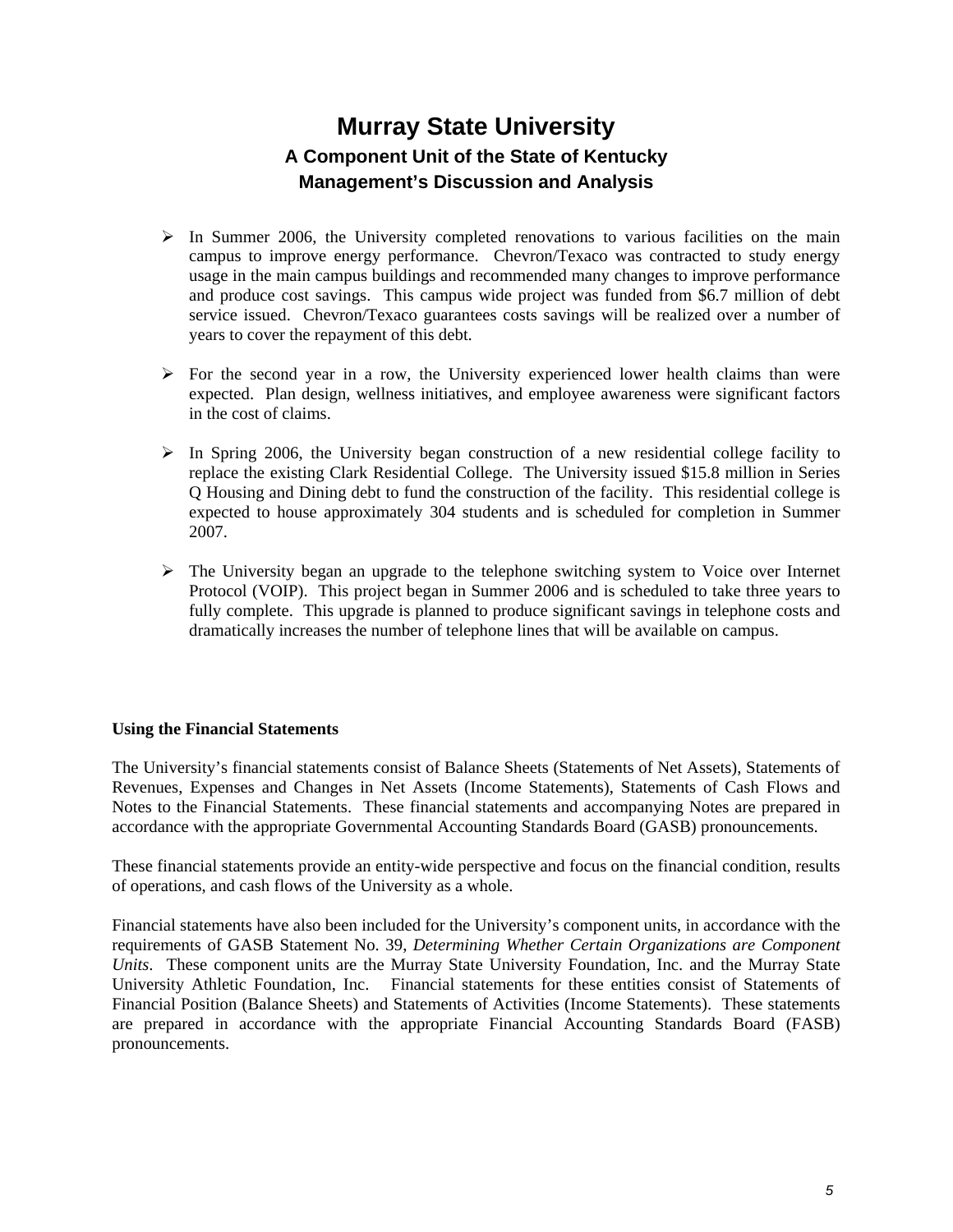# Murray State University

## A Component Unit of the State of Kentucky

## Management's Discussion and Analysis

- In Summer 2006, the University completed renovations to various facilities on the main campus to improve energy performance. Chevron/Texaco was contracted to study energy usage in the main campus buildings and recommended many changes to improve performance and produce cost savings. This campus wide project was funded from $6.7 million of debt service issued. Chevron/Texaco guarantees costs savings will be realized over a number of years to cover the repayment of this debt.

- For the second year in a row, the University experienced lower health claims than were expected. Plan design, wellness initiatives, and employee awareness were significant factors in the cost of claims.

- In Spring 2006, the University began construction of a new residential college facility to replace the existing Clark Residential College. The University issued $15.8 million in Series Q Housing and Dining debt to fund the construction of the facility. This residential college is expected to house approximately 304 students and is scheduled for completion in Summer 2007.

- The University began an upgrade to the telephone switching system to Voice over Internet Protocol (VOIP). This project began in Summer 2006 and is scheduled to take three years to fully complete. This upgrade is planned to produce significant savings in telephone costs and dramatically increases the number of telephone lines that will be available on campus.

**Using the Financial Statements**

The University's financial statements consist of Balance Sheets (Statements of Net Assets), Statements of Revenues, Expenses and Changes in Net Assets (Income Statements), Statements of Cash Flows and Notes to the Financial Statements. These financial statements and accompanying Notes are prepared in accordance with the appropriate Governmental Accounting Standards Board (GASB) pronouncements.

These financial statements provide an entity-wide perspective and focus on the financial condition, results of operations, and cash flows of the University as a whole.

Financial statements have also been included for the University's component units, in accordance with the requirements of GASB Statement No. 39, *Determining Whether Certain Organizations are Component Units*. These component units are the Murray State University Foundation, Inc. and the Murray State University Athletic Foundation, Inc. Financial statements for these entities consist of Statements of Financial Position (Balance Sheets) and Statements of Activities (Income Statements). These statements are prepared in accordance with the appropriate Financial Accounting Standards Board (FASB) pronouncements.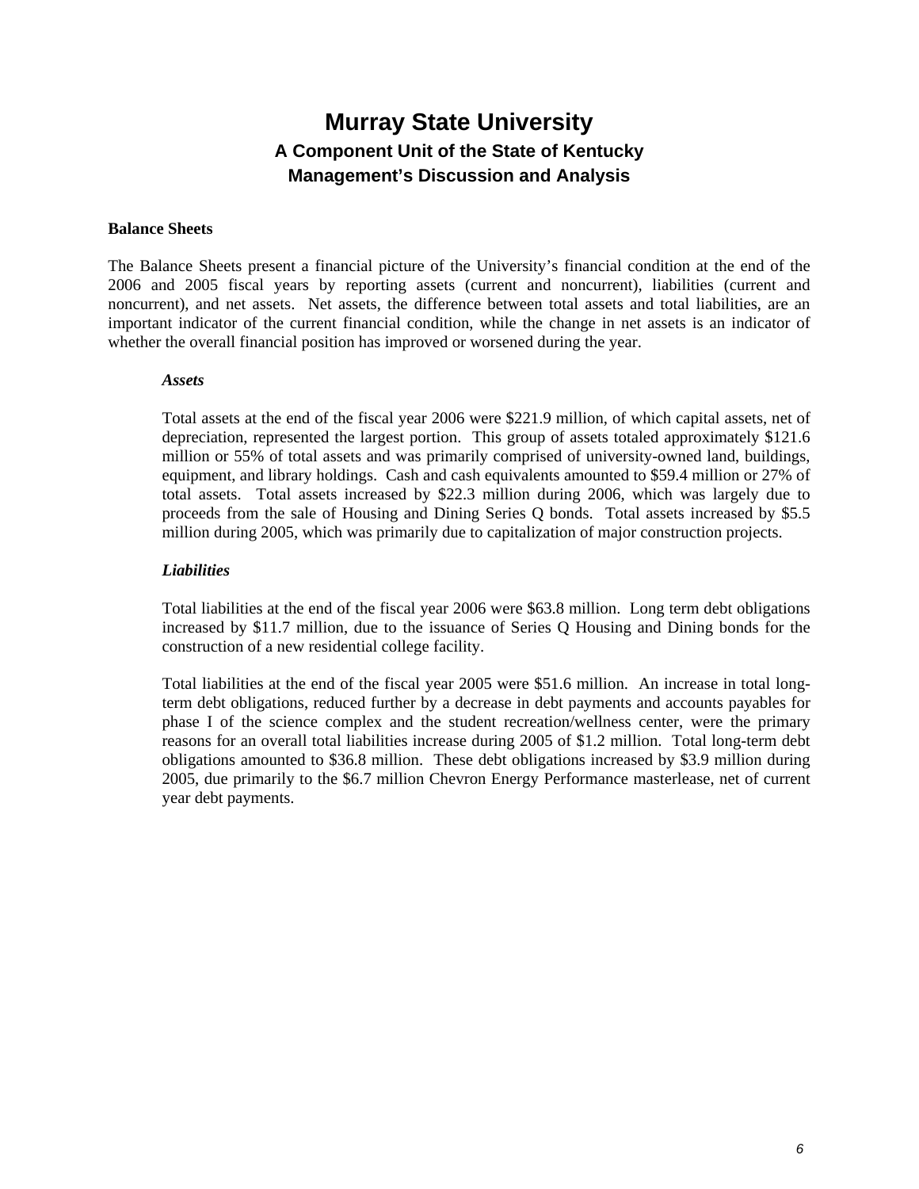# Murray State University
## A Component Unit of the State of Kentucky
## Management's Discussion and Analysis

**Balance Sheets**

The Balance Sheets present a financial picture of the University's financial condition at the end of the 2006 and 2005 fiscal years by reporting assets (current and noncurrent), liabilities (current and noncurrent), and net assets. Net assets, the difference between total assets and total liabilities, are an important indicator of the current financial condition, while the change in net assets is an indicator of whether the overall financial position has improved or worsened during the year.

***Assets***

Total assets at the end of the fiscal year 2006 were $221.9 million, of which capital assets, net of depreciation, represented the largest portion. This group of assets totaled approximately $121.6 million or 55% of total assets and was primarily comprised of university-owned land, buildings, equipment, and library holdings. Cash and cash equivalents amounted to $59.4 million or 27% of total assets. Total assets increased by $22.3 million during 2006, which was largely due to proceeds from the sale of Housing and Dining Series Q bonds. Total assets increased by $5.5 million during 2005, which was primarily due to capitalization of major construction projects.

***Liabilities***

Total liabilities at the end of the fiscal year 2006 were $63.8 million. Long term debt obligations increased by $11.7 million, due to the issuance of Series Q Housing and Dining bonds for the construction of a new residential college facility.

Total liabilities at the end of the fiscal year 2005 were $51.6 million. An increase in total long-term debt obligations, reduced further by a decrease in debt payments and accounts payables for phase I of the science complex and the student recreation/wellness center, were the primary reasons for an overall total liabilities increase during 2005 of $1.2 million. Total long-term debt obligations amounted to $36.8 million. These debt obligations increased by $3.9 million during 2005, due primarily to the $6.7 million Chevron Energy Performance masterlease, net of current year debt payments.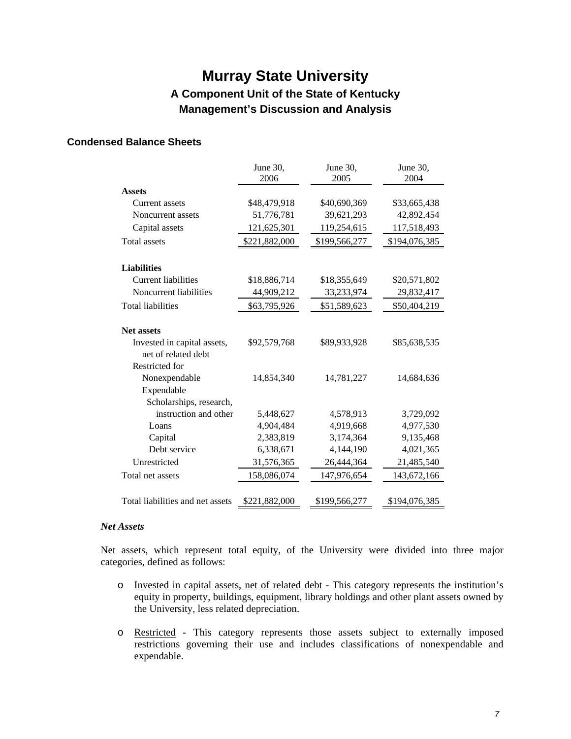# Murray State University

### A Component Unit of the State of Kentucky

### Management's Discussion and Analysis

## Condensed Balance Sheets

| | June 30, 2006 | June 30, 2005 | June 30, 2004 |
|---|---|---|---|
| **Assets** | | | |
| Current assets | $48,479,918 | $40,690,369 | $33,665,438 |
| Noncurrent assets | 51,776,781 | 39,621,293 | 42,892,454 |
| Capital assets | 121,625,301 | 119,254,615 | 117,518,493 |
| Total assets | $221,882,000 | $199,566,277 | $194,076,385 |
| **Liabilities** | | | |
| Current liabilities | $18,886,714 | $18,355,649 | $20,571,802 |
| Noncurrent liabilities | 44,909,212 | 33,233,974 | 29,832,417 |
| Total liabilities | $63,795,926 | $51,589,623 | $50,404,219 |
| **Net assets** | | | |
| Invested in capital assets, net of related debt | $92,579,768 | $89,933,928 | $85,638,535 |
| Restricted for | | | |
| Nonexpendable | 14,854,340 | 14,781,227 | 14,684,636 |
| Expendable | | | |
| Scholarships, research, instruction and other | 5,448,627 | 4,578,913 | 3,729,092 |
| Loans | 4,904,484 | 4,919,668 | 4,977,530 |
| Capital | 2,383,819 | 3,174,364 | 9,135,468 |
| Debt service | 6,338,671 | 4,144,190 | 4,021,365 |
| Unrestricted | 31,576,365 | 26,444,364 | 21,485,540 |
| Total net assets | 158,086,074 | 147,976,654 | 143,672,166 |
| Total liabilities and net assets | $221,882,000 | $199,566,277 | $194,076,385 |

### *Net Assets*

Net assets, which represent total equity, of the University were divided into three major categories, defined as follows:

- Invested in capital assets, net of related debt - This category represents the institution's equity in property, buildings, equipment, library holdings and other plant assets owned by the University, less related depreciation.

- Restricted - This category represents those assets subject to externally imposed restrictions governing their use and includes classifications of nonexpendable and expendable.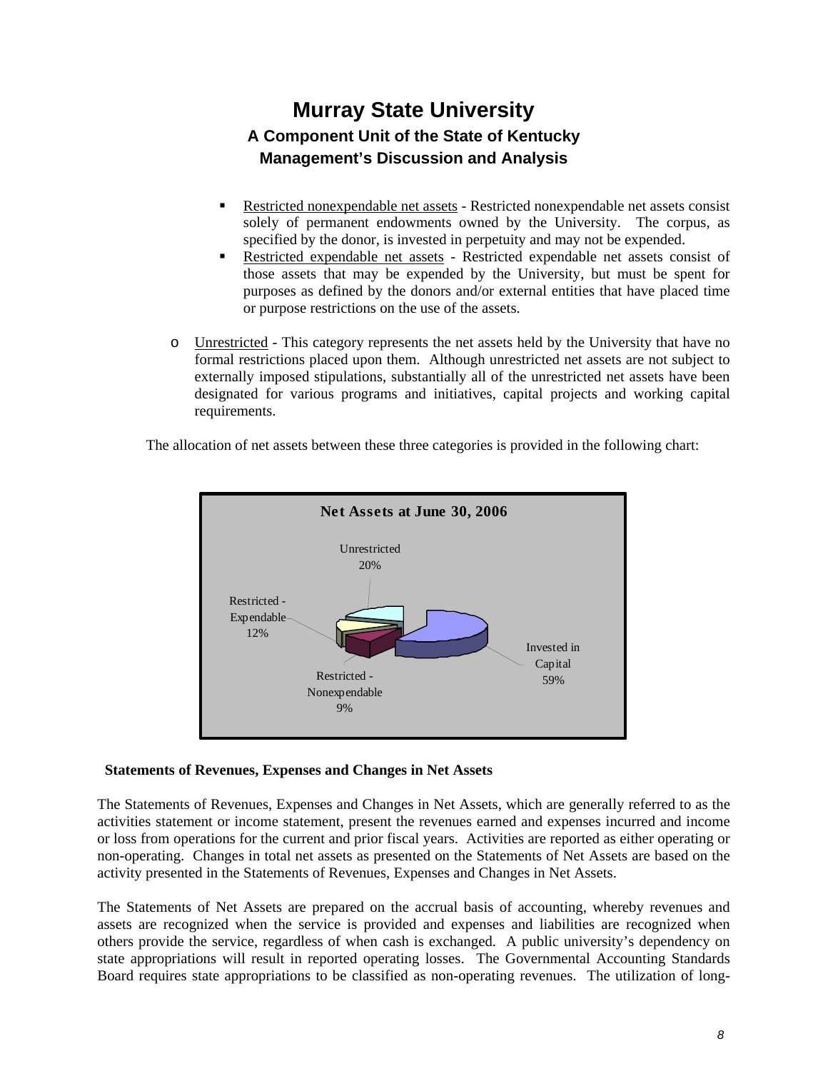- Restricted nonexpendable net assets - Restricted nonexpendable net assets consist solely of permanent endowments owned by the University. The corpus, as specified by the donor, is invested in perpetuity and may not be expended.
- Restricted expendable net assets - Restricted expendable net assets consist of those assets that may be expended by the University, but must be spent for purposes as defined by the donors and/or external entities that have placed time or purpose restrictions on the use of the assets.

- Unrestricted - This category represents the net assets held by the University that have no formal restrictions placed upon them. Although unrestricted net assets are not subject to externally imposed stipulations, substantially all of the unrestricted net assets have been designated for various programs and initiatives, capital projects and working capital requirements.

The allocation of net assets between these three categories is provided in the following chart:

**Net Assets at June 30, 2006**

| Category | Percentage |
|---|---|
| Invested in Capital | 59% |
| Unrestricted | 20% |
| Restricted - Expendable | 12% |
| Restricted - Nonexpendable | 9% |

### Statements of Revenues, Expenses and Changes in Net Assets

The Statements of Revenues, Expenses and Changes in Net Assets, which are generally referred to as the activities statement or income statement, present the revenues earned and expenses incurred and income or loss from operations for the current and prior fiscal years. Activities are reported as either operating or non-operating. Changes in total net assets as presented on the Statements of Net Assets are based on the activity presented in the Statements of Revenues, Expenses and Changes in Net Assets.

The Statements of Net Assets are prepared on the accrual basis of accounting, whereby revenues and assets are recognized when the service is provided and expenses and liabilities are recognized when others provide the service, regardless of when cash is exchanged. A public university's dependency on state appropriations will result in reported operating losses. The Governmental Accounting Standards Board requires state appropriations to be classified as non-operating revenues. The utilization of long-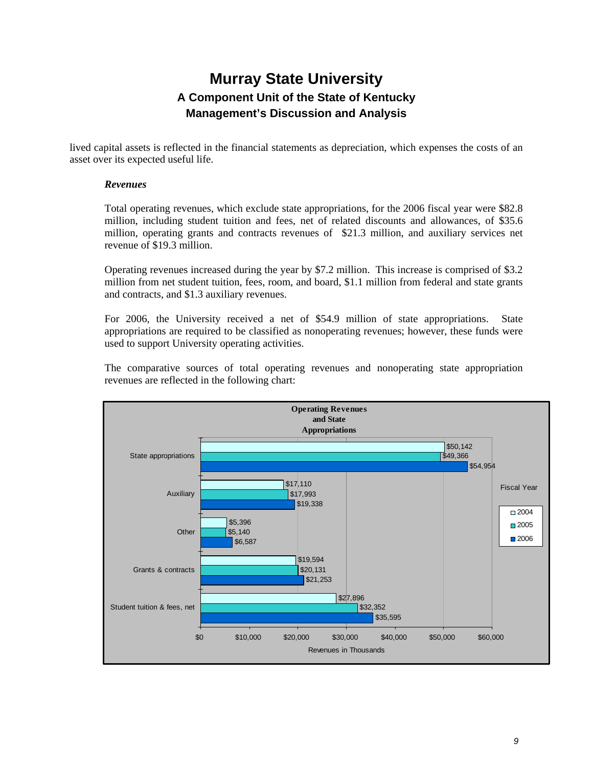lived capital assets is reflected in the financial statements as depreciation, which expenses the costs of an asset over its expected useful life.

### *Revenues*

Total operating revenues, which exclude state appropriations, for the 2006 fiscal year were $82.8 million, including student tuition and fees, net of related discounts and allowances, of $35.6 million, operating grants and contracts revenues of $21.3 million, and auxiliary services net revenue of $19.3 million.

Operating revenues increased during the year by $7.2 million. This increase is comprised of $3.2 million from net student tuition, fees, room, and board, $1.1 million from federal and state grants and contracts, and $1.3 auxiliary revenues.

For 2006, the University received a net of $54.9 million of state appropriations. State appropriations are required to be classified as nonoperating revenues; however, these funds were used to support University operating activities.

The comparative sources of total operating revenues and nonoperating state appropriation revenues are reflected in the following chart:

**Operating Revenues and State Appropriations**

Revenues in Thousands

| Fiscal Year | 2004 | 2005 | 2006 |
|---|---|---|---|
| State appropriations | $50,142 | $49,366 | $54,954 |
| Auxiliary | $17,110 | $17,993 | $19,338 |
| Other | $5,396 | $5,140 | $6,587 |
| Grants & contracts | $19,594 | $20,131 | $21,253 |
| Student tuition & fees, net | $27,896 | $32,352 | $35,595 |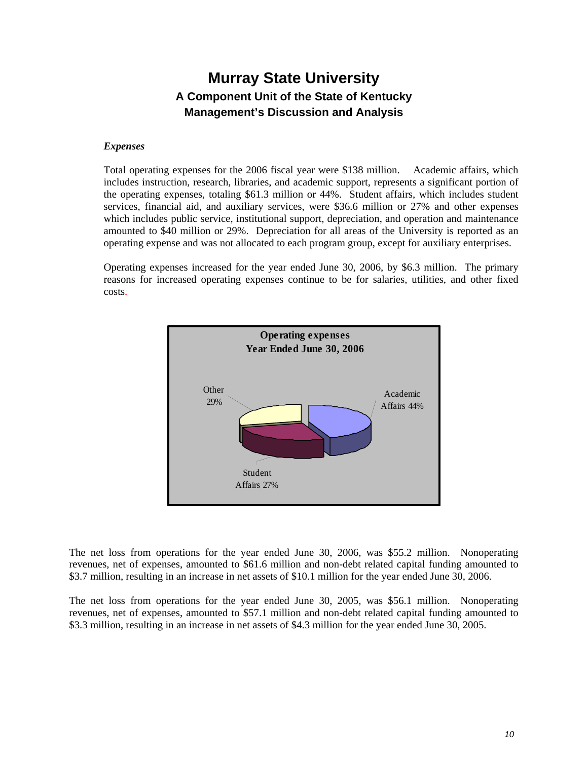# Murray State University

## A Component Unit of the State of Kentucky

## Management's Discussion and Analysis

***Expenses***

Total operating expenses for the 2006 fiscal year were $138 million. Academic affairs, which includes instruction, research, libraries, and academic support, represents a significant portion of the operating expenses, totaling $61.3 million or 44%. Student affairs, which includes student services, financial aid, and auxiliary services, were $36.6 million or 27% and other expenses which includes public service, institutional support, depreciation, and operation and maintenance amounted to $40 million or 29%. Depreciation for all areas of the University is reported as an operating expense and was not allocated to each program group, except for auxiliary enterprises.

Operating expenses increased for the year ended June 30, 2006, by $6.3 million. The primary reasons for increased operating expenses continue to be for salaries, utilities, and other fixed costs.

**Operating expenses**
**Year Ended June 30, 2006**

| Category | Percentage |
|---|---|
| Academic Affairs | 44% |
| Student Affairs | 27% |
| Other | 29% |

The net loss from operations for the year ended June 30, 2006, was $55.2 million. Nonoperating revenues, net of expenses, amounted to $61.6 million and non-debt related capital funding amounted to $3.7 million, resulting in an increase in net assets of $10.1 million for the year ended June 30, 2006.

The net loss from operations for the year ended June 30, 2005, was $56.1 million. Nonoperating revenues, net of expenses, amounted to $57.1 million and non-debt related capital funding amounted to $3.3 million, resulting in an increase in net assets of $4.3 million for the year ended June 30, 2005.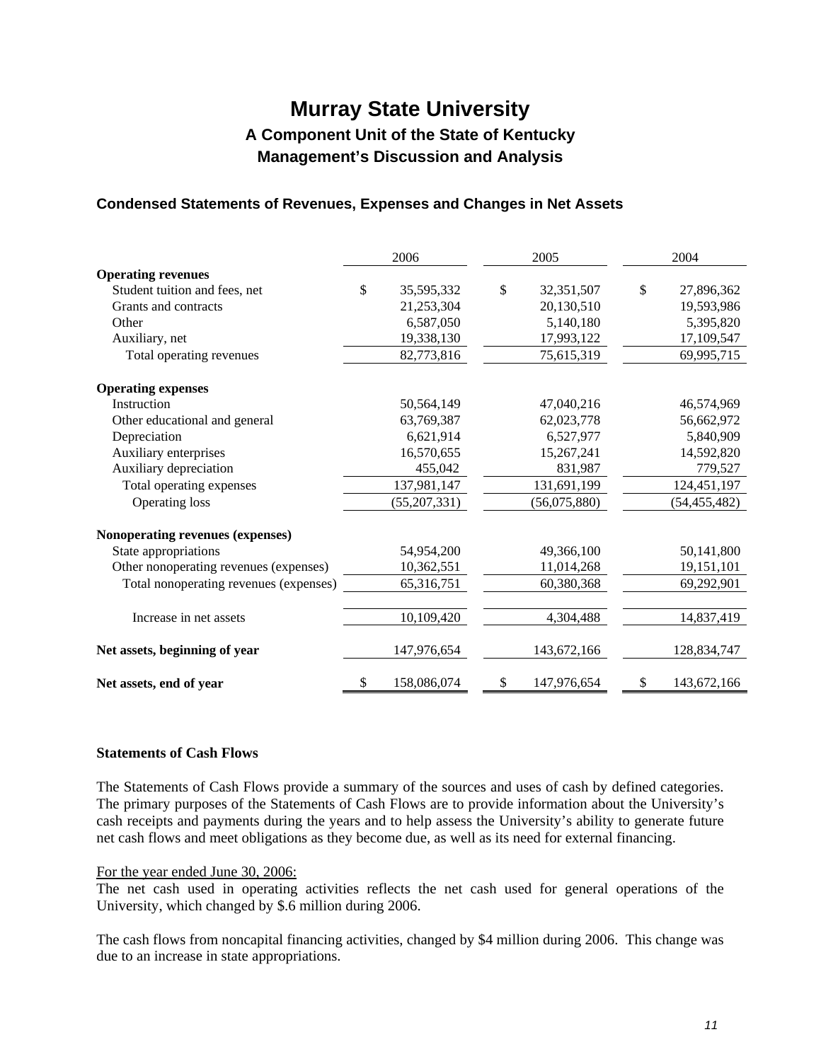# Murray State University

## A Component Unit of the State of Kentucky

## Management's Discussion and Analysis

### Condensed Statements of Revenues, Expenses and Changes in Net Assets

| | 2006 | 2005 | 2004 |
|---|---|---|---|
| **Operating revenues** | | | |
| Student tuition and fees, net | $ 35,595,332 | $ 32,351,507 | $ 27,896,362 |
| Grants and contracts | 21,253,304 | 20,130,510 | 19,593,986 |
| Other | 6,587,050 | 5,140,180 | 5,395,820 |
| Auxiliary, net | 19,338,130 | 17,993,122 | 17,109,547 |
| Total operating revenues | 82,773,816 | 75,615,319 | 69,995,715 |
| **Operating expenses** | | | |
| Instruction | 50,564,149 | 47,040,216 | 46,574,969 |
| Other educational and general | 63,769,387 | 62,023,778 | 56,662,972 |
| Depreciation | 6,621,914 | 6,527,977 | 5,840,909 |
| Auxiliary enterprises | 16,570,655 | 15,267,241 | 14,592,820 |
| Auxiliary depreciation | 455,042 | 831,987 | 779,527 |
| Total operating expenses | 137,981,147 | 131,691,199 | 124,451,197 |
| Operating loss | (55,207,331) | (56,075,880) | (54,455,482) |
| **Nonoperating revenues (expenses)** | | | |
| State appropriations | 54,954,200 | 49,366,100 | 50,141,800 |
| Other nonoperating revenues (expenses) | 10,362,551 | 11,014,268 | 19,151,101 |
| Total nonoperating revenues (expenses) | 65,316,751 | 60,380,368 | 69,292,901 |
| Increase in net assets | 10,109,420 | 4,304,488 | 14,837,419 |
| **Net assets, beginning of year** | 147,976,654 | 143,672,166 | 128,834,747 |
| **Net assets, end of year** | $ 158,086,074 | $ 147,976,654 | $ 143,672,166 |

### Statements of Cash Flows

The Statements of Cash Flows provide a summary of the sources and uses of cash by defined categories. The primary purposes of the Statements of Cash Flows are to provide information about the University's cash receipts and payments during the years and to help assess the University's ability to generate future net cash flows and meet obligations as they become due, as well as its need for external financing.

For the year ended June 30, 2006:

The net cash used in operating activities reflects the net cash used for general operations of the University, which changed by $.6 million during 2006.

The cash flows from noncapital financing activities, changed by $4 million during 2006. This change was due to an increase in state appropriations.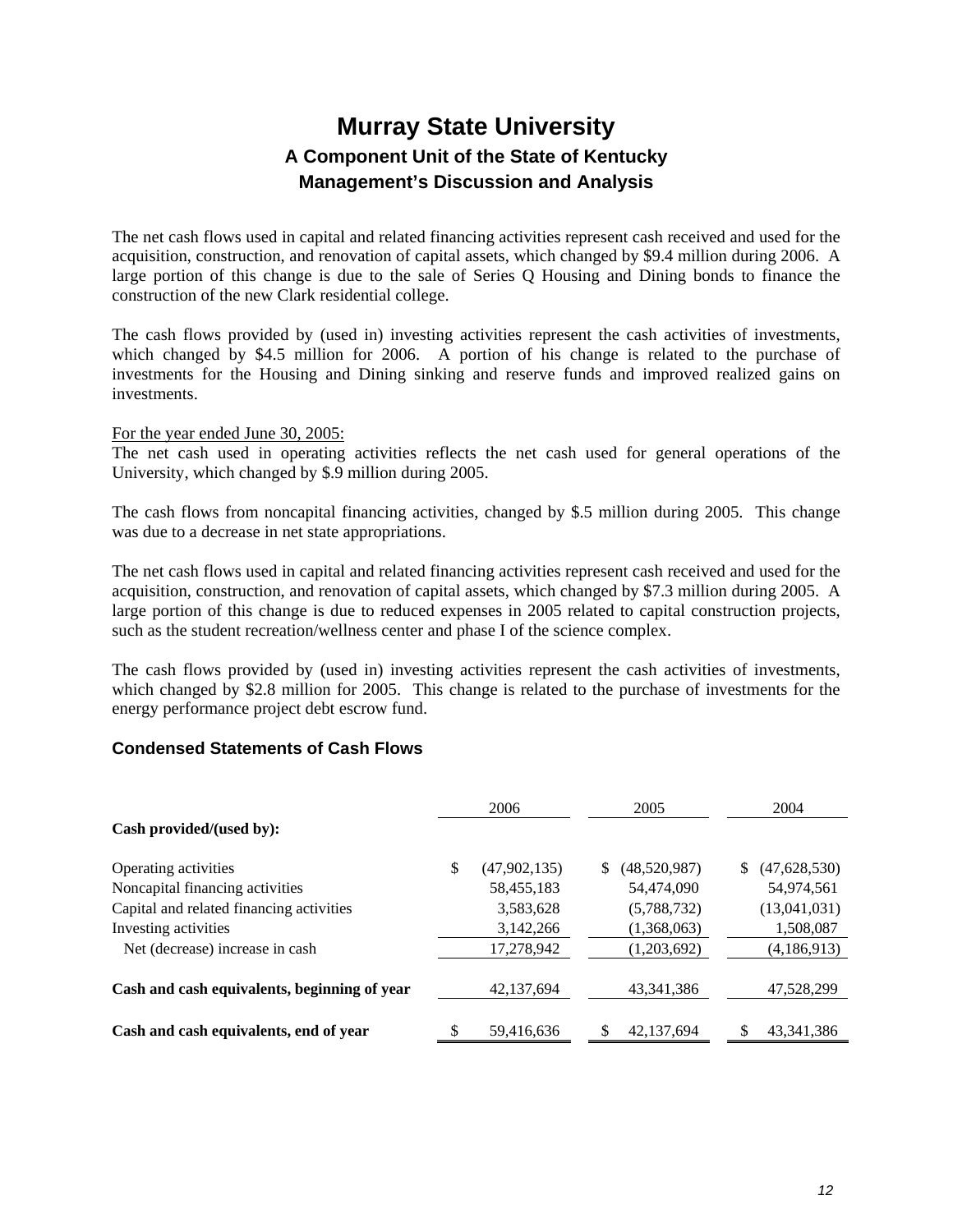# Murray State University
### A Component Unit of the State of Kentucky
### Management's Discussion and Analysis

The net cash flows used in capital and related financing activities represent cash received and used for the acquisition, construction, and renovation of capital assets, which changed by $9.4 million during 2006. A large portion of this change is due to the sale of Series Q Housing and Dining bonds to finance the construction of the new Clark residential college.

The cash flows provided by (used in) investing activities represent the cash activities of investments, which changed by $4.5 million for 2006. A portion of his change is related to the purchase of investments for the Housing and Dining sinking and reserve funds and improved realized gains on investments.

<u>For the year ended June 30, 2005:</u>
The net cash used in operating activities reflects the net cash used for general operations of the University, which changed by $.9 million during 2005.

The cash flows from noncapital financing activities, changed by $.5 million during 2005. This change was due to a decrease in net state appropriations.

The net cash flows used in capital and related financing activities represent cash received and used for the acquisition, construction, and renovation of capital assets, which changed by $7.3 million during 2005. A large portion of this change is due to reduced expenses in 2005 related to capital construction projects, such as the student recreation/wellness center and phase I of the science complex.

The cash flows provided by (used in) investing activities represent the cash activities of investments, which changed by $2.8 million for 2005. This change is related to the purchase of investments for the energy performance project debt escrow fund.

### Condensed Statements of Cash Flows

| | 2006 | 2005 | 2004 |
|---|---|---|---|
| **Cash provided/(used by):** | | | |
| Operating activities | $ (47,902,135) | $ (48,520,987) | $ (47,628,530) |
| Noncapital financing activities | 58,455,183 | 54,474,090 | 54,974,561 |
| Capital and related financing activities | 3,583,628 | (5,788,732) | (13,041,031) |
| Investing activities | 3,142,266 | (1,368,063) | 1,508,087 |
| Net (decrease) increase in cash | 17,278,942 | (1,203,692) | (4,186,913) |
| **Cash and cash equivalents, beginning of year** | 42,137,694 | 43,341,386 | 47,528,299 |
| **Cash and cash equivalents, end of year** | $ 59,416,636 | $ 42,137,694 | $ 43,341,386 |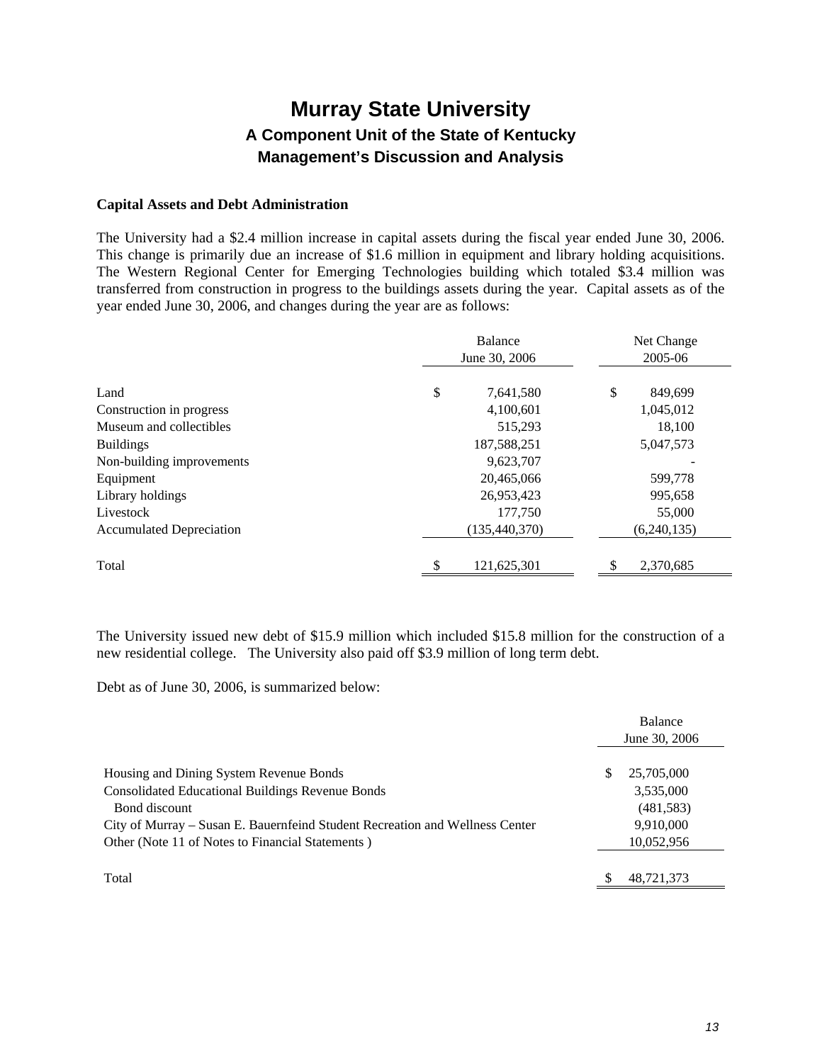# Murray State University

## A Component Unit of the State of Kentucky

## Management's Discussion and Analysis

**Capital Assets and Debt Administration**

The University had a $2.4 million increase in capital assets during the fiscal year ended June 30, 2006. This change is primarily due an increase of $1.6 million in equipment and library holding acquisitions. The Western Regional Center for Emerging Technologies building which totaled $3.4 million was transferred from construction in progress to the buildings assets during the year. Capital assets as of the year ended June 30, 2006, and changes during the year are as follows:

| | Balance June 30, 2006 | Net Change 2005-06 |
|---|---|---|
| Land | $ 7,641,580 | $ 849,699 |
| Construction in progress | 4,100,601 | 1,045,012 |
| Museum and collectibles | 515,293 | 18,100 |
| Buildings | 187,588,251 | 5,047,573 |
| Non-building improvements | 9,623,707 | - |
| Equipment | 20,465,066 | 599,778 |
| Library holdings | 26,953,423 | 995,658 |
| Livestock | 177,750 | 55,000 |
| Accumulated Depreciation | (135,440,370) | (6,240,135) |
| Total | $ 121,625,301 | $ 2,370,685 |

The University issued new debt of $15.9 million which included $15.8 million for the construction of a new residential college. The University also paid off $3.9 million of long term debt.

Debt as of June 30, 2006, is summarized below:

| | Balance June 30, 2006 |
|---|---|
| Housing and Dining System Revenue Bonds | $ 25,705,000 |
| Consolidated Educational Buildings Revenue Bonds | 3,535,000 |
| Bond discount | (481,583) |
| City of Murray – Susan E. Bauernfeind Student Recreation and Wellness Center | 9,910,000 |
| Other (Note 11 of Notes to Financial Statements ) | 10,052,956 |
| Total | $ 48,721,373 |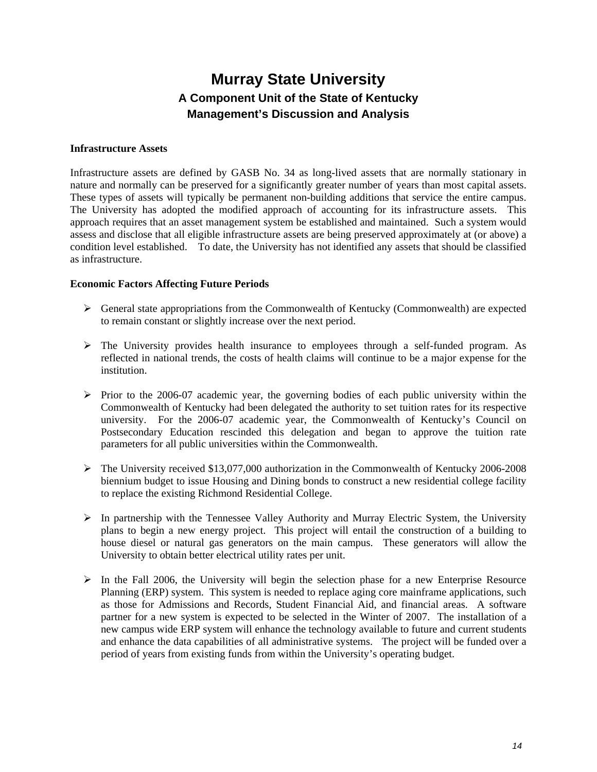# Murray State University

### A Component Unit of the State of Kentucky

### Management's Discussion and Analysis

**Infrastructure Assets**

Infrastructure assets are defined by GASB No. 34 as long-lived assets that are normally stationary in nature and normally can be preserved for a significantly greater number of years than most capital assets. These types of assets will typically be permanent non-building additions that service the entire campus. The University has adopted the modified approach of accounting for its infrastructure assets. This approach requires that an asset management system be established and maintained. Such a system would assess and disclose that all eligible infrastructure assets are being preserved approximately at (or above) a condition level established. To date, the University has not identified any assets that should be classified as infrastructure.

**Economic Factors Affecting Future Periods**

- General state appropriations from the Commonwealth of Kentucky (Commonwealth) are expected to remain constant or slightly increase over the next period.

- The University provides health insurance to employees through a self-funded program. As reflected in national trends, the costs of health claims will continue to be a major expense for the institution.

- Prior to the 2006-07 academic year, the governing bodies of each public university within the Commonwealth of Kentucky had been delegated the authority to set tuition rates for its respective university. For the 2006-07 academic year, the Commonwealth of Kentucky's Council on Postsecondary Education rescinded this delegation and began to approve the tuition rate parameters for all public universities within the Commonwealth.

- The University received $13,077,000 authorization in the Commonwealth of Kentucky 2006-2008 biennium budget to issue Housing and Dining bonds to construct a new residential college facility to replace the existing Richmond Residential College.

- In partnership with the Tennessee Valley Authority and Murray Electric System, the University plans to begin a new energy project. This project will entail the construction of a building to house diesel or natural gas generators on the main campus. These generators will allow the University to obtain better electrical utility rates per unit.

- In the Fall 2006, the University will begin the selection phase for a new Enterprise Resource Planning (ERP) system. This system is needed to replace aging core mainframe applications, such as those for Admissions and Records, Student Financial Aid, and financial areas. A software partner for a new system is expected to be selected in the Winter of 2007. The installation of a new campus wide ERP system will enhance the technology available to future and current students and enhance the data capabilities of all administrative systems. The project will be funded over a period of years from existing funds from within the University's operating budget.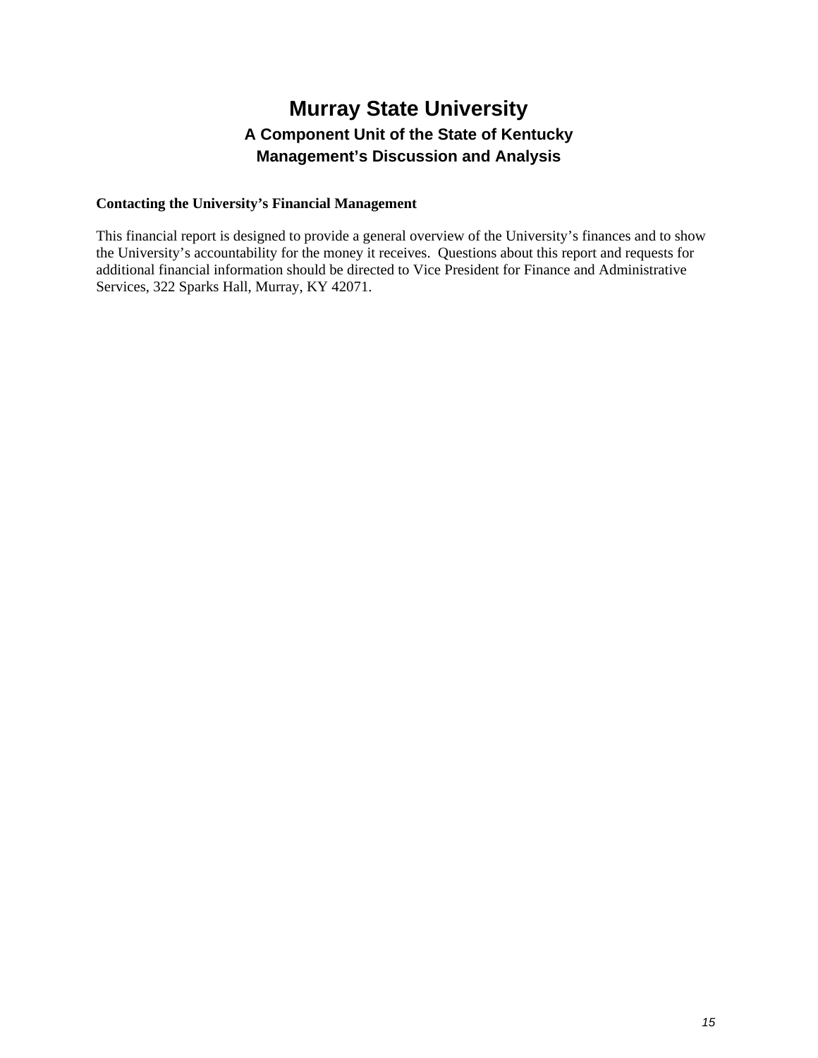# Murray State University

## A Component Unit of the State of Kentucky

## Management's Discussion and Analysis

**Contacting the University's Financial Management**

This financial report is designed to provide a general overview of the University's finances and to show the University's accountability for the money it receives. Questions about this report and requests for additional financial information should be directed to Vice President for Finance and Administrative Services, 322 Sparks Hall, Murray, KY 42071.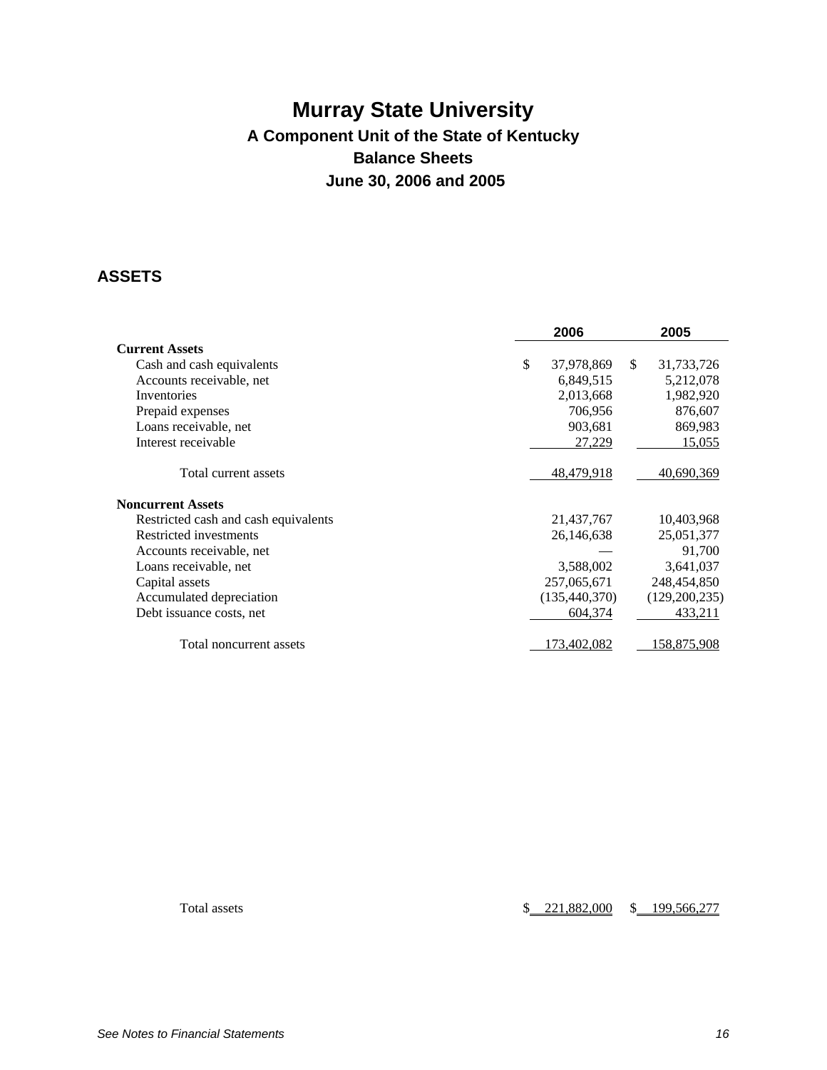# Murray State University

## A Component Unit of the State of Kentucky

## Balance Sheets

## June 30, 2006 and 2005

## ASSETS

| | 2006 | 2005 |
|---|---|---|
| **Current Assets** | | |
| Cash and cash equivalents | $ 37,978,869 | $ 31,733,726 |
| Accounts receivable, net | 6,849,515 | 5,212,078 |
| Inventories | 2,013,668 | 1,982,920 |
| Prepaid expenses | 706,956 | 876,607 |
| Loans receivable, net | 903,681 | 869,983 |
| Interest receivable | 27,229 | 15,055 |
| Total current assets | 48,479,918 | 40,690,369 |
| **Noncurrent Assets** | | |
| Restricted cash and cash equivalents | 21,437,767 | 10,403,968 |
| Restricted investments | 26,146,638 | 25,051,377 |
| Accounts receivable, net | — | 91,700 |
| Loans receivable, net | 3,588,002 | 3,641,037 |
| Capital assets | 257,065,671 | 248,454,850 |
| Accumulated depreciation | (135,440,370) | (129,200,235) |
| Debt issuance costs, net | 604,374 | 433,211 |
| Total noncurrent assets | 173,402,082 | 158,875,908 |
| Total assets | $ 221,882,000 | $ 199,566,277 |

*See Notes to Financial Statements*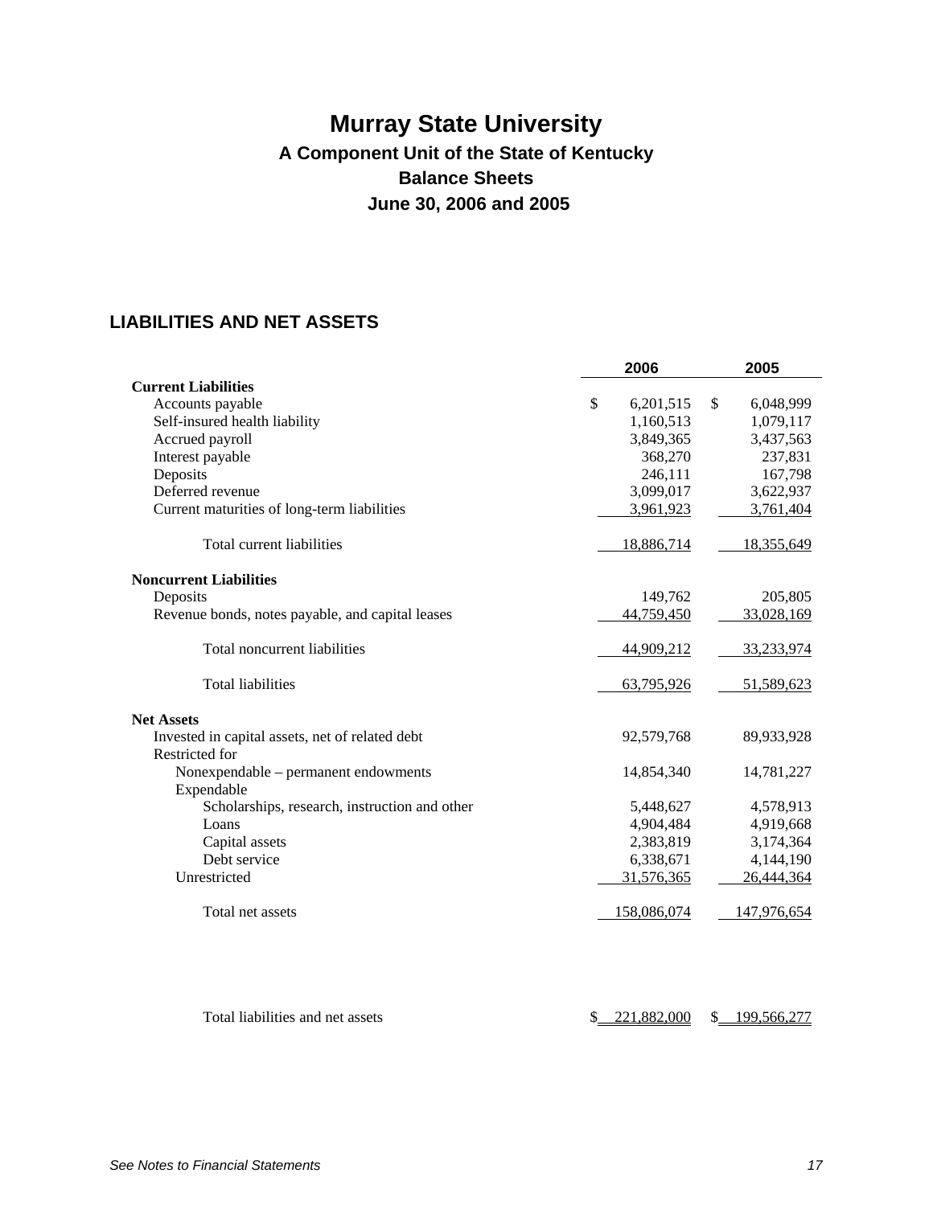# Murray State University

## A Component Unit of the State of Kentucky

## Balance Sheets

## June 30, 2006 and 2005

### LIABILITIES AND NET ASSETS

| | 2006 | 2005 |
|---|---|---|
| **Current Liabilities** | | |
| Accounts payable | $ 6,201,515 | $ 6,048,999 |
| Self-insured health liability | 1,160,513 | 1,079,117 |
| Accrued payroll | 3,849,365 | 3,437,563 |
| Interest payable | 368,270 | 237,831 |
| Deposits | 246,111 | 167,798 |
| Deferred revenue | 3,099,017 | 3,622,937 |
| Current maturities of long-term liabilities | 3,961,923 | 3,761,404 |
| Total current liabilities | 18,886,714 | 18,355,649 |
| **Noncurrent Liabilities** | | |
| Deposits | 149,762 | 205,805 |
| Revenue bonds, notes payable, and capital leases | 44,759,450 | 33,028,169 |
| Total noncurrent liabilities | 44,909,212 | 33,233,974 |
| Total liabilities | 63,795,926 | 51,589,623 |
| **Net Assets** | | |
| Invested in capital assets, net of related debt | 92,579,768 | 89,933,928 |
| Restricted for | | |
| Nonexpendable – permanent endowments | 14,854,340 | 14,781,227 |
| Expendable | | |
| Scholarships, research, instruction and other | 5,448,627 | 4,578,913 |
| Loans | 4,904,484 | 4,919,668 |
| Capital assets | 2,383,819 | 3,174,364 |
| Debt service | 6,338,671 | 4,144,190 |
| Unrestricted | 31,576,365 | 26,444,364 |
| Total net assets | 158,086,074 | 147,976,654 |
| Total liabilities and net assets | $ 221,882,000 | $ 199,566,277 |

*See Notes to Financial Statements*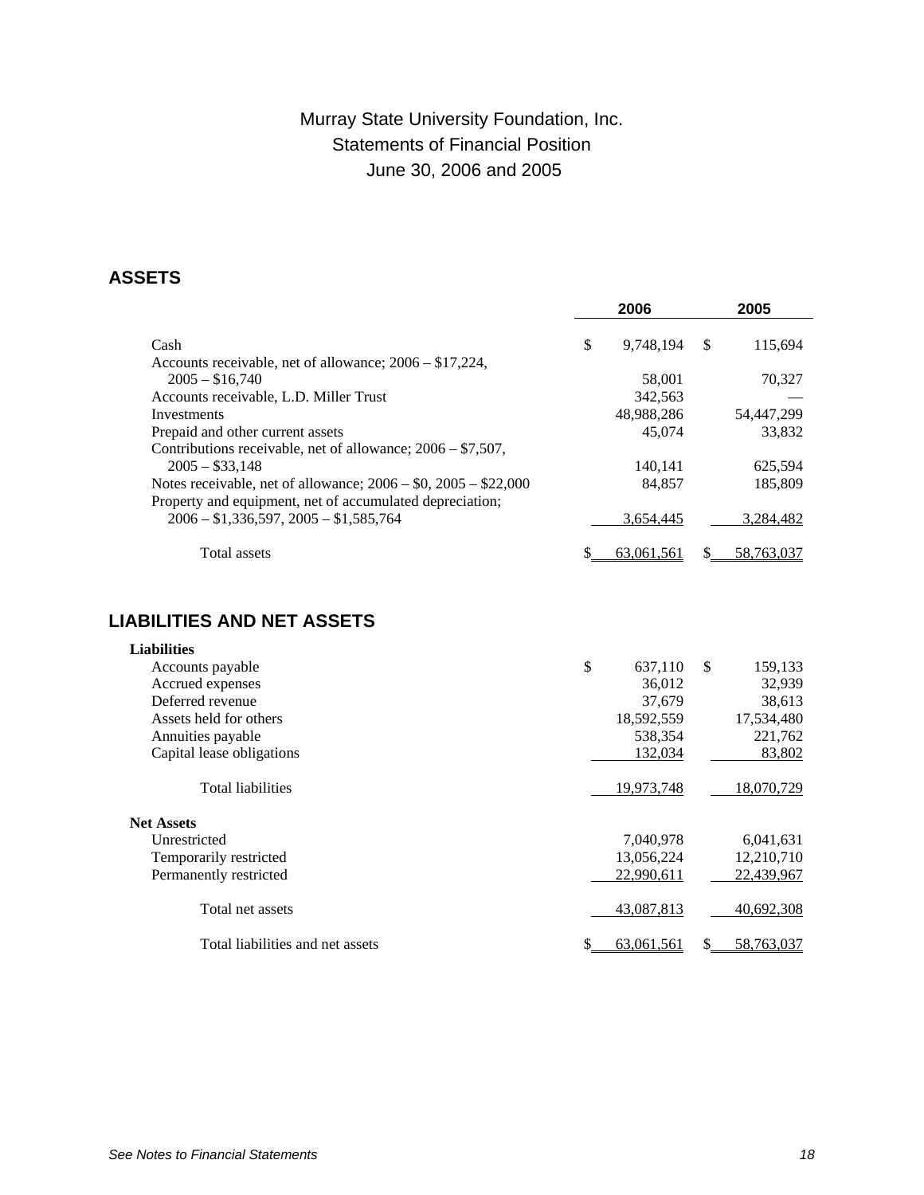# Murray State University Foundation, Inc.
## Statements of Financial Position
### June 30, 2006 and 2005

## ASSETS

| | 2006 | 2005 |
|---|---|---|
| Cash | $ 9,748,194 | $ 115,694 |
| Accounts receivable, net of allowance; 2006 – $17,224, 2005 – $16,740 | 58,001 | 70,327 |
| Accounts receivable, L.D. Miller Trust | 342,563 | — |
| Investments | 48,988,286 | 54,447,299 |
| Prepaid and other current assets | 45,074 | 33,832 |
| Contributions receivable, net of allowance; 2006 – $7,507, 2005 – $33,148 | 140,141 | 625,594 |
| Notes receivable, net of allowance; 2006 – $0, 2005 – $22,000 | 84,857 | 185,809 |
| Property and equipment, net of accumulated depreciation; 2006 – $1,336,597, 2005 – $1,585,764 | 3,654,445 | 3,284,482 |
| Total assets | $ 63,061,561 | $ 58,763,037 |

## LIABILITIES AND NET ASSETS

| | 2006 | 2005 |
|---|---|---|
| **Liabilities** | | |
| Accounts payable | $ 637,110 | $ 159,133 |
| Accrued expenses | 36,012 | 32,939 |
| Deferred revenue | 37,679 | 38,613 |
| Assets held for others | 18,592,559 | 17,534,480 |
| Annuities payable | 538,354 | 221,762 |
| Capital lease obligations | 132,034 | 83,802 |
| Total liabilities | 19,973,748 | 18,070,729 |
| **Net Assets** | | |
| Unrestricted | 7,040,978 | 6,041,631 |
| Temporarily restricted | 13,056,224 | 12,210,710 |
| Permanently restricted | 22,990,611 | 22,439,967 |
| Total net assets | 43,087,813 | 40,692,308 |
| Total liabilities and net assets | $ 63,061,561 | $ 58,763,037 |

*See Notes to Financial Statements*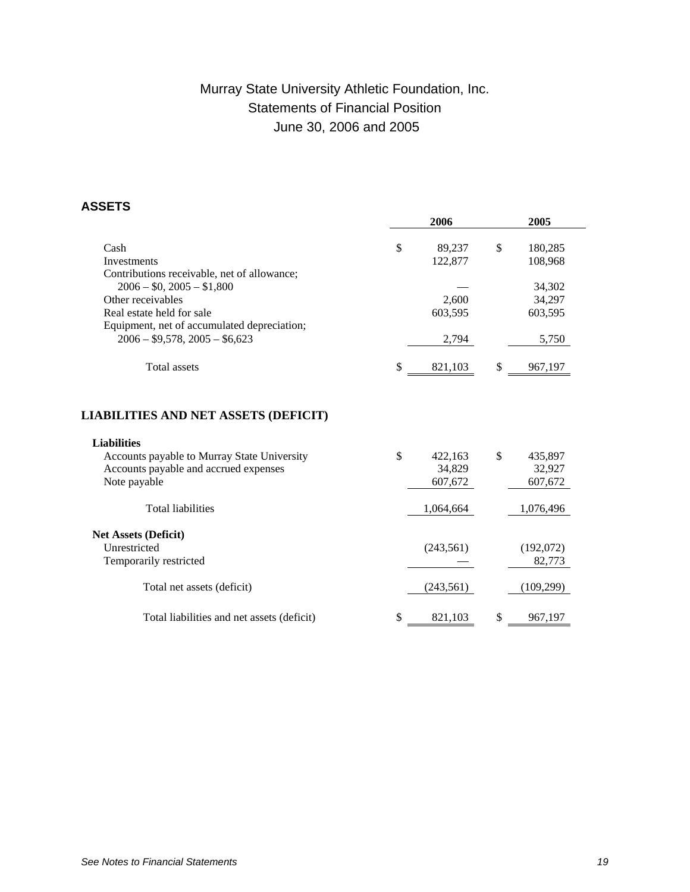# Murray State University Athletic Foundation, Inc.
## Statements of Financial Position
## June 30, 2006 and 2005

### ASSETS

| | 2006 | 2005 |
|---|---|---|
| Cash | $ 89,237 | $ 180,285 |
| Investments | 122,877 | 108,968 |
| Contributions receivable, net of allowance; 2006 – $0, 2005 – $1,800 | — | 34,302 |
| Other receivables | 2,600 | 34,297 |
| Real estate held for sale | 603,595 | 603,595 |
| Equipment, net of accumulated depreciation; 2006 – $9,578, 2005 – $6,623 | 2,794 | 5,750 |
| Total assets | $ 821,103 | $ 967,197 |

### LIABILITIES AND NET ASSETS (DEFICIT)

| | 2006 | 2005 |
|---|---|---|
| **Liabilities** | | |
| Accounts payable to Murray State University | $ 422,163 | $ 435,897 |
| Accounts payable and accrued expenses | 34,829 | 32,927 |
| Note payable | 607,672 | 607,672 |
| Total liabilities | 1,064,664 | 1,076,496 |
| **Net Assets (Deficit)** | | |
| Unrestricted | (243,561) | (192,072) |
| Temporarily restricted | — | 82,773 |
| Total net assets (deficit) | (243,561) | (109,299) |
| Total liabilities and net assets (deficit) | $ 821,103 | $ 967,197 |

*See Notes to Financial Statements*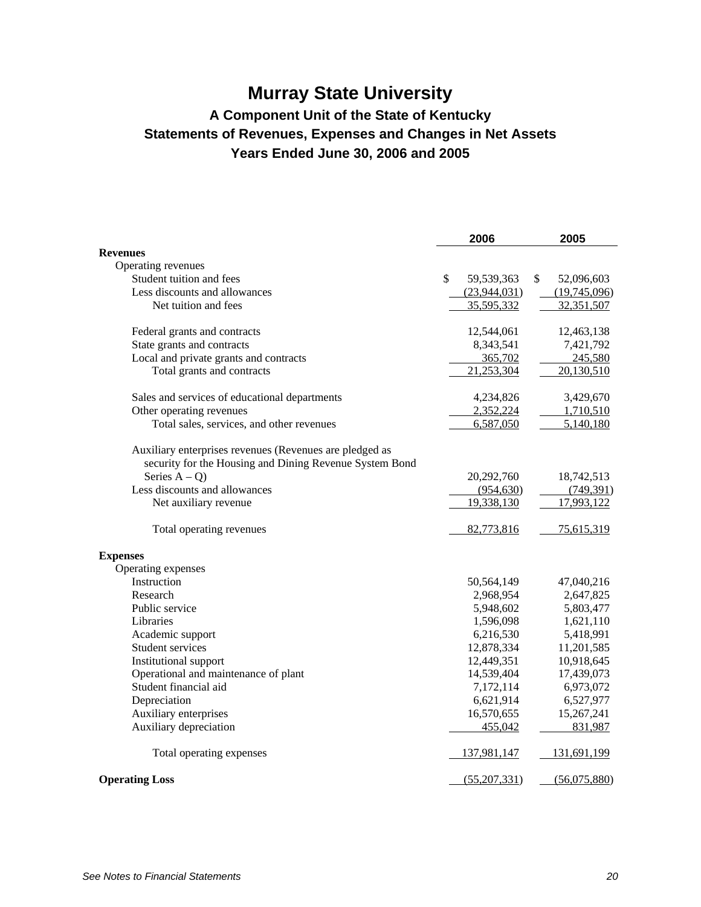# Murray State University

## A Component Unit of the State of Kentucky
## Statements of Revenues, Expenses and Changes in Net Assets
## Years Ended June 30, 2006 and 2005

| | 2006 | 2005 |
|---|---|---|
| **Revenues** | | |
| Operating revenues | | |
| Student tuition and fees | $ 59,539,363 | $ 52,096,603 |
| Less discounts and allowances | (23,944,031) | (19,745,096) |
| Net tuition and fees | 35,595,332 | 32,351,507 |
| | | |
| Federal grants and contracts | 12,544,061 | 12,463,138 |
| State grants and contracts | 8,343,541 | 7,421,792 |
| Local and private grants and contracts | 365,702 | 245,580 |
| Total grants and contracts | 21,253,304 | 20,130,510 |
| | | |
| Sales and services of educational departments | 4,234,826 | 3,429,670 |
| Other operating revenues | 2,352,224 | 1,710,510 |
| Total sales, services, and other revenues | 6,587,050 | 5,140,180 |
| | | |
| Auxiliary enterprises revenues (Revenues are pledged as security for the Housing and Dining Revenue System Bond Series A – Q) | 20,292,760 | 18,742,513 |
| Less discounts and allowances | (954,630) | (749,391) |
| Net auxiliary revenue | 19,338,130 | 17,993,122 |
| | | |
| Total operating revenues | 82,773,816 | 75,615,319 |
| | | |
| **Expenses** | | |
| Operating expenses | | |
| Instruction | 50,564,149 | 47,040,216 |
| Research | 2,968,954 | 2,647,825 |
| Public service | 5,948,602 | 5,803,477 |
| Libraries | 1,596,098 | 1,621,110 |
| Academic support | 6,216,530 | 5,418,991 |
| Student services | 12,878,334 | 11,201,585 |
| Institutional support | 12,449,351 | 10,918,645 |
| Operational and maintenance of plant | 14,539,404 | 17,439,073 |
| Student financial aid | 7,172,114 | 6,973,072 |
| Depreciation | 6,621,914 | 6,527,977 |
| Auxiliary enterprises | 16,570,655 | 15,267,241 |
| Auxiliary depreciation | 455,042 | 831,987 |
| | | |
| Total operating expenses | 137,981,147 | 131,691,199 |
| | | |
| **Operating Loss** | (55,207,331) | (56,075,880) |

*See Notes to Financial Statements*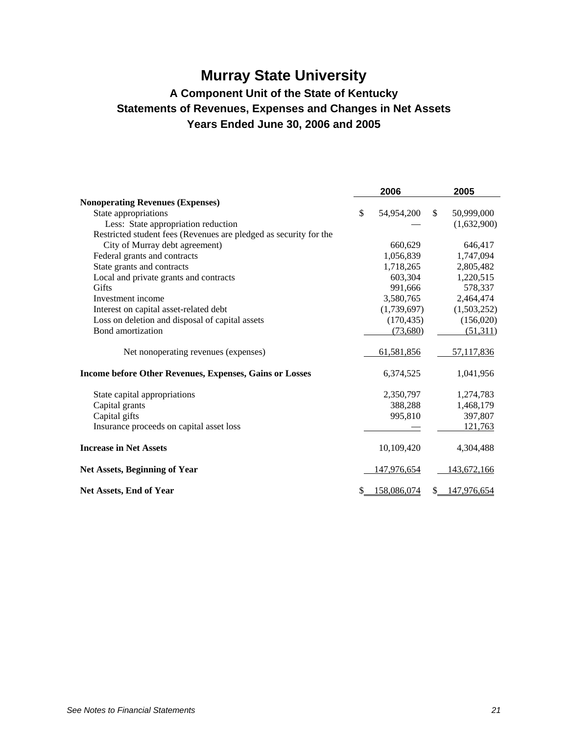# Murray State University

## A Component Unit of the State of Kentucky

## Statements of Revenues, Expenses and Changes in Net Assets

## Years Ended June 30, 2006 and 2005

| | 2006 | 2005 |
|---|---|---|
| **Nonoperating Revenues (Expenses)** | | |
| State appropriations | $ 54,954,200 | $ 50,999,000 |
| Less: State appropriation reduction | — | (1,632,900) |
| Restricted student fees (Revenues are pledged as security for the City of Murray debt agreement) | 660,629 | 646,417 |
| Federal grants and contracts | 1,056,839 | 1,747,094 |
| State grants and contracts | 1,718,265 | 2,805,482 |
| Local and private grants and contracts | 603,304 | 1,220,515 |
| Gifts | 991,666 | 578,337 |
| Investment income | 3,580,765 | 2,464,474 |
| Interest on capital asset-related debt | (1,739,697) | (1,503,252) |
| Loss on deletion and disposal of capital assets | (170,435) | (156,020) |
| Bond amortization | (73,680) | (51,311) |
| Net nonoperating revenues (expenses) | 61,581,856 | 57,117,836 |
| **Income before Other Revenues, Expenses, Gains or Losses** | 6,374,525 | 1,041,956 |
| State capital appropriations | 2,350,797 | 1,274,783 |
| Capital grants | 388,288 | 1,468,179 |
| Capital gifts | 995,810 | 397,807 |
| Insurance proceeds on capital asset loss | — | 121,763 |
| **Increase in Net Assets** | 10,109,420 | 4,304,488 |
| **Net Assets, Beginning of Year** | 147,976,654 | 143,672,166 |
| **Net Assets, End of Year** | $ 158,086,074 | $ 147,976,654 |

*See Notes to Financial Statements*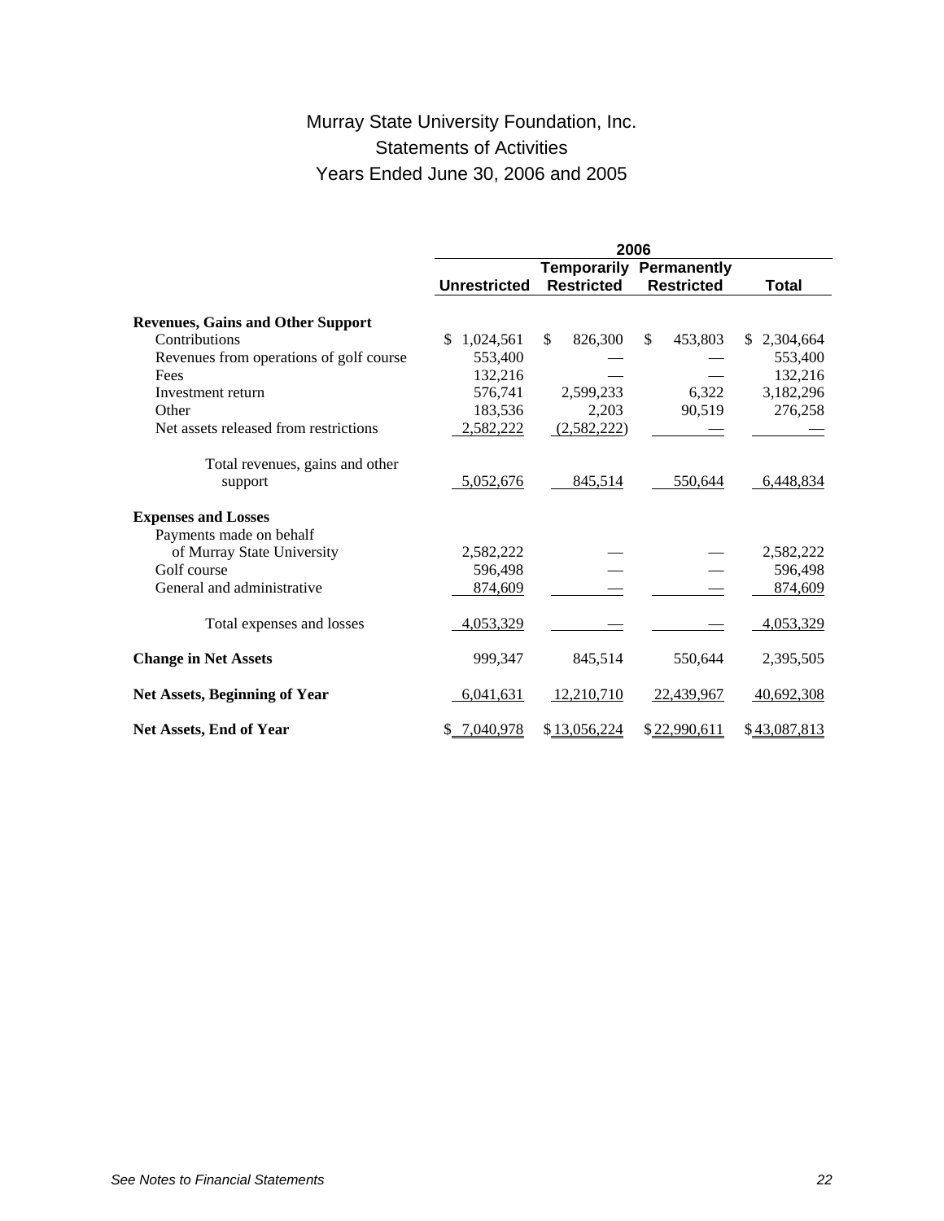# Murray State University Foundation, Inc.
## Statements of Activities
## Years Ended June 30, 2006 and 2005

| | 2006 | | | |
|---|---|---|---|---|
| | Unrestricted | Temporarily Restricted | Permanently Restricted | Total |
| **Revenues, Gains and Other Support** | | | | |
| Contributions | $ 1,024,561 | $ 826,300 | $ 453,803 | $ 2,304,664 |
| Revenues from operations of golf course | 553,400 | — | — | 553,400 |
| Fees | 132,216 | — | — | 132,216 |
| Investment return | 576,741 | 2,599,233 | 6,322 | 3,182,296 |
| Other | 183,536 | 2,203 | 90,519 | 276,258 |
| Net assets released from restrictions | 2,582,222 | (2,582,222) | — | — |
| Total revenues, gains and other support | 5,052,676 | 845,514 | 550,644 | 6,448,834 |
| **Expenses and Losses** | | | | |
| Payments made on behalf of Murray State University | 2,582,222 | — | — | 2,582,222 |
| Golf course | 596,498 | — | — | 596,498 |
| General and administrative | 874,609 | — | — | 874,609 |
| Total expenses and losses | 4,053,329 | — | — | 4,053,329 |
| **Change in Net Assets** | 999,347 | 845,514 | 550,644 | 2,395,505 |
| **Net Assets, Beginning of Year** | 6,041,631 | 12,210,710 | 22,439,967 | 40,692,308 |
| **Net Assets, End of Year** | $ 7,040,978 | $ 13,056,224 | $ 22,990,611 | $ 43,087,813 |

*See Notes to Financial Statements*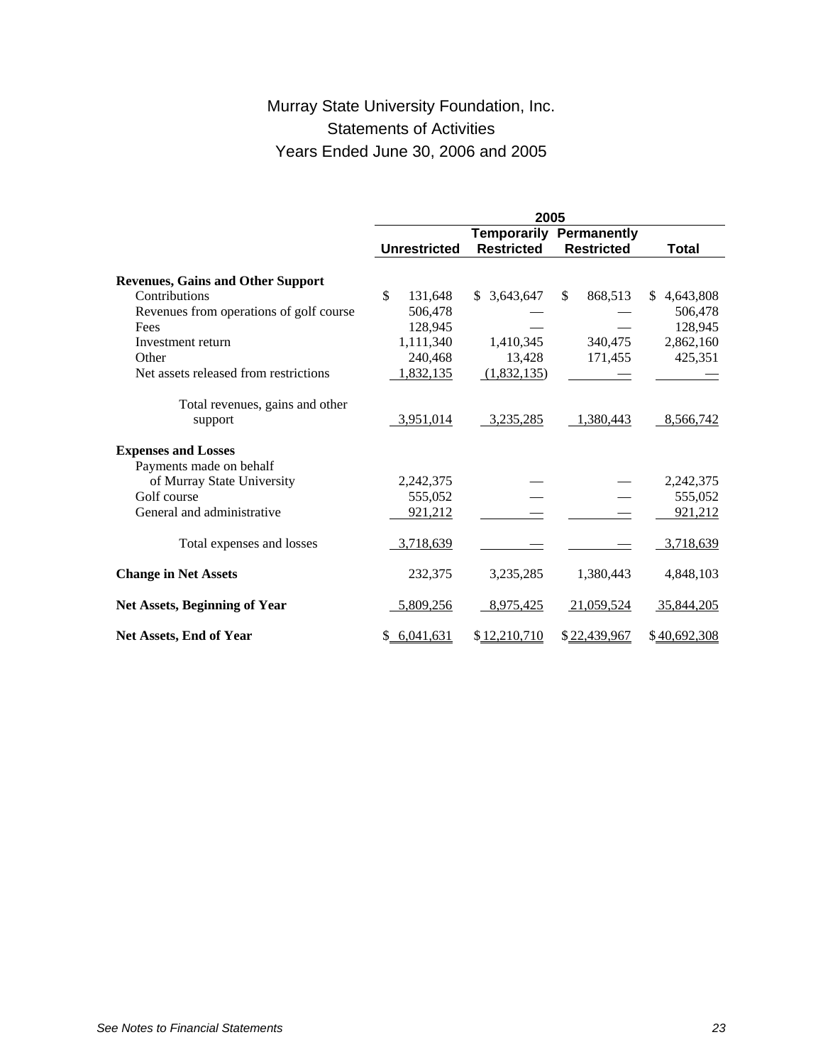# Murray State University Foundation, Inc.
## Statements of Activities
## Years Ended June 30, 2006 and 2005

| | 2005 | | | |
|---|---|---|---|---|
| | Unrestricted | Temporarily Restricted | Permanently Restricted | Total |
| **Revenues, Gains and Other Support** | | | | |
| Contributions | $ 131,648 | $ 3,643,647 | $ 868,513 | $ 4,643,808 |
| Revenues from operations of golf course | 506,478 | — | — | 506,478 |
| Fees | 128,945 | — | — | 128,945 |
| Investment return | 1,111,340 | 1,410,345 | 340,475 | 2,862,160 |
| Other | 240,468 | 13,428 | 171,455 | 425,351 |
| Net assets released from restrictions | 1,832,135 | (1,832,135) | — | — |
| Total revenues, gains and other support | 3,951,014 | 3,235,285 | 1,380,443 | 8,566,742 |
| **Expenses and Losses** | | | | |
| Payments made on behalf of Murray State University | 2,242,375 | — | — | 2,242,375 |
| Golf course | 555,052 | — | — | 555,052 |
| General and administrative | 921,212 | — | — | 921,212 |
| Total expenses and losses | 3,718,639 | — | — | 3,718,639 |
| **Change in Net Assets** | 232,375 | 3,235,285 | 1,380,443 | 4,848,103 |
| **Net Assets, Beginning of Year** | 5,809,256 | 8,975,425 | 21,059,524 | 35,844,205 |
| **Net Assets, End of Year** | $ 6,041,631 | $ 12,210,710 | $ 22,439,967 | $ 40,692,308 |

*See Notes to Financial Statements*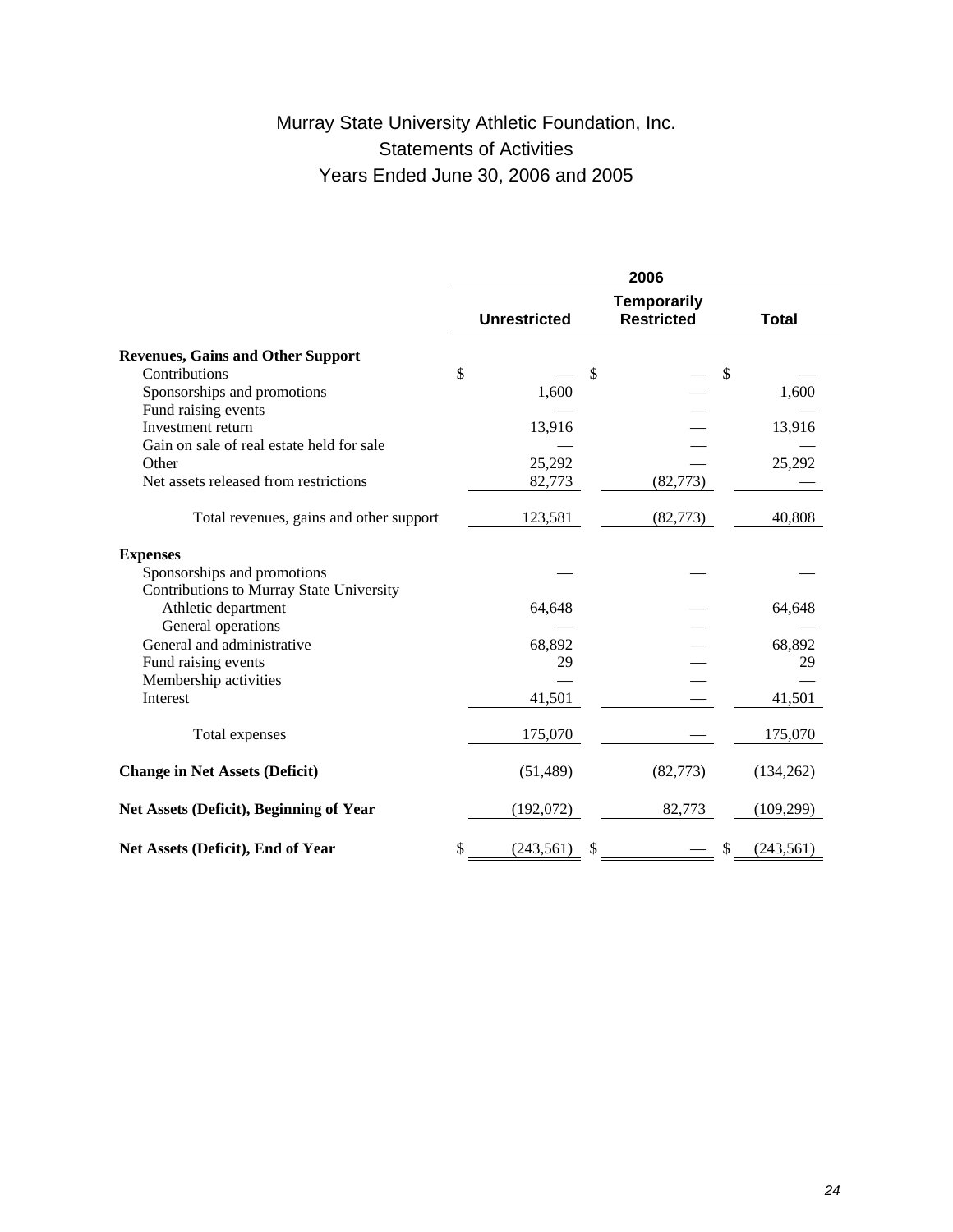# Murray State University Athletic Foundation, Inc.

## Statements of Activities

## Years Ended June 30, 2006 and 2005

| | 2006 | | |
|---|---|---|---|
| | **Unrestricted** | **Temporarily Restricted** | **Total** |
| **Revenues, Gains and Other Support** | | | |
| Contributions | $ — | $ — | $ — |
| Sponsorships and promotions | 1,600 | — | 1,600 |
| Fund raising events | — | — | — |
| Investment return | 13,916 | — | 13,916 |
| Gain on sale of real estate held for sale | — | — | — |
| Other | 25,292 | — | 25,292 |
| Net assets released from restrictions | 82,773 | (82,773) | — |
| Total revenues, gains and other support | 123,581 | (82,773) | 40,808 |
| **Expenses** | | | |
| Sponsorships and promotions | — | — | — |
| Contributions to Murray State University | | | |
| Athletic department | 64,648 | — | 64,648 |
| General operations | — | — | — |
| General and administrative | 68,892 | — | 68,892 |
| Fund raising events | 29 | — | 29 |
| Membership activities | — | — | — |
| Interest | 41,501 | — | 41,501 |
| Total expenses | 175,070 | — | 175,070 |
| **Change in Net Assets (Deficit)** | (51,489) | (82,773) | (134,262) |
| **Net Assets (Deficit), Beginning of Year** | (192,072) | 82,773 | (109,299) |
| **Net Assets (Deficit), End of Year** | $ (243,561) | $ — | $ (243,561) |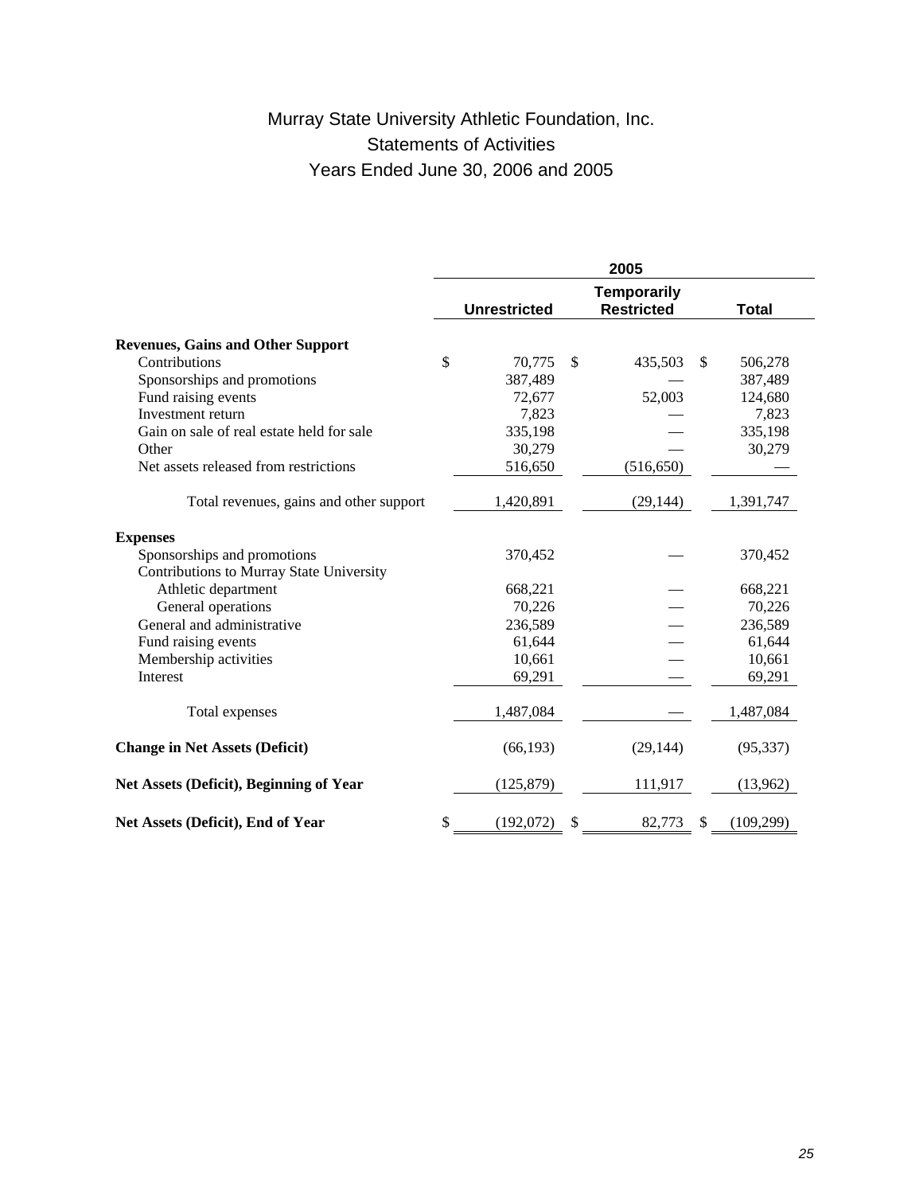# Murray State University Athletic Foundation, Inc.
## Statements of Activities
## Years Ended June 30, 2006 and 2005

| | 2005 | | |
|---|---|---|---|
| | Unrestricted | Temporarily Restricted | Total |
| **Revenues, Gains and Other Support** | | | |
| Contributions | $ 70,775 | $ 435,503 | $ 506,278 |
| Sponsorships and promotions | 387,489 | — | 387,489 |
| Fund raising events | 72,677 | 52,003 | 124,680 |
| Investment return | 7,823 | — | 7,823 |
| Gain on sale of real estate held for sale | 335,198 | — | 335,198 |
| Other | 30,279 | — | 30,279 |
| Net assets released from restrictions | 516,650 | (516,650) | — |
| Total revenues, gains and other support | 1,420,891 | (29,144) | 1,391,747 |
| **Expenses** | | | |
| Sponsorships and promotions | 370,452 | — | 370,452 |
| Contributions to Murray State University | | | |
| Athletic department | 668,221 | — | 668,221 |
| General operations | 70,226 | — | 70,226 |
| General and administrative | 236,589 | — | 236,589 |
| Fund raising events | 61,644 | — | 61,644 |
| Membership activities | 10,661 | — | 10,661 |
| Interest | 69,291 | — | 69,291 |
| Total expenses | 1,487,084 | — | 1,487,084 |
| **Change in Net Assets (Deficit)** | (66,193) | (29,144) | (95,337) |
| **Net Assets (Deficit), Beginning of Year** | (125,879) | 111,917 | (13,962) |
| **Net Assets (Deficit), End of Year** | $ (192,072) | $ 82,773 | $ (109,299) |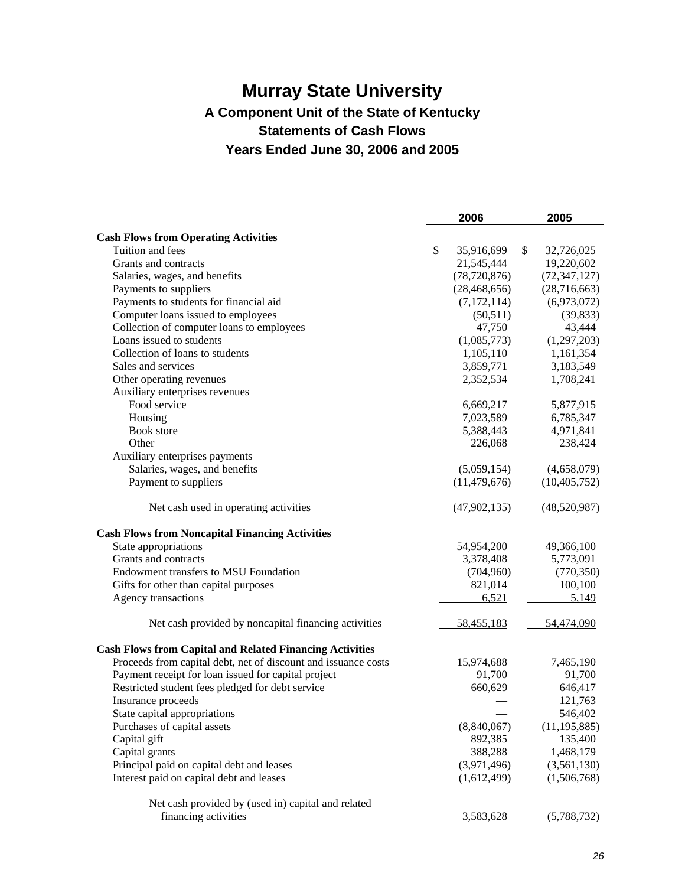# Murray State University

## A Component Unit of the State of Kentucky

## Statements of Cash Flows

## Years Ended June 30, 2006 and 2005

| | 2006 | 2005 |
|---|---|---|
| **Cash Flows from Operating Activities** | | |
| Tuition and fees | $ 35,916,699 | $ 32,726,025 |
| Grants and contracts | 21,545,444 | 19,220,602 |
| Salaries, wages, and benefits | (78,720,876) | (72,347,127) |
| Payments to suppliers | (28,468,656) | (28,716,663) |
| Payments to students for financial aid | (7,172,114) | (6,973,072) |
| Computer loans issued to employees | (50,511) | (39,833) |
| Collection of computer loans to employees | 47,750 | 43,444 |
| Loans issued to students | (1,085,773) | (1,297,203) |
| Collection of loans to students | 1,105,110 | 1,161,354 |
| Sales and services | 3,859,771 | 3,183,549 |
| Other operating revenues | 2,352,534 | 1,708,241 |
| Auxiliary enterprises revenues | | |
| Food service | 6,669,217 | 5,877,915 |
| Housing | 7,023,589 | 6,785,347 |
| Book store | 5,388,443 | 4,971,841 |
| Other | 226,068 | 238,424 |
| Auxiliary enterprises payments | | |
| Salaries, wages, and benefits | (5,059,154) | (4,658,079) |
| Payment to suppliers | (11,479,676) | (10,405,752) |
| Net cash used in operating activities | (47,902,135) | (48,520,987) |
| **Cash Flows from Noncapital Financing Activities** | | |
| State appropriations | 54,954,200 | 49,366,100 |
| Grants and contracts | 3,378,408 | 5,773,091 |
| Endowment transfers to MSU Foundation | (704,960) | (770,350) |
| Gifts for other than capital purposes | 821,014 | 100,100 |
| Agency transactions | 6,521 | 5,149 |
| Net cash provided by noncapital financing activities | 58,455,183 | 54,474,090 |
| **Cash Flows from Capital and Related Financing Activities** | | |
| Proceeds from capital debt, net of discount and issuance costs | 15,974,688 | 7,465,190 |
| Payment receipt for loan issued for capital project | 91,700 | 91,700 |
| Restricted student fees pledged for debt service | 660,629 | 646,417 |
| Insurance proceeds | — | 121,763 |
| State capital appropriations | — | 546,402 |
| Purchases of capital assets | (8,840,067) | (11,195,885) |
| Capital gift | 892,385 | 135,400 |
| Capital grants | 388,288 | 1,468,179 |
| Principal paid on capital debt and leases | (3,971,496) | (3,561,130) |
| Interest paid on capital debt and leases | (1,612,499) | (1,506,768) |
| Net cash provided by (used in) capital and related financing activities | 3,583,628 | (5,788,732) |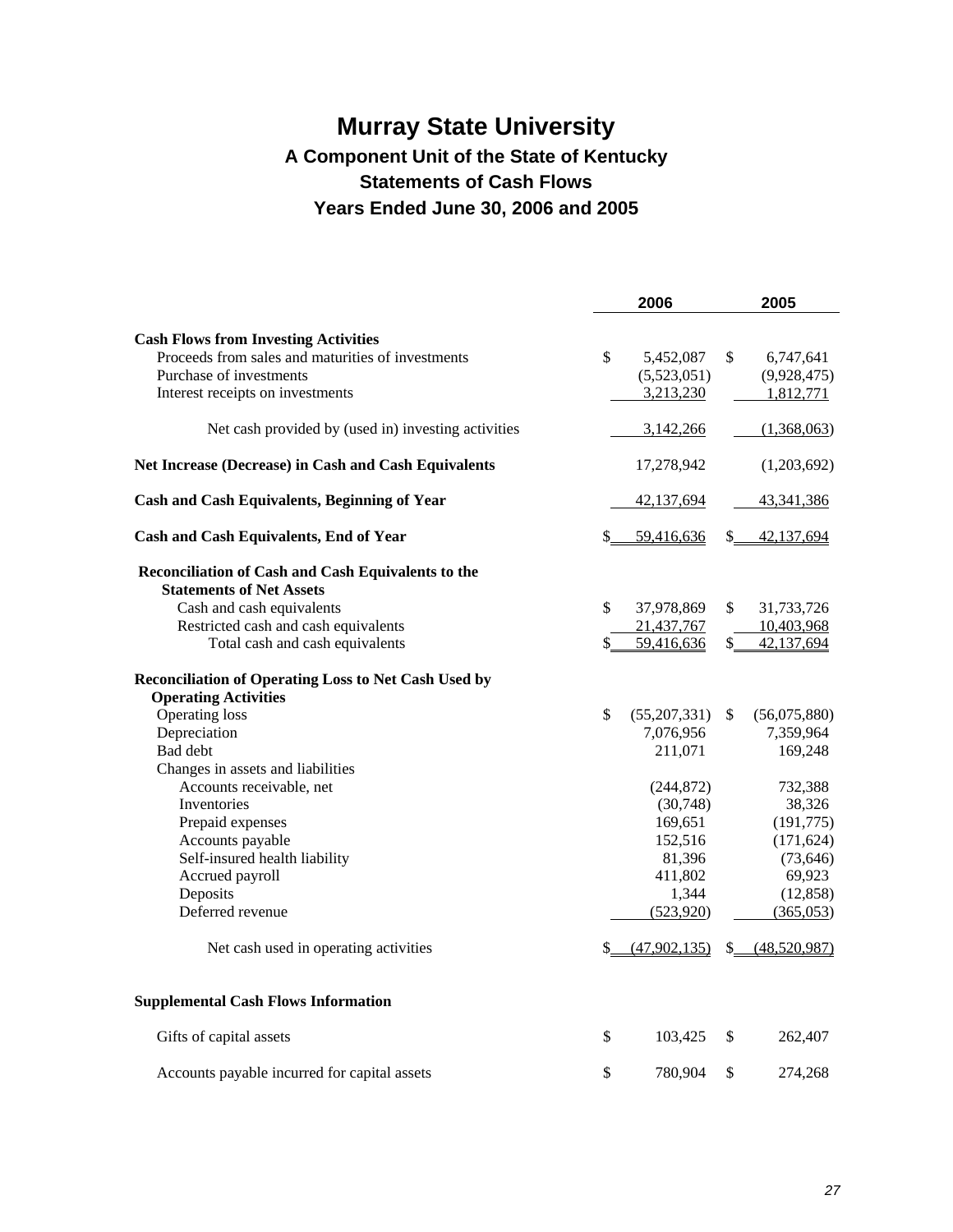# Murray State University

## A Component Unit of the State of Kentucky

## Statements of Cash Flows

## Years Ended June 30, 2006 and 2005

| | 2006 | 2005 |
|---|---|---|
| **Cash Flows from Investing Activities** | | |
| Proceeds from sales and maturities of investments | $ 5,452,087 | $ 6,747,641 |
| Purchase of investments | (5,523,051) | (9,928,475) |
| Interest receipts on investments | 3,213,230 | 1,812,771 |
| Net cash provided by (used in) investing activities | 3,142,266 | (1,368,063) |
| **Net Increase (Decrease) in Cash and Cash Equivalents** | 17,278,942 | (1,203,692) |
| **Cash and Cash Equivalents, Beginning of Year** | 42,137,694 | 43,341,386 |
| **Cash and Cash Equivalents, End of Year** | $ 59,416,636 | $ 42,137,694 |
| **Reconciliation of Cash and Cash Equivalents to the Statements of Net Assets** | | |
| Cash and cash equivalents | $ 37,978,869 | $ 31,733,726 |
| Restricted cash and cash equivalents | 21,437,767 | 10,403,968 |
| Total cash and cash equivalents | $ 59,416,636 | $ 42,137,694 |
| **Reconciliation of Operating Loss to Net Cash Used by Operating Activities** | | |
| Operating loss | $ (55,207,331) | $ (56,075,880) |
| Depreciation | 7,076,956 | 7,359,964 |
| Bad debt | 211,071 | 169,248 |
| Changes in assets and liabilities | | |
| Accounts receivable, net | (244,872) | 732,388 |
| Inventories | (30,748) | 38,326 |
| Prepaid expenses | 169,651 | (191,775) |
| Accounts payable | 152,516 | (171,624) |
| Self-insured health liability | 81,396 | (73,646) |
| Accrued payroll | 411,802 | 69,923 |
| Deposits | 1,344 | (12,858) |
| Deferred revenue | (523,920) | (365,053) |
| Net cash used in operating activities | $ (47,902,135) | $ (48,520,987) |
| **Supplemental Cash Flows Information** | | |
| Gifts of capital assets | $ 103,425 | $ 262,407 |
| Accounts payable incurred for capital assets | $ 780,904 | $ 274,268 |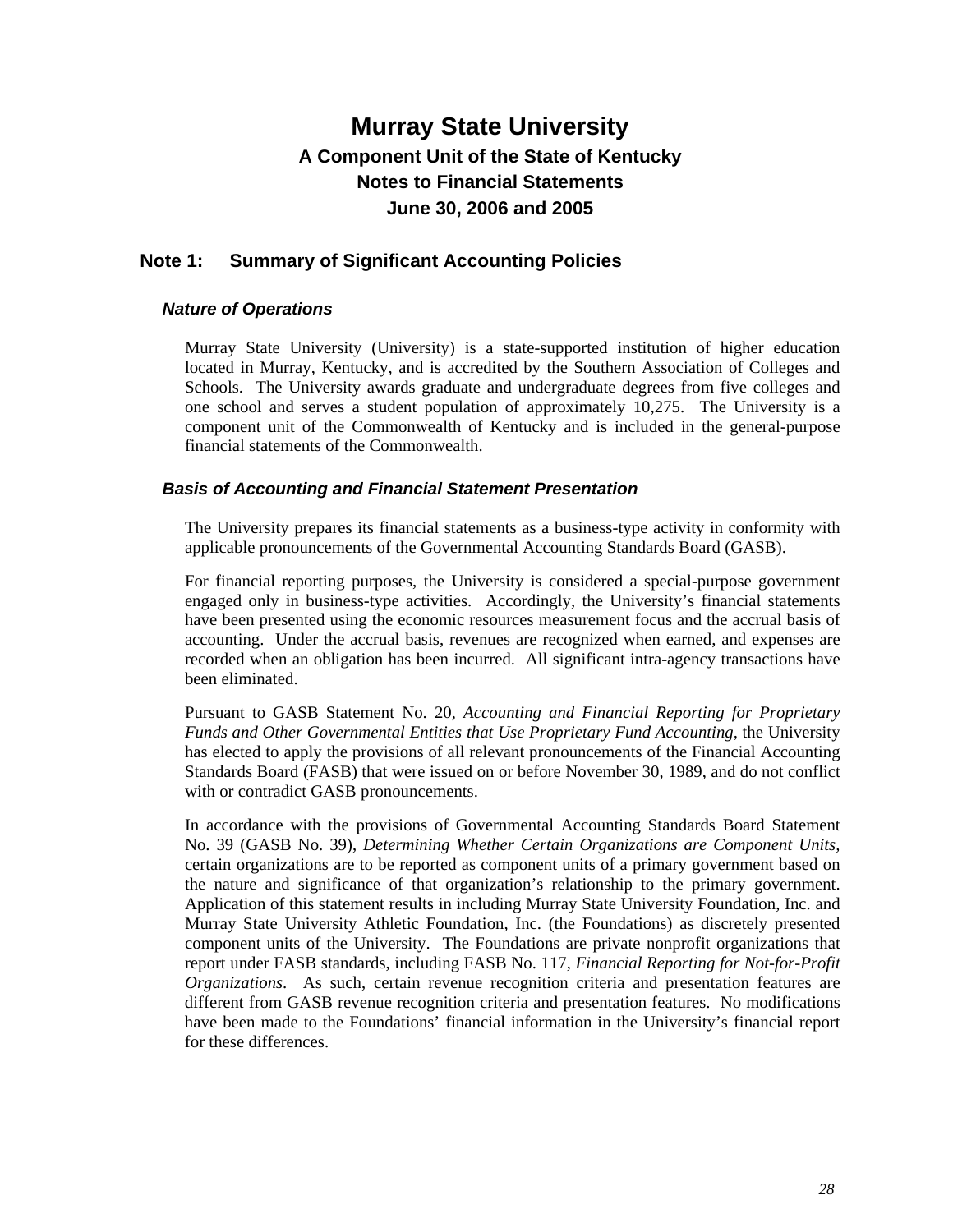# Murray State University

## A Component Unit of the State of Kentucky

## Notes to Financial Statements

## June 30, 2006 and 2005

## Note 1: Summary of Significant Accounting Policies

### *Nature of Operations*

Murray State University (University) is a state-supported institution of higher education located in Murray, Kentucky, and is accredited by the Southern Association of Colleges and Schools. The University awards graduate and undergraduate degrees from five colleges and one school and serves a student population of approximately 10,275. The University is a component unit of the Commonwealth of Kentucky and is included in the general-purpose financial statements of the Commonwealth.

### *Basis of Accounting and Financial Statement Presentation*

The University prepares its financial statements as a business-type activity in conformity with applicable pronouncements of the Governmental Accounting Standards Board (GASB).

For financial reporting purposes, the University is considered a special-purpose government engaged only in business-type activities. Accordingly, the University's financial statements have been presented using the economic resources measurement focus and the accrual basis of accounting. Under the accrual basis, revenues are recognized when earned, and expenses are recorded when an obligation has been incurred. All significant intra-agency transactions have been eliminated.

Pursuant to GASB Statement No. 20, *Accounting and Financial Reporting for Proprietary Funds and Other Governmental Entities that Use Proprietary Fund Accounting*, the University has elected to apply the provisions of all relevant pronouncements of the Financial Accounting Standards Board (FASB) that were issued on or before November 30, 1989, and do not conflict with or contradict GASB pronouncements.

In accordance with the provisions of Governmental Accounting Standards Board Statement No. 39 (GASB No. 39), *Determining Whether Certain Organizations are Component Units*, certain organizations are to be reported as component units of a primary government based on the nature and significance of that organization's relationship to the primary government. Application of this statement results in including Murray State University Foundation, Inc. and Murray State University Athletic Foundation, Inc. (the Foundations) as discretely presented component units of the University. The Foundations are private nonprofit organizations that report under FASB standards, including FASB No. 117, *Financial Reporting for Not-for-Profit Organizations*. As such, certain revenue recognition criteria and presentation features are different from GASB revenue recognition criteria and presentation features. No modifications have been made to the Foundations' financial information in the University's financial report for these differences.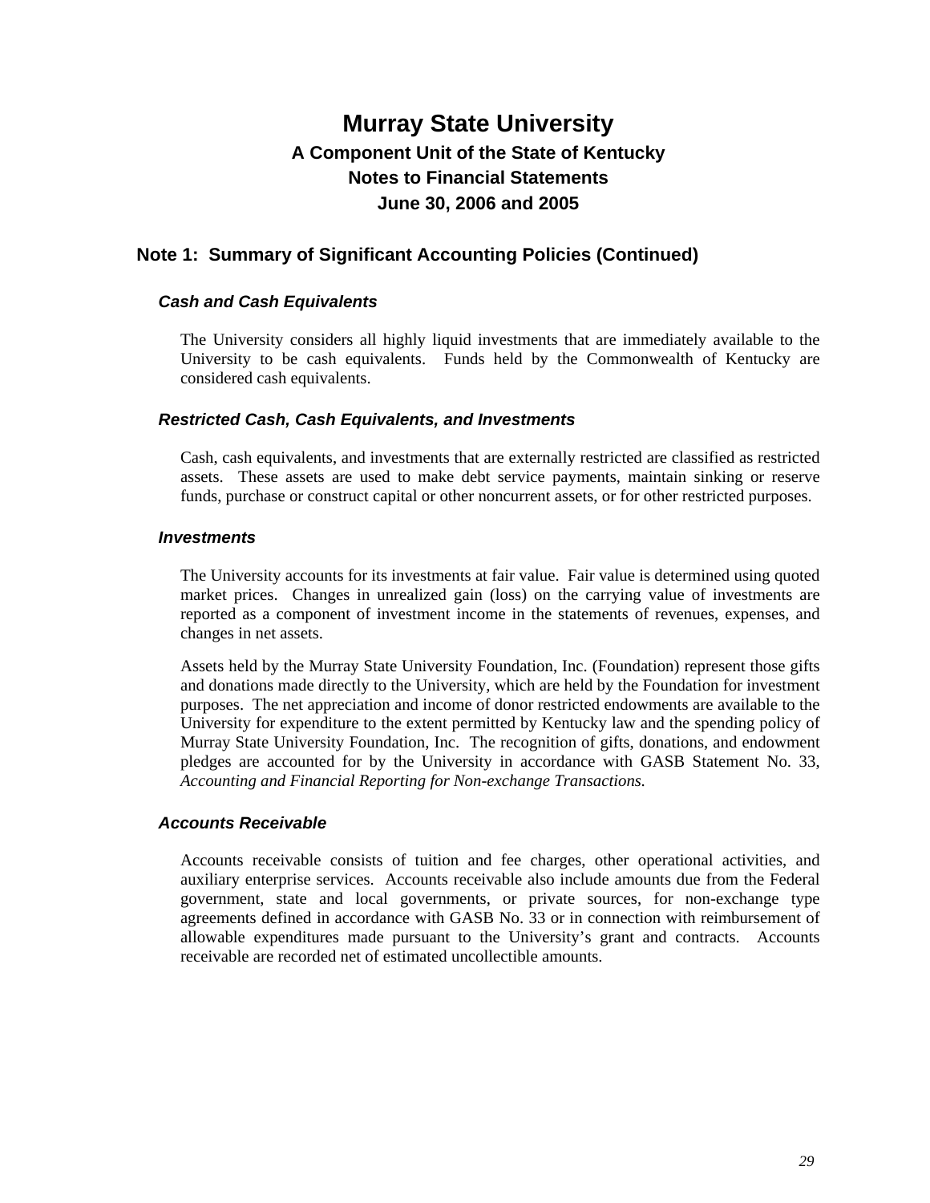# Murray State University
## A Component Unit of the State of Kentucky
## Notes to Financial Statements
## June 30, 2006 and 2005

### Note 1: Summary of Significant Accounting Policies (Continued)

#### *Cash and Cash Equivalents*

The University considers all highly liquid investments that are immediately available to the University to be cash equivalents. Funds held by the Commonwealth of Kentucky are considered cash equivalents.

#### *Restricted Cash, Cash Equivalents, and Investments*

Cash, cash equivalents, and investments that are externally restricted are classified as restricted assets. These assets are used to make debt service payments, maintain sinking or reserve funds, purchase or construct capital or other noncurrent assets, or for other restricted purposes.

#### *Investments*

The University accounts for its investments at fair value. Fair value is determined using quoted market prices. Changes in unrealized gain (loss) on the carrying value of investments are reported as a component of investment income in the statements of revenues, expenses, and changes in net assets.

Assets held by the Murray State University Foundation, Inc. (Foundation) represent those gifts and donations made directly to the University, which are held by the Foundation for investment purposes. The net appreciation and income of donor restricted endowments are available to the University for expenditure to the extent permitted by Kentucky law and the spending policy of Murray State University Foundation, Inc. The recognition of gifts, donations, and endowment pledges are accounted for by the University in accordance with GASB Statement No. 33, *Accounting and Financial Reporting for Non-exchange Transactions.*

#### *Accounts Receivable*

Accounts receivable consists of tuition and fee charges, other operational activities, and auxiliary enterprise services. Accounts receivable also include amounts due from the Federal government, state and local governments, or private sources, for non-exchange type agreements defined in accordance with GASB No. 33 or in connection with reimbursement of allowable expenditures made pursuant to the University's grant and contracts. Accounts receivable are recorded net of estimated uncollectible amounts.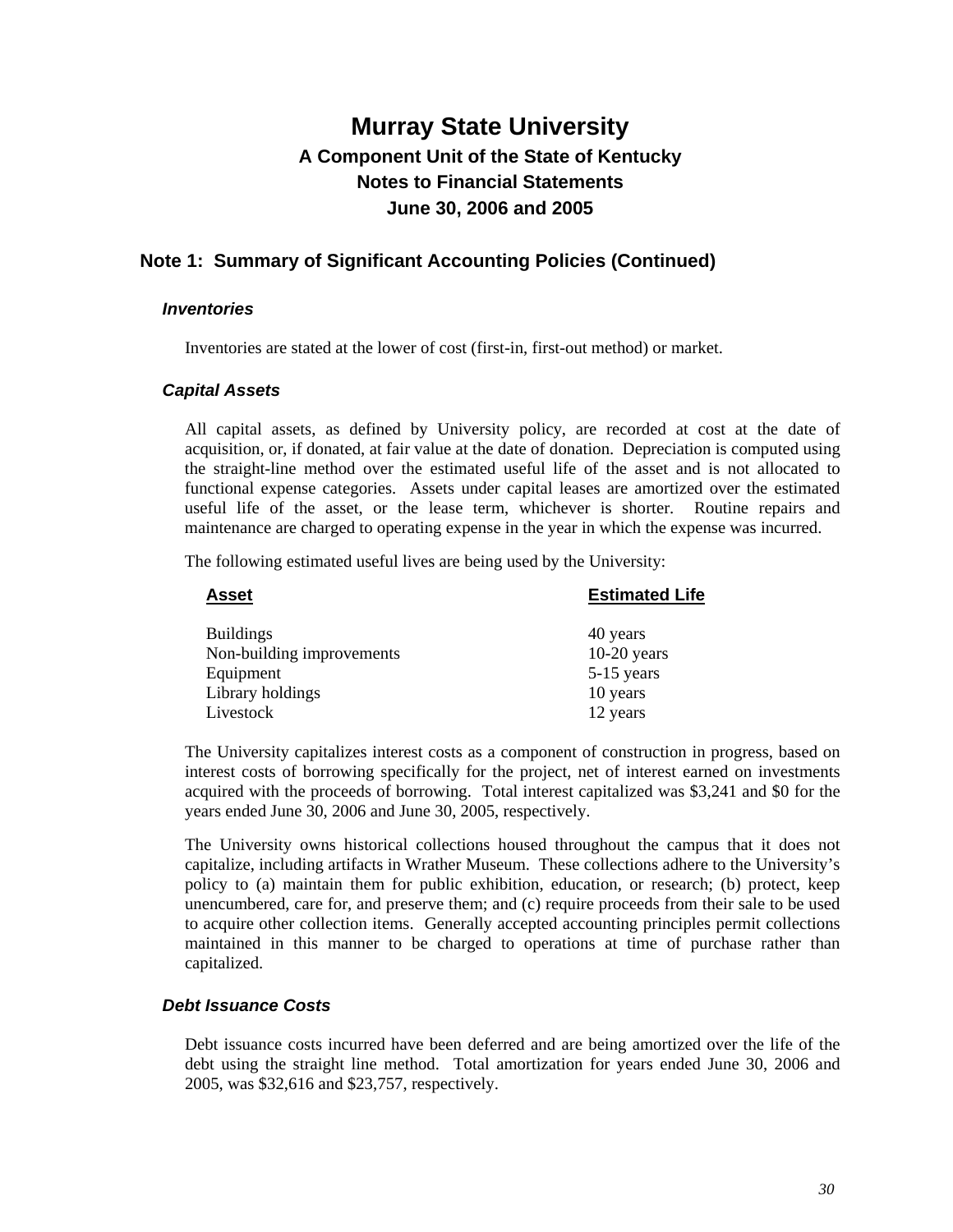# Murray State University

## A Component Unit of the State of Kentucky

## Notes to Financial Statements

## June 30, 2006 and 2005

## Note 1: Summary of Significant Accounting Policies (Continued)

### *Inventories*

Inventories are stated at the lower of cost (first-in, first-out method) or market.

### *Capital Assets*

All capital assets, as defined by University policy, are recorded at cost at the date of acquisition, or, if donated, at fair value at the date of donation. Depreciation is computed using the straight-line method over the estimated useful life of the asset and is not allocated to functional expense categories. Assets under capital leases are amortized over the estimated useful life of the asset, or the lease term, whichever is shorter. Routine repairs and maintenance are charged to operating expense in the year in which the expense was incurred.

The following estimated useful lives are being used by the University:

| Asset | Estimated Life |
|---|---|
| Buildings | 40 years |
| Non-building improvements | 10-20 years |
| Equipment | 5-15 years |
| Library holdings | 10 years |
| Livestock | 12 years |

The University capitalizes interest costs as a component of construction in progress, based on interest costs of borrowing specifically for the project, net of interest earned on investments acquired with the proceeds of borrowing. Total interest capitalized was $3,241 and $0 for the years ended June 30, 2006 and June 30, 2005, respectively.

The University owns historical collections housed throughout the campus that it does not capitalize, including artifacts in Wrather Museum. These collections adhere to the University's policy to (a) maintain them for public exhibition, education, or research; (b) protect, keep unencumbered, care for, and preserve them; and (c) require proceeds from their sale to be used to acquire other collection items. Generally accepted accounting principles permit collections maintained in this manner to be charged to operations at time of purchase rather than capitalized.

### *Debt Issuance Costs*

Debt issuance costs incurred have been deferred and are being amortized over the life of the debt using the straight line method. Total amortization for years ended June 30, 2006 and 2005, was $32,616 and $23,757, respectively.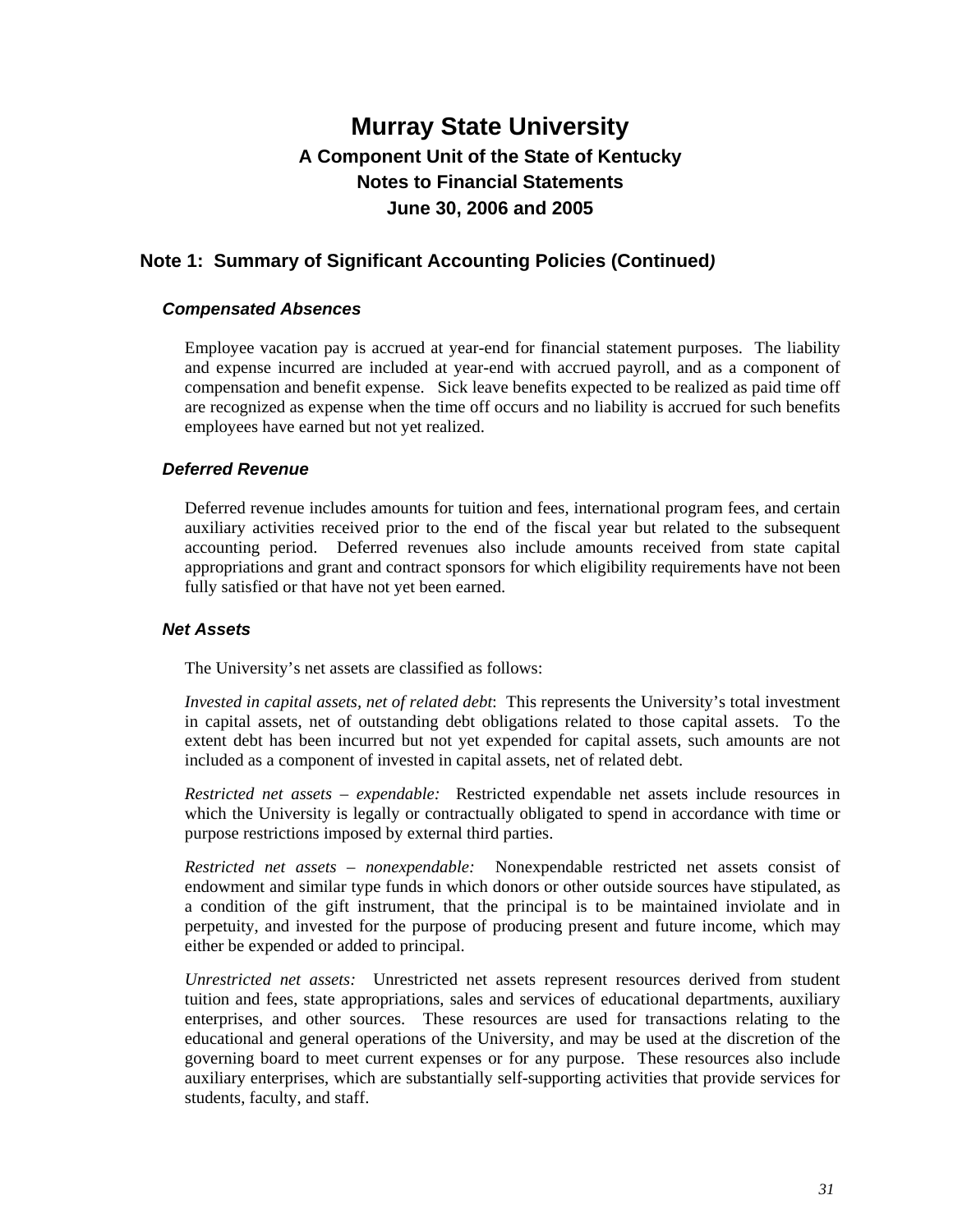# Murray State University

## A Component Unit of the State of Kentucky

## Notes to Financial Statements

## June 30, 2006 and 2005

## Note 1: Summary of Significant Accounting Policies (Continued)

### *Compensated Absences*

Employee vacation pay is accrued at year-end for financial statement purposes. The liability and expense incurred are included at year-end with accrued payroll, and as a component of compensation and benefit expense. Sick leave benefits expected to be realized as paid time off are recognized as expense when the time off occurs and no liability is accrued for such benefits employees have earned but not yet realized.

### *Deferred Revenue*

Deferred revenue includes amounts for tuition and fees, international program fees, and certain auxiliary activities received prior to the end of the fiscal year but related to the subsequent accounting period. Deferred revenues also include amounts received from state capital appropriations and grant and contract sponsors for which eligibility requirements have not been fully satisfied or that have not yet been earned.

### *Net Assets*

The University's net assets are classified as follows:

*Invested in capital assets, net of related debt*: This represents the University's total investment in capital assets, net of outstanding debt obligations related to those capital assets. To the extent debt has been incurred but not yet expended for capital assets, such amounts are not included as a component of invested in capital assets, net of related debt.

*Restricted net assets – expendable:* Restricted expendable net assets include resources in which the University is legally or contractually obligated to spend in accordance with time or purpose restrictions imposed by external third parties.

*Restricted net assets – nonexpendable:* Nonexpendable restricted net assets consist of endowment and similar type funds in which donors or other outside sources have stipulated, as a condition of the gift instrument, that the principal is to be maintained inviolate and in perpetuity, and invested for the purpose of producing present and future income, which may either be expended or added to principal.

*Unrestricted net assets:* Unrestricted net assets represent resources derived from student tuition and fees, state appropriations, sales and services of educational departments, auxiliary enterprises, and other sources. These resources are used for transactions relating to the educational and general operations of the University, and may be used at the discretion of the governing board to meet current expenses or for any purpose. These resources also include auxiliary enterprises, which are substantially self-supporting activities that provide services for students, faculty, and staff.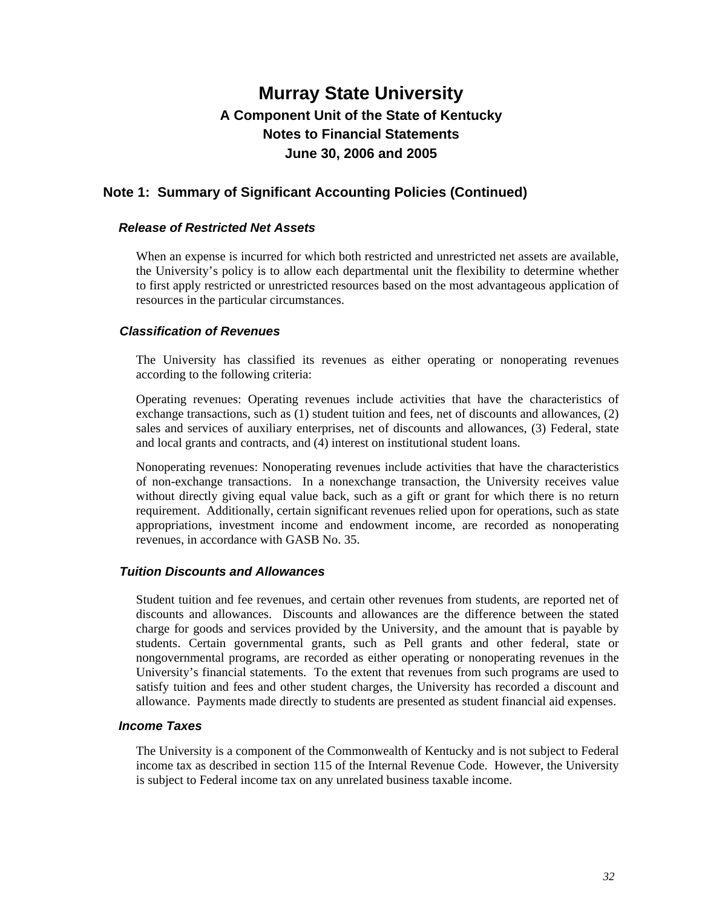# Murray State University

## A Component Unit of the State of Kentucky

## Notes to Financial Statements

## June 30, 2006 and 2005

## Note 1: Summary of Significant Accounting Policies (Continued)

### *Release of Restricted Net Assets*

When an expense is incurred for which both restricted and unrestricted net assets are available, the University's policy is to allow each departmental unit the flexibility to determine whether to first apply restricted or unrestricted resources based on the most advantageous application of resources in the particular circumstances.

### *Classification of Revenues*

The University has classified its revenues as either operating or nonoperating revenues according to the following criteria:

Operating revenues: Operating revenues include activities that have the characteristics of exchange transactions, such as (1) student tuition and fees, net of discounts and allowances, (2) sales and services of auxiliary enterprises, net of discounts and allowances, (3) Federal, state and local grants and contracts, and (4) interest on institutional student loans.

Nonoperating revenues: Nonoperating revenues include activities that have the characteristics of non-exchange transactions. In a nonexchange transaction, the University receives value without directly giving equal value back, such as a gift or grant for which there is no return requirement. Additionally, certain significant revenues relied upon for operations, such as state appropriations, investment income and endowment income, are recorded as nonoperating revenues, in accordance with GASB No. 35.

### *Tuition Discounts and Allowances*

Student tuition and fee revenues, and certain other revenues from students, are reported net of discounts and allowances. Discounts and allowances are the difference between the stated charge for goods and services provided by the University, and the amount that is payable by students. Certain governmental grants, such as Pell grants and other federal, state or nongovernmental programs, are recorded as either operating or nonoperating revenues in the University's financial statements. To the extent that revenues from such programs are used to satisfy tuition and fees and other student charges, the University has recorded a discount and allowance. Payments made directly to students are presented as student financial aid expenses.

### *Income Taxes*

The University is a component of the Commonwealth of Kentucky and is not subject to Federal income tax as described in section 115 of the Internal Revenue Code. However, the University is subject to Federal income tax on any unrelated business taxable income.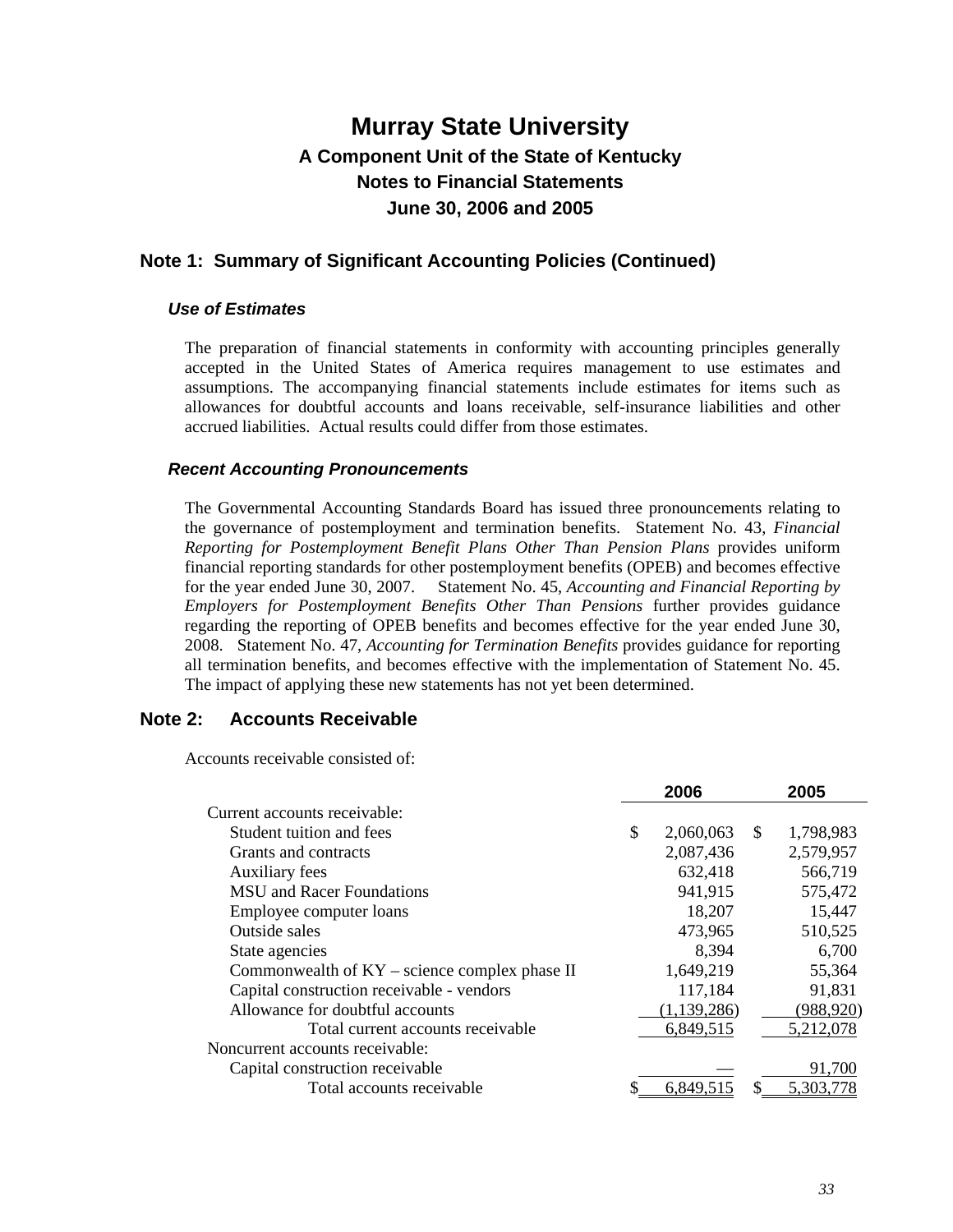# Murray State University

## A Component Unit of the State of Kentucky

## Notes to Financial Statements

## June 30, 2006 and 2005

## Note 1: Summary of Significant Accounting Policies (Continued)

### *Use of Estimates*

The preparation of financial statements in conformity with accounting principles generally accepted in the United States of America requires management to use estimates and assumptions. The accompanying financial statements include estimates for items such as allowances for doubtful accounts and loans receivable, self-insurance liabilities and other accrued liabilities. Actual results could differ from those estimates.

### *Recent Accounting Pronouncements*

The Governmental Accounting Standards Board has issued three pronouncements relating to the governance of postemployment and termination benefits. Statement No. 43, *Financial Reporting for Postemployment Benefit Plans Other Than Pension Plans* provides uniform financial reporting standards for other postemployment benefits (OPEB) and becomes effective for the year ended June 30, 2007. Statement No. 45, *Accounting and Financial Reporting by Employers for Postemployment Benefits Other Than Pensions* further provides guidance regarding the reporting of OPEB benefits and becomes effective for the year ended June 30, 2008. Statement No. 47, *Accounting for Termination Benefits* provides guidance for reporting all termination benefits, and becomes effective with the implementation of Statement No. 45. The impact of applying these new statements has not yet been determined.

## Note 2: Accounts Receivable

Accounts receivable consisted of:

| | 2006 | 2005 |
|---|---|---|
| Current accounts receivable: | | |
| Student tuition and fees | $ 2,060,063 | $ 1,798,983 |
| Grants and contracts | 2,087,436 | 2,579,957 |
| Auxiliary fees | 632,418 | 566,719 |
| MSU and Racer Foundations | 941,915 | 575,472 |
| Employee computer loans | 18,207 | 15,447 |
| Outside sales | 473,965 | 510,525 |
| State agencies | 8,394 | 6,700 |
| Commonwealth of KY – science complex phase II | 1,649,219 | 55,364 |
| Capital construction receivable - vendors | 117,184 | 91,831 |
| Allowance for doubtful accounts | (1,139,286) | (988,920) |
| Total current accounts receivable | 6,849,515 | 5,212,078 |
| Noncurrent accounts receivable: | | |
| Capital construction receivable | — | 91,700 |
| Total accounts receivable | $ 6,849,515 | $ 5,303,778 |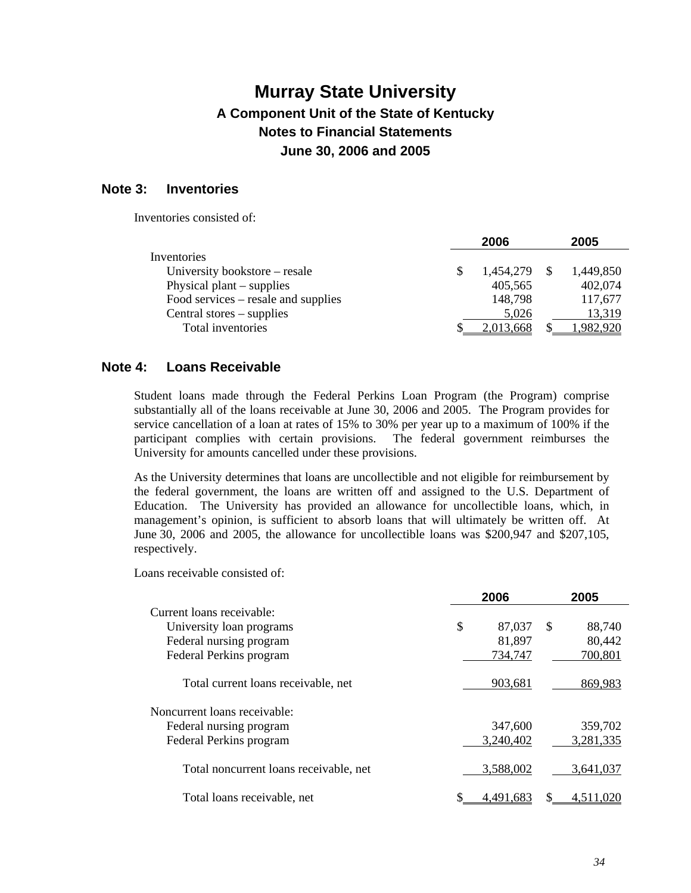# Murray State University
## A Component Unit of the State of Kentucky
## Notes to Financial Statements
## June 30, 2006 and 2005

### Note 3: Inventories

Inventories consisted of:

| | 2006 | 2005 |
|---|---|---|
| Inventories | | |
| University bookstore – resale | $ 1,454,279 | $ 1,449,850 |
| Physical plant – supplies | 405,565 | 402,074 |
| Food services – resale and supplies | 148,798 | 117,677 |
| Central stores – supplies | 5,026 | 13,319 |
| Total inventories | $ 2,013,668 | $ 1,982,920 |

### Note 4: Loans Receivable

Student loans made through the Federal Perkins Loan Program (the Program) comprise substantially all of the loans receivable at June 30, 2006 and 2005. The Program provides for service cancellation of a loan at rates of 15% to 30% per year up to a maximum of 100% if the participant complies with certain provisions. The federal government reimburses the University for amounts cancelled under these provisions.

As the University determines that loans are uncollectible and not eligible for reimbursement by the federal government, the loans are written off and assigned to the U.S. Department of Education. The University has provided an allowance for uncollectible loans, which, in management's opinion, is sufficient to absorb loans that will ultimately be written off. At June 30, 2006 and 2005, the allowance for uncollectible loans was $200,947 and $207,105, respectively.

Loans receivable consisted of:

| | 2006 | 2005 |
|---|---|---|
| Current loans receivable: | | |
| University loan programs | $ 87,037 | $ 88,740 |
| Federal nursing program | 81,897 | 80,442 |
| Federal Perkins program | 734,747 | 700,801 |
| Total current loans receivable, net | 903,681 | 869,983 |
| Noncurrent loans receivable: | | |
| Federal nursing program | 347,600 | 359,702 |
| Federal Perkins program | 3,240,402 | 3,281,335 |
| Total noncurrent loans receivable, net | 3,588,002 | 3,641,037 |
| Total loans receivable, net | $ 4,491,683 | $ 4,511,020 |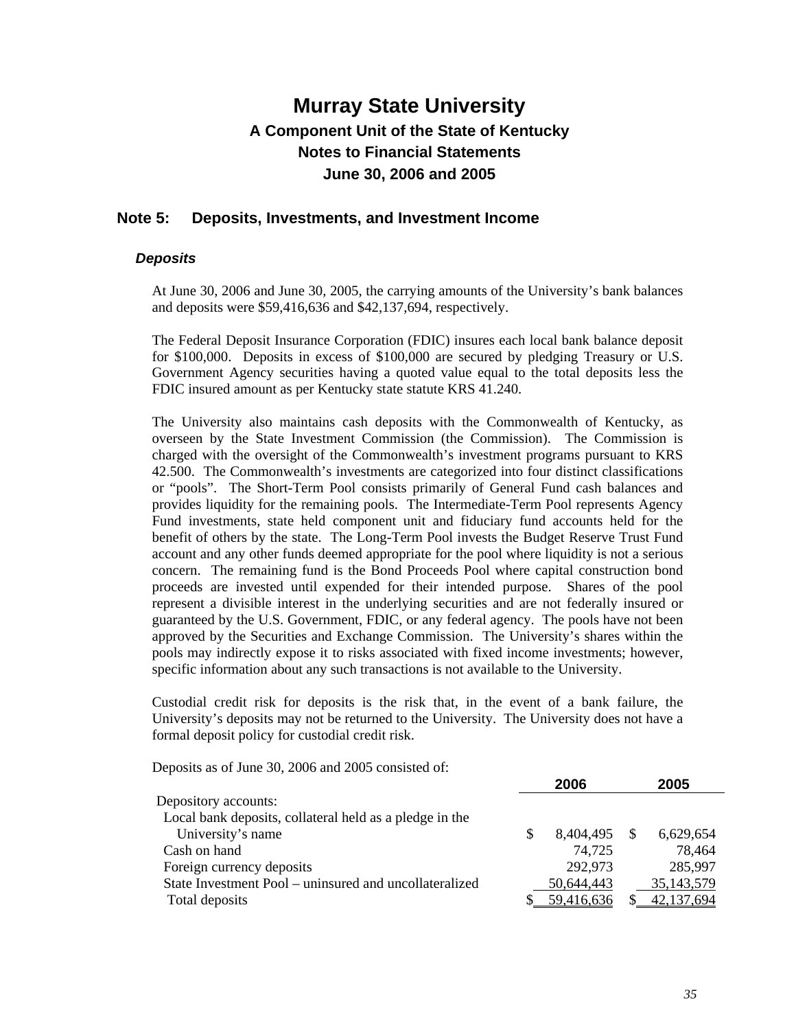# Murray State University

## A Component Unit of the State of Kentucky

## Notes to Financial Statements

## June 30, 2006 and 2005

## Note 5: Deposits, Investments, and Investment Income

### *Deposits*

At June 30, 2006 and June 30, 2005, the carrying amounts of the University's bank balances and deposits were $59,416,636 and $42,137,694, respectively.

The Federal Deposit Insurance Corporation (FDIC) insures each local bank balance deposit for $100,000. Deposits in excess of $100,000 are secured by pledging Treasury or U.S. Government Agency securities having a quoted value equal to the total deposits less the FDIC insured amount as per Kentucky state statute KRS 41.240.

The University also maintains cash deposits with the Commonwealth of Kentucky, as overseen by the State Investment Commission (the Commission). The Commission is charged with the oversight of the Commonwealth's investment programs pursuant to KRS 42.500. The Commonwealth's investments are categorized into four distinct classifications or "pools". The Short-Term Pool consists primarily of General Fund cash balances and provides liquidity for the remaining pools. The Intermediate-Term Pool represents Agency Fund investments, state held component unit and fiduciary fund accounts held for the benefit of others by the state. The Long-Term Pool invests the Budget Reserve Trust Fund account and any other funds deemed appropriate for the pool where liquidity is not a serious concern. The remaining fund is the Bond Proceeds Pool where capital construction bond proceeds are invested until expended for their intended purpose. Shares of the pool represent a divisible interest in the underlying securities and are not federally insured or guaranteed by the U.S. Government, FDIC, or any federal agency. The pools have not been approved by the Securities and Exchange Commission. The University's shares within the pools may indirectly expose it to risks associated with fixed income investments; however, specific information about any such transactions is not available to the University.

Custodial credit risk for deposits is the risk that, in the event of a bank failure, the University's deposits may not be returned to the University. The University does not have a formal deposit policy for custodial credit risk.

Deposits as of June 30, 2006 and 2005 consisted of:

| | 2006 | 2005 |
|---|---|---|
| Depository accounts: | | |
| Local bank deposits, collateral held as a pledge in the University's name | $ 8,404,495 | $ 6,629,654 |
| Cash on hand | 74,725 | 78,464 |
| Foreign currency deposits | 292,973 | 285,997 |
| State Investment Pool – uninsured and uncollateralized | 50,644,443 | 35,143,579 |
| Total deposits | $ 59,416,636 | $ 42,137,694 |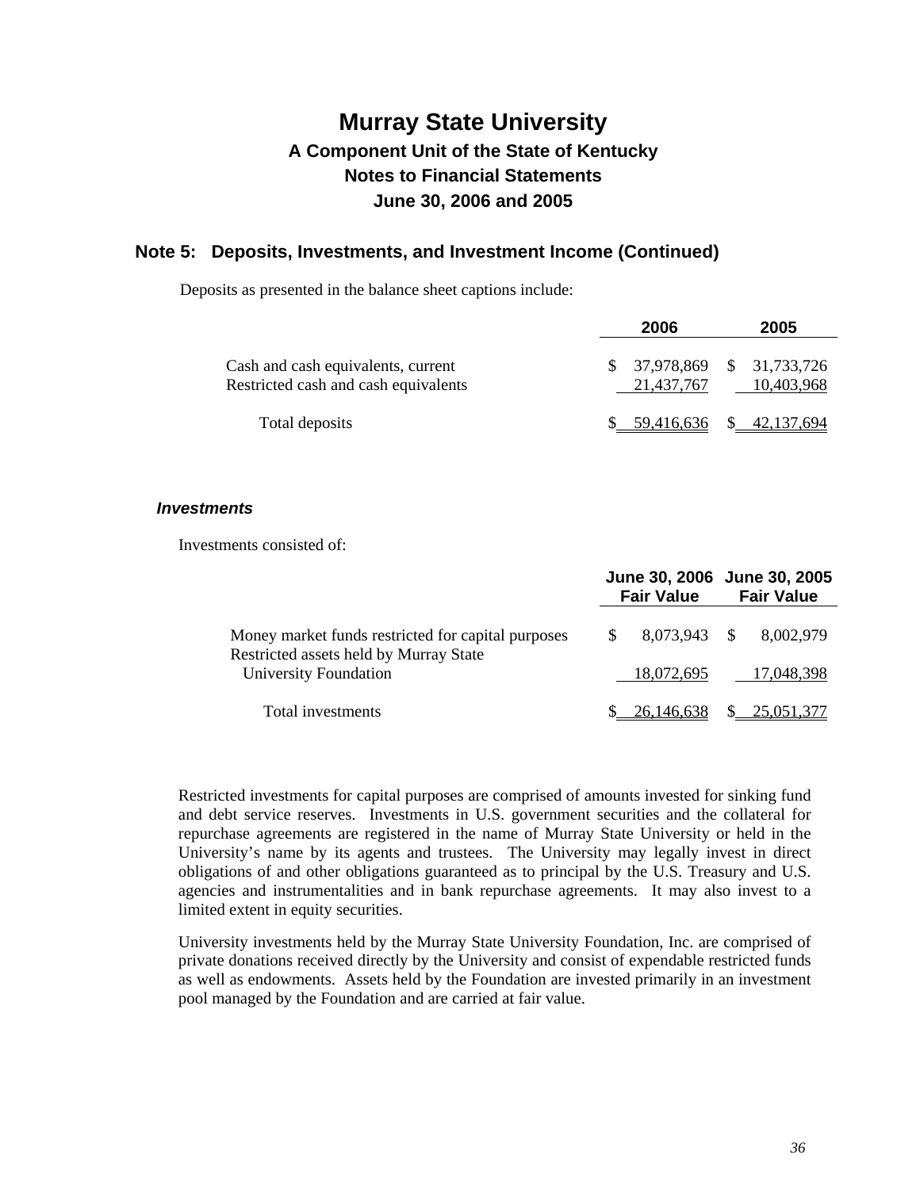# Murray State University

## A Component Unit of the State of Kentucky

## Notes to Financial Statements

## June 30, 2006 and 2005

### Note 5: Deposits, Investments, and Investment Income (Continued)

Deposits as presented in the balance sheet captions include:

| | 2006 | 2005 |
|---|---|---|
| Cash and cash equivalents, current | $ 37,978,869 | $ 31,733,726 |
| Restricted cash and cash equivalents | 21,437,767 | 10,403,968 |
| Total deposits | $ 59,416,636 | $ 42,137,694 |

#### *Investments*

Investments consisted of:

| | June 30, 2006 Fair Value | June 30, 2005 Fair Value |
|---|---|---|
| Money market funds restricted for capital purposes | $ 8,073,943 | $ 8,002,979 |
| Restricted assets held by Murray State University Foundation | 18,072,695 | 17,048,398 |
| Total investments | $ 26,146,638 | $ 25,051,377 |

Restricted investments for capital purposes are comprised of amounts invested for sinking fund and debt service reserves. Investments in U.S. government securities and the collateral for repurchase agreements are registered in the name of Murray State University or held in the University's name by its agents and trustees. The University may legally invest in direct obligations of and other obligations guaranteed as to principal by the U.S. Treasury and U.S. agencies and instrumentalities and in bank repurchase agreements. It may also invest to a limited extent in equity securities.

University investments held by the Murray State University Foundation, Inc. are comprised of private donations received directly by the University and consist of expendable restricted funds as well as endowments. Assets held by the Foundation are invested primarily in an investment pool managed by the Foundation and are carried at fair value.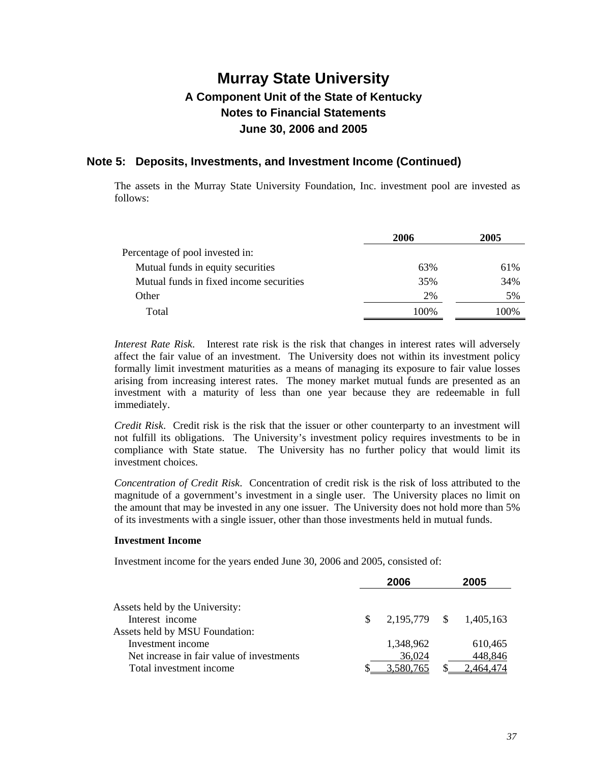# Murray State University

## A Component Unit of the State of Kentucky

## Notes to Financial Statements

## June 30, 2006 and 2005

### Note 5: Deposits, Investments, and Investment Income (Continued)

The assets in the Murray State University Foundation, Inc. investment pool are invested as follows:

| | 2006 | 2005 |
|---|---|---|
| Percentage of pool invested in: | | |
| Mutual funds in equity securities | 63% | 61% |
| Mutual funds in fixed income securities | 35% | 34% |
| Other | 2% | 5% |
| Total | 100% | 100% |

*Interest Rate Risk*. Interest rate risk is the risk that changes in interest rates will adversely affect the fair value of an investment. The University does not within its investment policy formally limit investment maturities as a means of managing its exposure to fair value losses arising from increasing interest rates. The money market mutual funds are presented as an investment with a maturity of less than one year because they are redeemable in full immediately.

*Credit Risk*. Credit risk is the risk that the issuer or other counterparty to an investment will not fulfill its obligations. The University's investment policy requires investments to be in compliance with State statue. The University has no further policy that would limit its investment choices.

*Concentration of Credit Risk*. Concentration of credit risk is the risk of loss attributed to the magnitude of a government's investment in a single user. The University places no limit on the amount that may be invested in any one issuer. The University does not hold more than 5% of its investments with a single issuer, other than those investments held in mutual funds.

**Investment Income**

Investment income for the years ended June 30, 2006 and 2005, consisted of:

| | 2006 | 2005 |
|---|---|---|
| Assets held by the University: | | |
| Interest income | $ 2,195,779 | $ 1,405,163 |
| Assets held by MSU Foundation: | | |
| Investment income | 1,348,962 | 610,465 |
| Net increase in fair value of investments | 36,024 | 448,846 |
| Total investment income | $ 3,580,765 | $ 2,464,474 |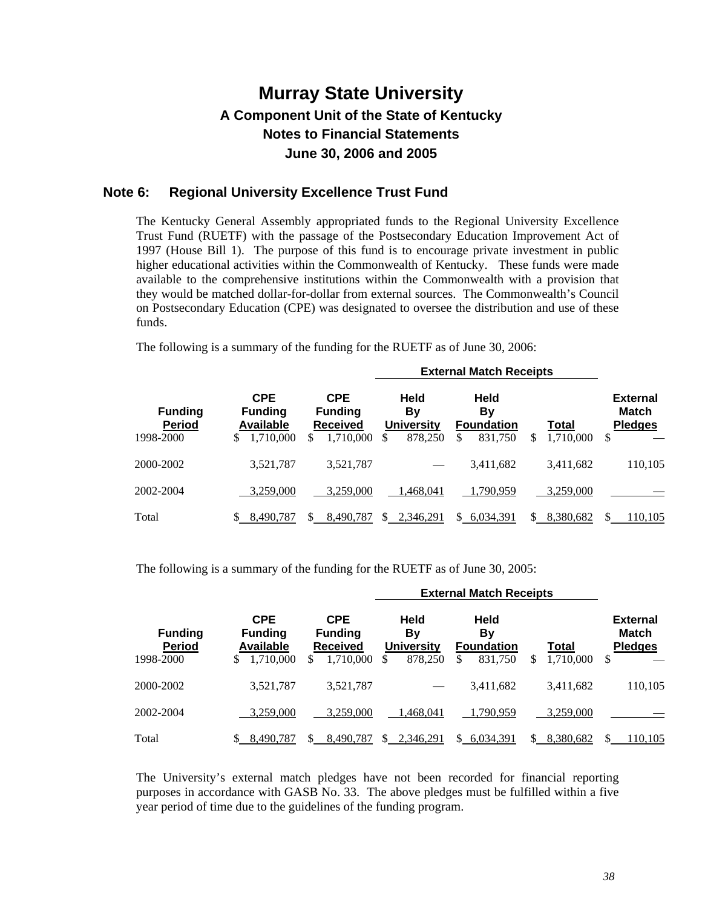# Murray State University

## A Component Unit of the State of Kentucky

## Notes to Financial Statements

## June 30, 2006 and 2005

### Note 6: Regional University Excellence Trust Fund

The Kentucky General Assembly appropriated funds to the Regional University Excellence Trust Fund (RUETF) with the passage of the Postsecondary Education Improvement Act of 1997 (House Bill 1). The purpose of this fund is to encourage private investment in public higher educational activities within the Commonwealth of Kentucky. These funds were made available to the comprehensive institutions within the Commonwealth with a provision that they would be matched dollar-for-dollar from external sources. The Commonwealth's Council on Postsecondary Education (CPE) was designated to oversee the distribution and use of these funds.

The following is a summary of the funding for the RUETF as of June 30, 2006:

| | | | External Match Receipts | | | |
|---|---|---|---|---|---|---|
| **Funding Period** | **CPE Funding Available** | **CPE Funding Received** | **Held By University** | **Held By Foundation** | **Total** | **External Match Pledges** |
| 1998-2000 | $ 1,710,000 | $ 1,710,000 | $ 878,250 | $ 831,750 | $ 1,710,000 | $ — |
| 2000-2002 | 3,521,787 | 3,521,787 | — | 3,411,682 | 3,411,682 | 110,105 |
| 2002-2004 | 3,259,000 | 3,259,000 | 1,468,041 | 1,790,959 | 3,259,000 | — |
| Total | $ 8,490,787 | $ 8,490,787 | $ 2,346,291 | $ 6,034,391 | $ 8,380,682 | $ 110,105 |

The following is a summary of the funding for the RUETF as of June 30, 2005:

| | | | External Match Receipts | | | |
|---|---|---|---|---|---|---|
| **Funding Period** | **CPE Funding Available** | **CPE Funding Received** | **Held By University** | **Held By Foundation** | **Total** | **External Match Pledges** |
| 1998-2000 | $ 1,710,000 | $ 1,710,000 | $ 878,250 | $ 831,750 | $ 1,710,000 | $ — |
| 2000-2002 | 3,521,787 | 3,521,787 | — | 3,411,682 | 3,411,682 | 110,105 |
| 2002-2004 | 3,259,000 | 3,259,000 | 1,468,041 | 1,790,959 | 3,259,000 | — |
| Total | $ 8,490,787 | $ 8,490,787 | $ 2,346,291 | $ 6,034,391 | $ 8,380,682 | $ 110,105 |

The University's external match pledges have not been recorded for financial reporting purposes in accordance with GASB No. 33. The above pledges must be fulfilled within a five year period of time due to the guidelines of the funding program.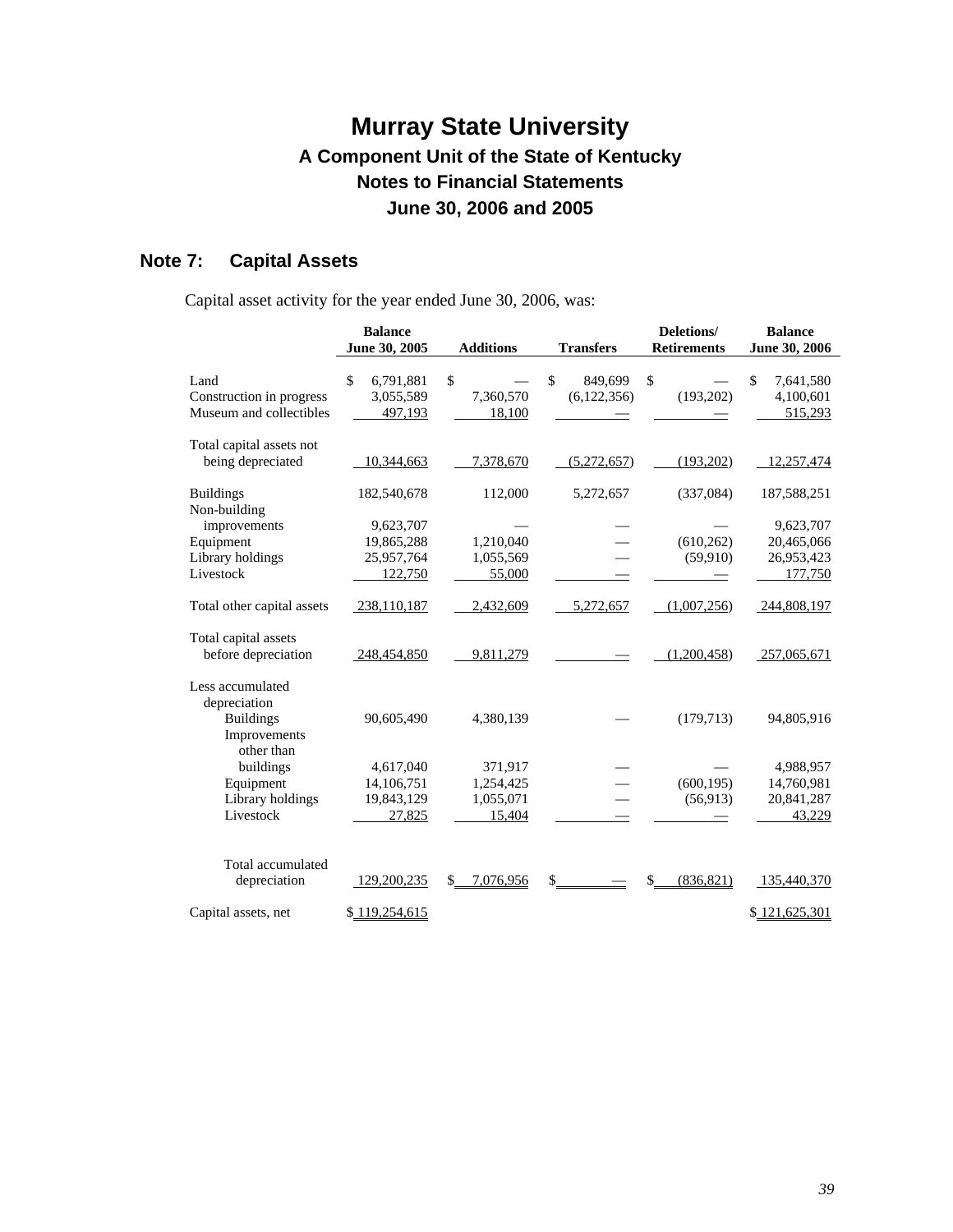# Murray State University

## A Component Unit of the State of Kentucky

## Notes to Financial Statements

## June 30, 2006 and 2005

## Note 7: Capital Assets

Capital asset activity for the year ended June 30, 2006, was:

| | Balance June 30, 2005 | Additions | Transfers | Deletions/ Retirements | Balance June 30, 2006 |
|---|---|---|---|---|---|
| Land | $ 6,791,881 | $ — | $ 849,699 | $ — | $ 7,641,580 |
| Construction in progress | 3,055,589 | 7,360,570 | (6,122,356) | (193,202) | 4,100,601 |
| Museum and collectibles | 497,193 | 18,100 | — | — | 515,293 |
| Total capital assets not being depreciated | 10,344,663 | 7,378,670 | (5,272,657) | (193,202) | 12,257,474 |
| Buildings | 182,540,678 | 112,000 | 5,272,657 | (337,084) | 187,588,251 |
| Non-building improvements | 9,623,707 | — | — | — | 9,623,707 |
| Equipment | 19,865,288 | 1,210,040 | — | (610,262) | 20,465,066 |
| Library holdings | 25,957,764 | 1,055,569 | — | (59,910) | 26,953,423 |
| Livestock | 122,750 | 55,000 | — | — | 177,750 |
| Total other capital assets | 238,110,187 | 2,432,609 | 5,272,657 | (1,007,256) | 244,808,197 |
| Total capital assets before depreciation | 248,454,850 | 9,811,279 | — | (1,200,458) | 257,065,671 |
| Less accumulated depreciation | | | | | |
| Buildings | 90,605,490 | 4,380,139 | — | (179,713) | 94,805,916 |
| Improvements other than buildings | 4,617,040 | 371,917 | — | — | 4,988,957 |
| Equipment | 14,106,751 | 1,254,425 | — | (600,195) | 14,760,981 |
| Library holdings | 19,843,129 | 1,055,071 | — | (56,913) | 20,841,287 |
| Livestock | 27,825 | 15,404 | — | — | 43,229 |
| Total accumulated depreciation | 129,200,235 | $ 7,076,956 | $ — | $ (836,821) | 135,440,370 |
| Capital assets, net | $ 119,254,615 | | | | $ 121,625,301 |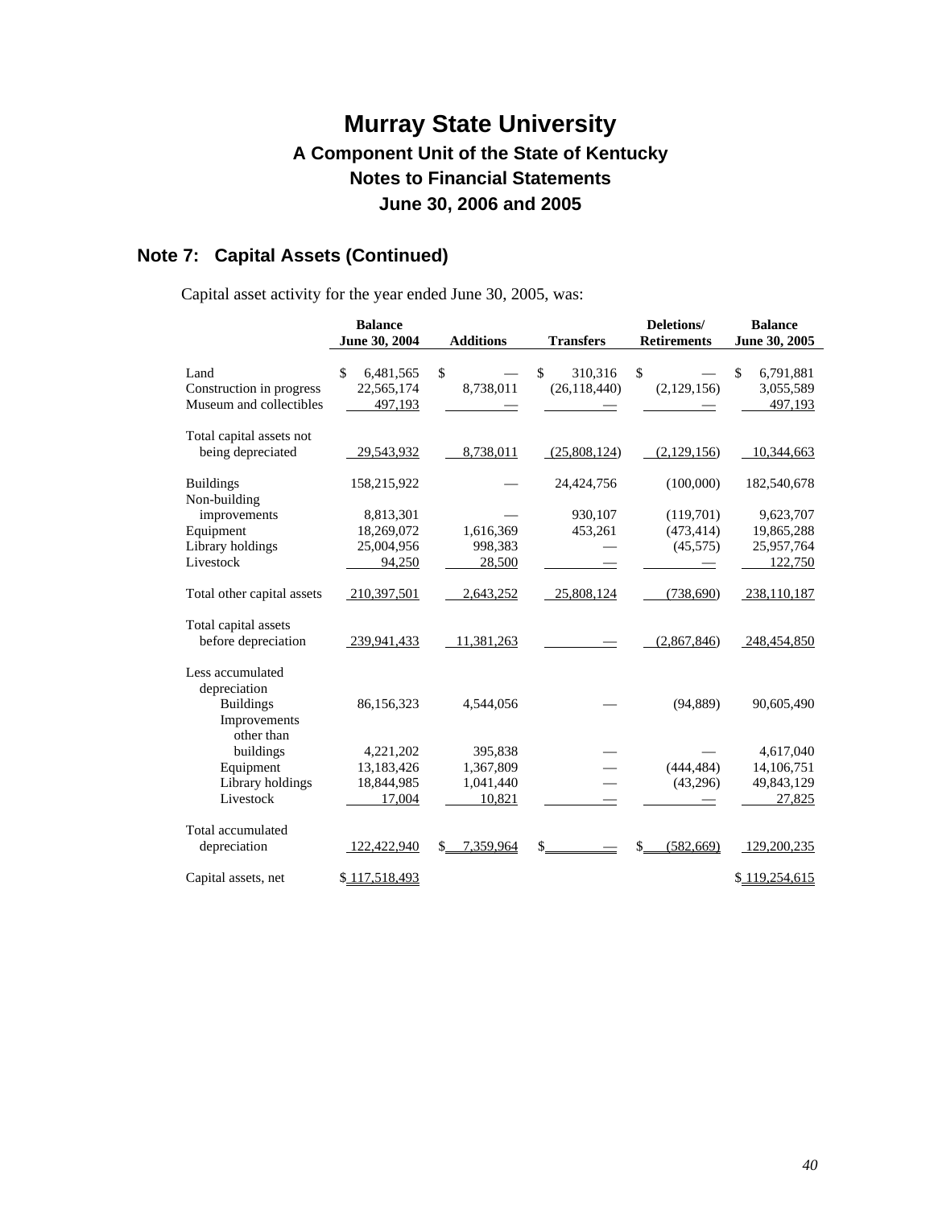# Murray State University

## A Component Unit of the State of Kentucky
## Notes to Financial Statements
## June 30, 2006 and 2005

## Note 7: Capital Assets (Continued)

Capital asset activity for the year ended June 30, 2005, was:

| | Balance June 30, 2004 | Additions | Transfers | Deletions/ Retirements | Balance June 30, 2005 |
|---|---|---|---|---|---|
| Land | $ 6,481,565 | $ — | $ 310,316 | $ — | $ 6,791,881 |
| Construction in progress | 22,565,174 | 8,738,011 | (26,118,440) | (2,129,156) | 3,055,589 |
| Museum and collectibles | 497,193 | — | — | — | 497,193 |
| Total capital assets not being depreciated | 29,543,932 | 8,738,011 | (25,808,124) | (2,129,156) | 10,344,663 |
| Buildings | 158,215,922 | — | 24,424,756 | (100,000) | 182,540,678 |
| Non-building improvements | 8,813,301 | — | 930,107 | (119,701) | 9,623,707 |
| Equipment | 18,269,072 | 1,616,369 | 453,261 | (473,414) | 19,865,288 |
| Library holdings | 25,004,956 | 998,383 | — | (45,575) | 25,957,764 |
| Livestock | 94,250 | 28,500 | — | — | 122,750 |
| Total other capital assets | 210,397,501 | 2,643,252 | 25,808,124 | (738,690) | 238,110,187 |
| Total capital assets before depreciation | 239,941,433 | 11,381,263 | — | (2,867,846) | 248,454,850 |
| Less accumulated depreciation | | | | | |
| Buildings | 86,156,323 | 4,544,056 | — | (94,889) | 90,605,490 |
| Improvements other than buildings | 4,221,202 | 395,838 | — | — | 4,617,040 |
| Equipment | 13,183,426 | 1,367,809 | — | (444,484) | 14,106,751 |
| Library holdings | 18,844,985 | 1,041,440 | — | (43,296) | 49,843,129 |
| Livestock | 17,004 | 10,821 | — | — | 27,825 |
| Total accumulated depreciation | 122,422,940 | $ 7,359,964 | $ — | $ (582,669) | 129,200,235 |
| Capital assets, net | $ 117,518,493 | | | | $ 119,254,615 |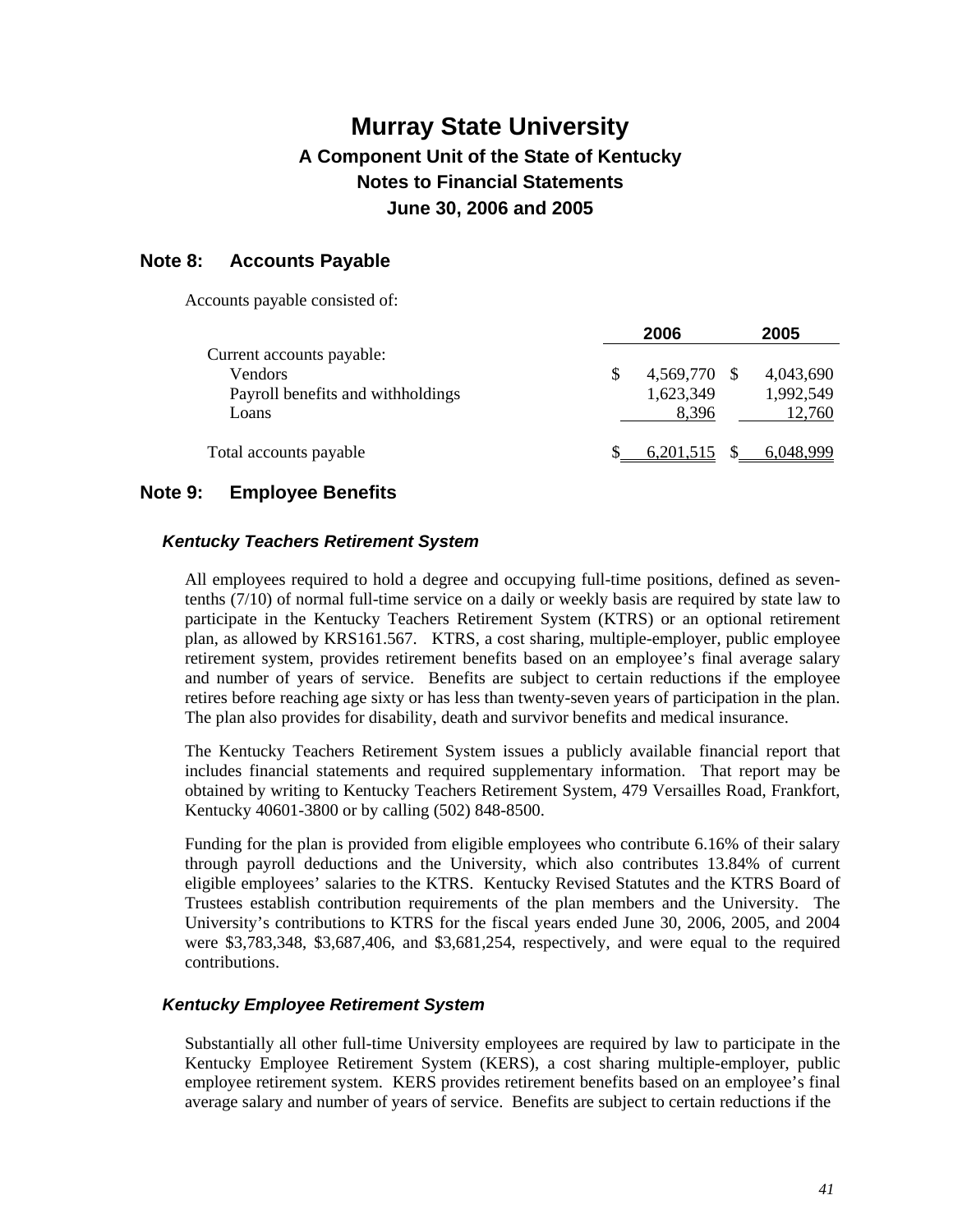# Murray State University
## A Component Unit of the State of Kentucky
## Notes to Financial Statements
## June 30, 2006 and 2005

## Note 8: Accounts Payable

Accounts payable consisted of:

| | 2006 | 2005 |
|---|---|---|
| Current accounts payable: | | |
| Vendors | $ 4,569,770 | $ 4,043,690 |
| Payroll benefits and withholdings | 1,623,349 | 1,992,549 |
| Loans | 8,396 | 12,760 |
| Total accounts payable | $ 6,201,515 | $ 6,048,999 |

## Note 9: Employee Benefits

### *Kentucky Teachers Retirement System*

All employees required to hold a degree and occupying full-time positions, defined as seven-tenths (7/10) of normal full-time service on a daily or weekly basis are required by state law to participate in the Kentucky Teachers Retirement System (KTRS) or an optional retirement plan, as allowed by KRS161.567. KTRS, a cost sharing, multiple-employer, public employee retirement system, provides retirement benefits based on an employee's final average salary and number of years of service. Benefits are subject to certain reductions if the employee retires before reaching age sixty or has less than twenty-seven years of participation in the plan. The plan also provides for disability, death and survivor benefits and medical insurance.

The Kentucky Teachers Retirement System issues a publicly available financial report that includes financial statements and required supplementary information. That report may be obtained by writing to Kentucky Teachers Retirement System, 479 Versailles Road, Frankfort, Kentucky 40601-3800 or by calling (502) 848-8500.

Funding for the plan is provided from eligible employees who contribute 6.16% of their salary through payroll deductions and the University, which also contributes 13.84% of current eligible employees' salaries to the KTRS. Kentucky Revised Statutes and the KTRS Board of Trustees establish contribution requirements of the plan members and the University. The University's contributions to KTRS for the fiscal years ended June 30, 2006, 2005, and 2004 were $3,783,348, $3,687,406, and $3,681,254, respectively, and were equal to the required contributions.

### *Kentucky Employee Retirement System*

Substantially all other full-time University employees are required by law to participate in the Kentucky Employee Retirement System (KERS), a cost sharing multiple-employer, public employee retirement system. KERS provides retirement benefits based on an employee's final average salary and number of years of service. Benefits are subject to certain reductions if the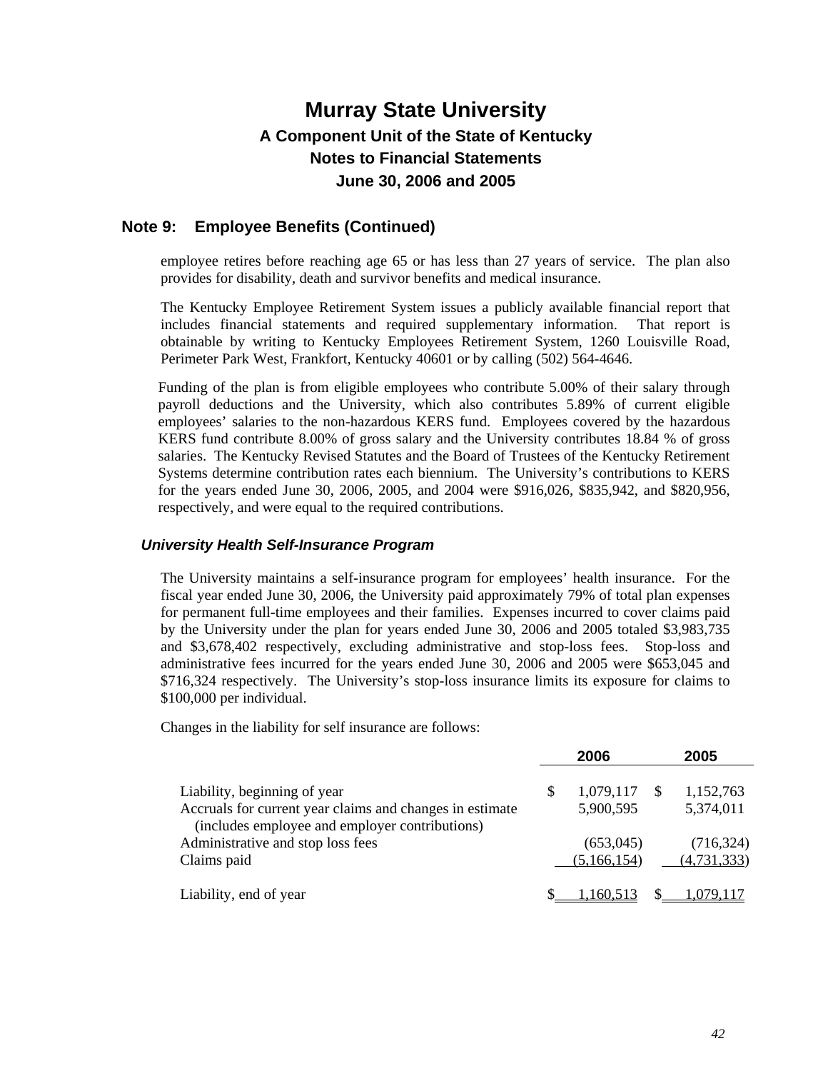# Murray State University

## A Component Unit of the State of Kentucky

## Notes to Financial Statements

## June 30, 2006 and 2005

## Note 9: Employee Benefits (Continued)

employee retires before reaching age 65 or has less than 27 years of service. The plan also provides for disability, death and survivor benefits and medical insurance.

The Kentucky Employee Retirement System issues a publicly available financial report that includes financial statements and required supplementary information. That report is obtainable by writing to Kentucky Employees Retirement System, 1260 Louisville Road, Perimeter Park West, Frankfort, Kentucky 40601 or by calling (502) 564-4646.

Funding of the plan is from eligible employees who contribute 5.00% of their salary through payroll deductions and the University, which also contributes 5.89% of current eligible employees' salaries to the non-hazardous KERS fund. Employees covered by the hazardous KERS fund contribute 8.00% of gross salary and the University contributes 18.84 % of gross salaries. The Kentucky Revised Statutes and the Board of Trustees of the Kentucky Retirement Systems determine contribution rates each biennium. The University's contributions to KERS for the years ended June 30, 2006, 2005, and 2004 were \$916,026, \$835,942, and \$820,956, respectively, and were equal to the required contributions.

### *University Health Self-Insurance Program*

The University maintains a self-insurance program for employees' health insurance. For the fiscal year ended June 30, 2006, the University paid approximately 79% of total plan expenses for permanent full-time employees and their families. Expenses incurred to cover claims paid by the University under the plan for years ended June 30, 2006 and 2005 totaled \$3,983,735 and \$3,678,402 respectively, excluding administrative and stop-loss fees. Stop-loss and administrative fees incurred for the years ended June 30, 2006 and 2005 were \$653,045 and \$716,324 respectively. The University's stop-loss insurance limits its exposure for claims to \$100,000 per individual.

Changes in the liability for self insurance are follows:

| | 2006 | 2005 |
|---|---|---|
| Liability, beginning of year | $ 1,079,117 | $ 1,152,763 |
| Accruals for current year claims and changes in estimate (includes employee and employer contributions) | 5,900,595 | 5,374,011 |
| Administrative and stop loss fees | (653,045) | (716,324) |
| Claims paid | (5,166,154) | (4,731,333) |
| Liability, end of year | $ 1,160,513 | $ 1,079,117 |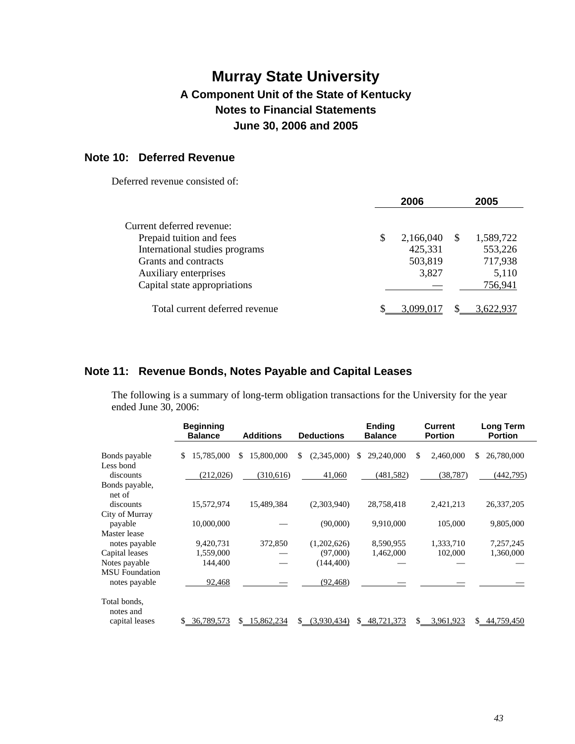# Murray State University

## A Component Unit of the State of Kentucky

## Notes to Financial Statements

## June 30, 2006 and 2005

### Note 10: Deferred Revenue

Deferred revenue consisted of:

| | 2006 | 2005 |
|---|---|---|
| Current deferred revenue: | | |
| Prepaid tuition and fees | $ 2,166,040 | $ 1,589,722 |
| International studies programs | 425,331 | 553,226 |
| Grants and contracts | 503,819 | 717,938 |
| Auxiliary enterprises | 3,827 | 5,110 |
| Capital state appropriations | — | 756,941 |
| Total current deferred revenue | $ 3,099,017 | $ 3,622,937 |

### Note 11: Revenue Bonds, Notes Payable and Capital Leases

The following is a summary of long-term obligation transactions for the University for the year ended June 30, 2006:

| | Beginning Balance | Additions | Deductions | Ending Balance | Current Portion | Long Term Portion |
|---|---|---|---|---|---|---|
| Bonds payable | $ 15,785,000 | $ 15,800,000 | $ (2,345,000) | $ 29,240,000 | $ 2,460,000 | $ 26,780,000 |
| Less bond discounts | (212,026) | (310,616) | 41,060 | (481,582) | (38,787) | (442,795) |
| Bonds payable, net of discounts | 15,572,974 | 15,489,384 | (2,303,940) | 28,758,418 | 2,421,213 | 26,337,205 |
| City of Murray payable | 10,000,000 | — | (90,000) | 9,910,000 | 105,000 | 9,805,000 |
| Master lease notes payable | 9,420,731 | 372,850 | (1,202,626) | 8,590,955 | 1,333,710 | 7,257,245 |
| Capital leases | 1,559,000 | — | (97,000) | 1,462,000 | 102,000 | 1,360,000 |
| Notes payable | 144,400 | — | (144,400) | — | — | — |
| MSU Foundation notes payable | 92,468 | — | (92,468) | — | — | — |
| Total bonds, notes and capital leases | $ 36,789,573 | $ 15,862,234 | $ (3,930,434) | $ 48,721,373 | $ 3,961,923 | $ 44,759,450 |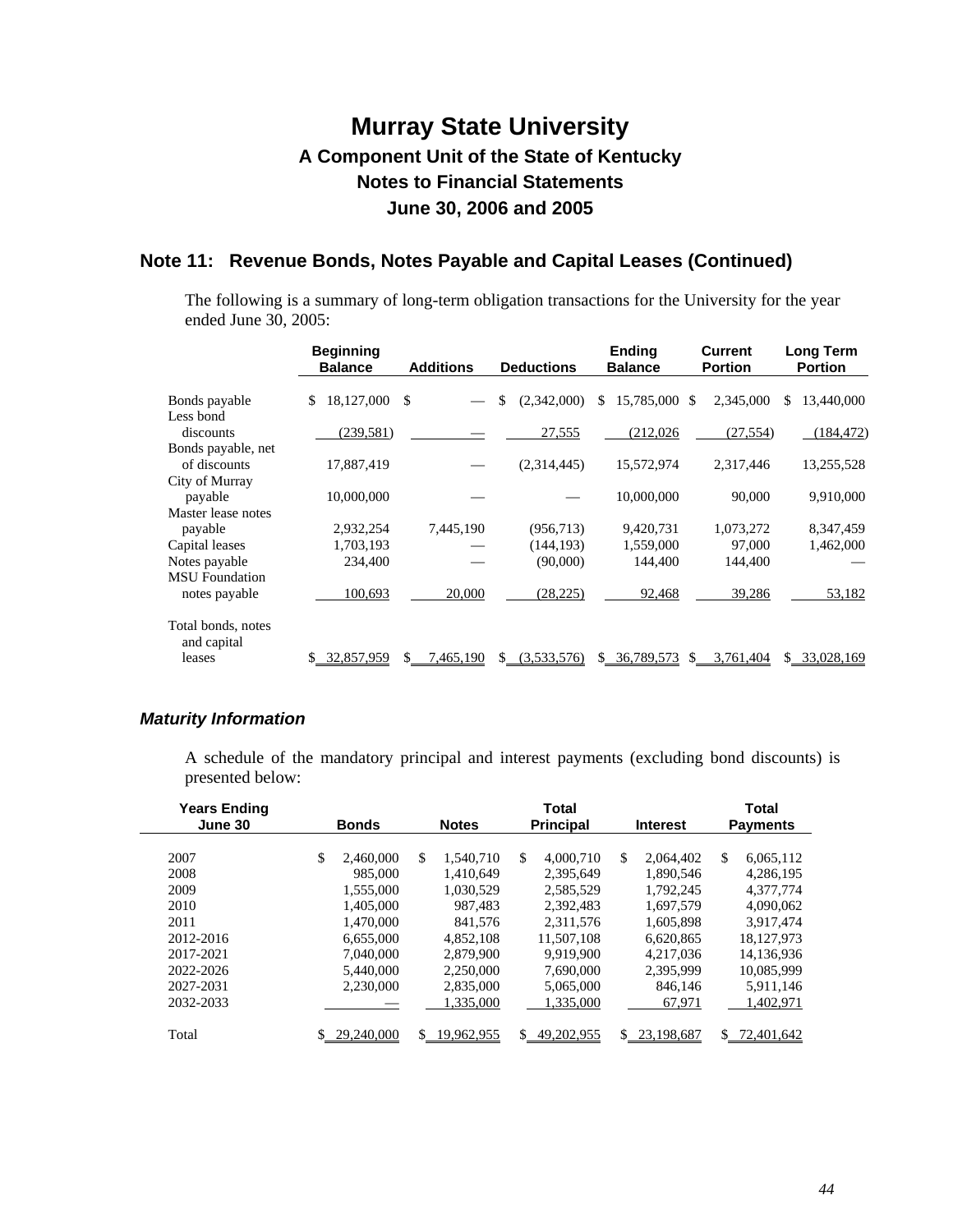# Murray State University

## A Component Unit of the State of Kentucky

## Notes to Financial Statements

## June 30, 2006 and 2005

## Note 11: Revenue Bonds, Notes Payable and Capital Leases (Continued)

The following is a summary of long-term obligation transactions for the University for the year ended June 30, 2005:

| | Beginning Balance | Additions | Deductions | Ending Balance | Current Portion | Long Term Portion |
|---|---|---|---|---|---|---|
| Bonds payable | $ 18,127,000 | $ — | $ (2,342,000) | $ 15,785,000 | $ 2,345,000 | $ 13,440,000 |
| Less bond discounts | (239,581) | — | 27,555 | (212,026) | (27,554) | (184,472) |
| Bonds payable, net of discounts | 17,887,419 | — | (2,314,445) | 15,572,974 | 2,317,446 | 13,255,528 |
| City of Murray payable | 10,000,000 | — | — | 10,000,000 | 90,000 | 9,910,000 |
| Master lease notes payable | 2,932,254 | 7,445,190 | (956,713) | 9,420,731 | 1,073,272 | 8,347,459 |
| Capital leases | 1,703,193 | — | (144,193) | 1,559,000 | 97,000 | 1,462,000 |
| Notes payable | 234,400 | — | (90,000) | 144,400 | 144,400 | — |
| MSU Foundation notes payable | 100,693 | 20,000 | (28,225) | 92,468 | 39,286 | 53,182 |
| Total bonds, notes and capital leases | $ 32,857,959 | $ 7,465,190 | $ (3,533,576) | $ 36,789,573 | $ 3,761,404 | $ 33,028,169 |

### *Maturity Information*

A schedule of the mandatory principal and interest payments (excluding bond discounts) is presented below:

| Years Ending June 30 | Bonds | Notes | Total Principal | Interest | Total Payments |
|---|---|---|---|---|---|
| 2007 | $ 2,460,000 | $ 1,540,710 | $ 4,000,710 | $ 2,064,402 | $ 6,065,112 |
| 2008 | 985,000 | 1,410,649 | 2,395,649 | 1,890,546 | 4,286,195 |
| 2009 | 1,555,000 | 1,030,529 | 2,585,529 | 1,792,245 | 4,377,774 |
| 2010 | 1,405,000 | 987,483 | 2,392,483 | 1,697,579 | 4,090,062 |
| 2011 | 1,470,000 | 841,576 | 2,311,576 | 1,605,898 | 3,917,474 |
| 2012-2016 | 6,655,000 | 4,852,108 | 11,507,108 | 6,620,865 | 18,127,973 |
| 2017-2021 | 7,040,000 | 2,879,900 | 9,919,900 | 4,217,036 | 14,136,936 |
| 2022-2026 | 5,440,000 | 2,250,000 | 7,690,000 | 2,395,999 | 10,085,999 |
| 2027-2031 | 2,230,000 | 2,835,000 | 5,065,000 | 846,146 | 5,911,146 |
| 2032-2033 | — | 1,335,000 | 1,335,000 | 67,971 | 1,402,971 |
| Total | $ 29,240,000 | $ 19,962,955 | $ 49,202,955 | $ 23,198,687 | $ 72,401,642 |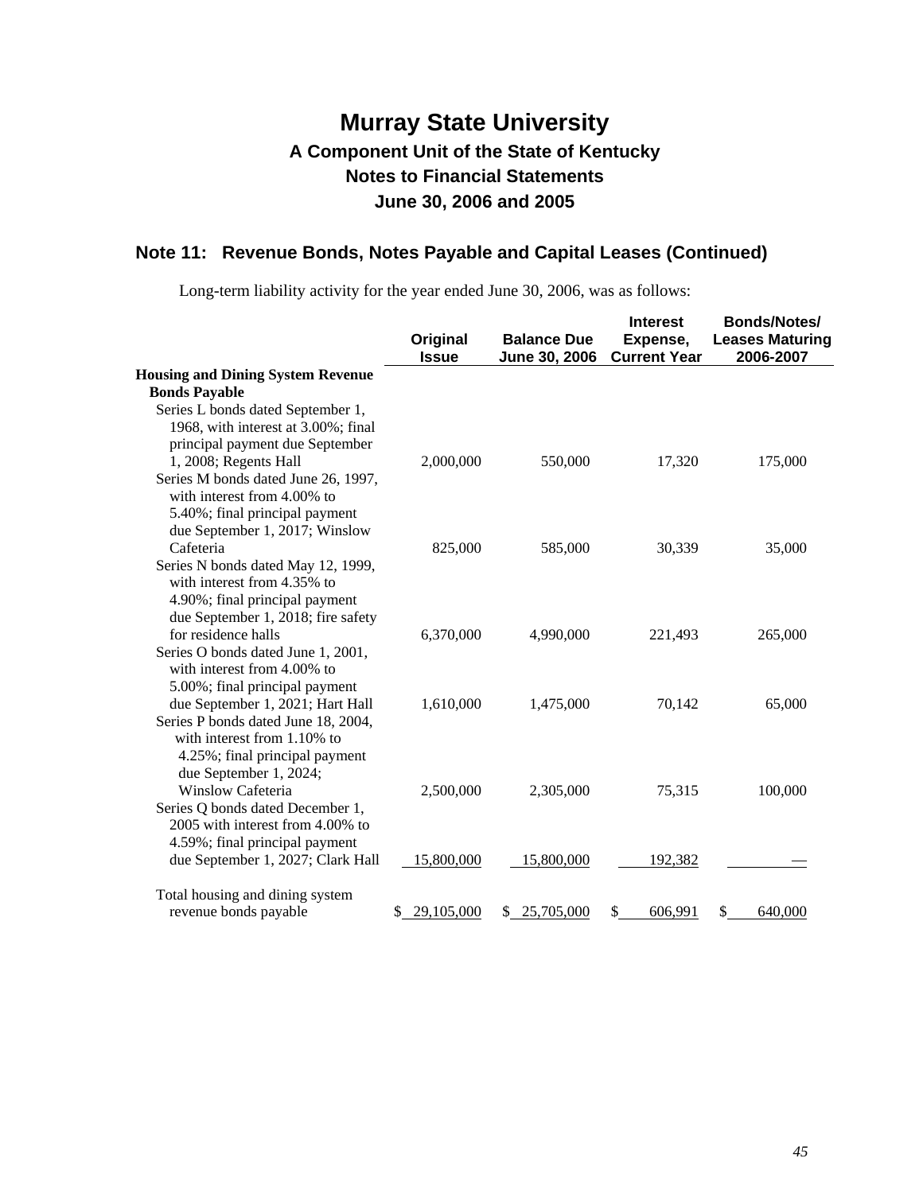# Murray State University

## A Component Unit of the State of Kentucky

## Notes to Financial Statements

## June 30, 2006 and 2005

### Note 11: Revenue Bonds, Notes Payable and Capital Leases (Continued)

Long-term liability activity for the year ended June 30, 2006, was as follows:

| | Original Issue | Balance Due June 30, 2006 | Interest Expense, Current Year | Bonds/Notes/ Leases Maturing 2006-2007 |
|---|---|---|---|---|
| **Housing and Dining System Revenue Bonds Payable** | | | | |
| Series L bonds dated September 1, 1968, with interest at 3.00%; final principal payment due September 1, 2008; Regents Hall | 2,000,000 | 550,000 | 17,320 | 175,000 |
| Series M bonds dated June 26, 1997, with interest from 4.00% to 5.40%; final principal payment due September 1, 2017; Winslow Cafeteria | 825,000 | 585,000 | 30,339 | 35,000 |
| Series N bonds dated May 12, 1999, with interest from 4.35% to 4.90%; final principal payment due September 1, 2018; fire safety for residence halls | 6,370,000 | 4,990,000 | 221,493 | 265,000 |
| Series O bonds dated June 1, 2001, with interest from 4.00% to 5.00%; final principal payment due September 1, 2021; Hart Hall | 1,610,000 | 1,475,000 | 70,142 | 65,000 |
| Series P bonds dated June 18, 2004, with interest from 1.10% to 4.25%; final principal payment due September 1, 2024; Winslow Cafeteria | 2,500,000 | 2,305,000 | 75,315 | 100,000 |
| Series Q bonds dated December 1, 2005 with interest from 4.00% to 4.59%; final principal payment due September 1, 2027; Clark Hall | 15,800,000 | 15,800,000 | 192,382 | — |
| Total housing and dining system revenue bonds payable | $ 29,105,000 | $ 25,705,000 | $ 606,991 | $ 640,000 |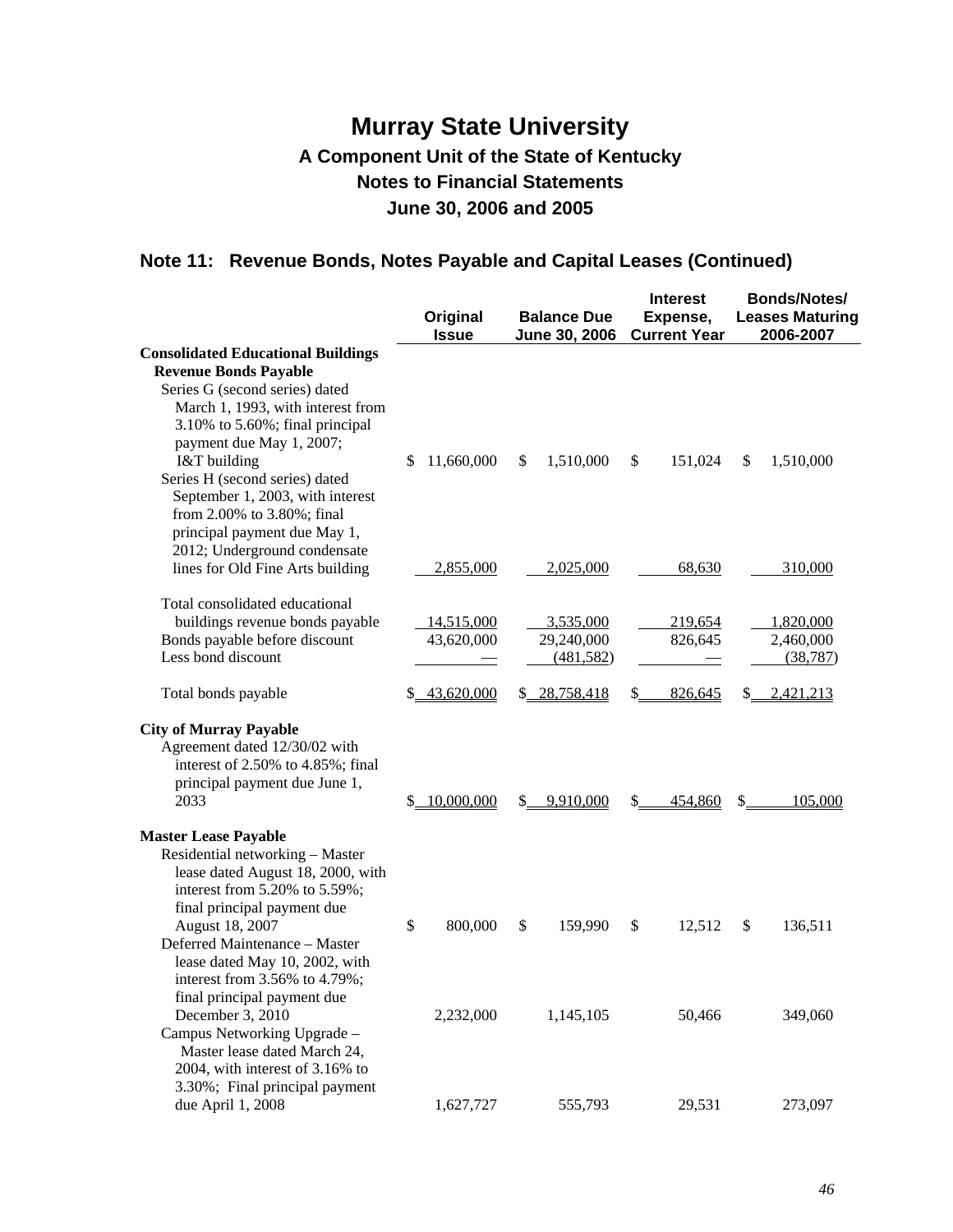# Murray State University

## A Component Unit of the State of Kentucky

## Notes to Financial Statements

## June 30, 2006 and 2005

### Note 11: Revenue Bonds, Notes Payable and Capital Leases (Continued)

| | Original Issue | Balance Due June 30, 2006 | Interest Expense, Current Year | Bonds/Notes/ Leases Maturing 2006-2007 |
|---|---|---|---|---|
| **Consolidated Educational Buildings Revenue Bonds Payable** | | | | |
| Series G (second series) dated March 1, 1993, with interest from 3.10% to 5.60%; final principal payment due May 1, 2007; I&T building | $ 11,660,000 | $ 1,510,000 | $ 151,024 | $ 1,510,000 |
| Series H (second series) dated September 1, 2003, with interest from 2.00% to 3.80%; final principal payment due May 1, 2012; Underground condensate lines for Old Fine Arts building | 2,855,000 | 2,025,000 | 68,630 | 310,000 |
| Total consolidated educational buildings revenue bonds payable | 14,515,000 | 3,535,000 | 219,654 | 1,820,000 |
| Bonds payable before discount | 43,620,000 | 29,240,000 | 826,645 | 2,460,000 |
| Less bond discount | — | (481,582) | — | (38,787) |
| Total bonds payable | $ 43,620,000 | $ 28,758,418 | $ 826,645 | $ 2,421,213 |
| **City of Murray Payable** | | | | |
| Agreement dated 12/30/02 with interest of 2.50% to 4.85%; final principal payment due June 1, 2033 | $ 10,000,000 | $ 9,910,000 | $ 454,860 | $ 105,000 |
| **Master Lease Payable** | | | | |
| Residential networking – Master lease dated August 18, 2000, with interest from 5.20% to 5.59%; final principal payment due August 18, 2007 | $ 800,000 | $ 159,990 | $ 12,512 | $ 136,511 |
| Deferred Maintenance – Master lease dated May 10, 2002, with interest from 3.56% to 4.79%; final principal payment due December 3, 2010 | 2,232,000 | 1,145,105 | 50,466 | 349,060 |
| Campus Networking Upgrade – Master lease dated March 24, 2004, with interest of 3.16% to 3.30%; Final principal payment due April 1, 2008 | 1,627,727 | 555,793 | 29,531 | 273,097 |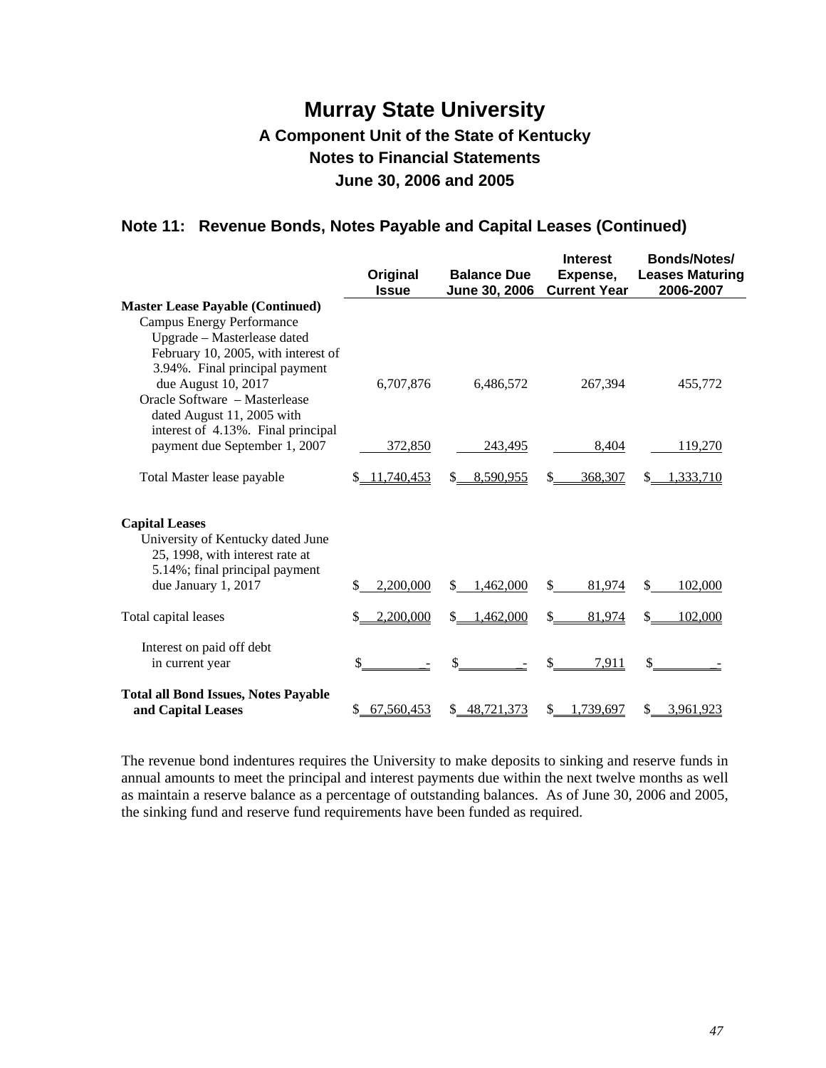# Murray State University

## A Component Unit of the State of Kentucky

## Notes to Financial Statements

## June 30, 2006 and 2005

### Note 11: Revenue Bonds, Notes Payable and Capital Leases (Continued)

| | Original Issue | Balance Due June 30, 2006 | Interest Expense, Current Year | Bonds/Notes/ Leases Maturing 2006-2007 |
|---|---|---|---|---|
| **Master Lease Payable (Continued)** | | | | |
| Campus Energy Performance Upgrade – Masterlease dated February 10, 2005, with interest of 3.94%. Final principal payment due August 10, 2017 | 6,707,876 | 6,486,572 | 267,394 | 455,772 |
| Oracle Software – Masterlease dated August 11, 2005 with interest of 4.13%. Final principal payment due September 1, 2007 | 372,850 | 243,495 | 8,404 | 119,270 |
| Total Master lease payable | $ 11,740,453 | $ 8,590,955 | $ 368,307 | $ 1,333,710 |
| **Capital Leases** | | | | |
| University of Kentucky dated June 25, 1998, with interest rate at 5.14%; final principal payment due January 1, 2017 | $ 2,200,000 | $ 1,462,000 | $ 81,974 | $ 102,000 |
| Total capital leases | $ 2,200,000 | $ 1,462,000 | $ 81,974 | $ 102,000 |
| Interest on paid off debt in current year | $ - | $ - | $ 7,911 | $ - |
| **Total all Bond Issues, Notes Payable and Capital Leases** | $ 67,560,453 | $ 48,721,373 | $ 1,739,697 | $ 3,961,923 |

The revenue bond indentures requires the University to make deposits to sinking and reserve funds in annual amounts to meet the principal and interest payments due within the next twelve months as well as maintain a reserve balance as a percentage of outstanding balances. As of June 30, 2006 and 2005, the sinking fund and reserve fund requirements have been funded as required.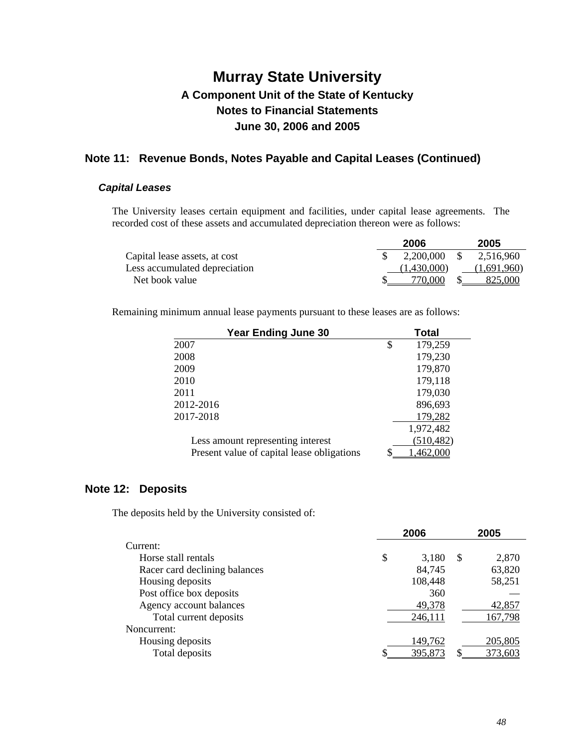# Murray State University

## A Component Unit of the State of Kentucky

## Notes to Financial Statements

## June 30, 2006 and 2005

## Note 11: Revenue Bonds, Notes Payable and Capital Leases (Continued)

### *Capital Leases*

The University leases certain equipment and facilities, under capital lease agreements. The recorded cost of these assets and accumulated depreciation thereon were as follows:

| | 2006 | 2005 |
|---|---|---|
| Capital lease assets, at cost | $ 2,200,000 | $ 2,516,960 |
| Less accumulated depreciation | (1,430,000) | (1,691,960) |
| Net book value | $ 770,000 | $ 825,000 |

Remaining minimum annual lease payments pursuant to these leases are as follows:

| Year Ending June 30 | Total |
|---|---|
| 2007 | $ 179,259 |
| 2008 | 179,230 |
| 2009 | 179,870 |
| 2010 | 179,118 |
| 2011 | 179,030 |
| 2012-2016 | 896,693 |
| 2017-2018 | 179,282 |
| | 1,972,482 |
| Less amount representing interest | (510,482) |
| Present value of capital lease obligations | $ 1,462,000 |

## Note 12: Deposits

The deposits held by the University consisted of:

| | 2006 | 2005 |
|---|---|---|
| Current: | | |
| Horse stall rentals | $ 3,180 | $ 2,870 |
| Racer card declining balances | 84,745 | 63,820 |
| Housing deposits | 108,448 | 58,251 |
| Post office box deposits | 360 | — |
| Agency account balances | 49,378 | 42,857 |
| Total current deposits | 246,111 | 167,798 |
| Noncurrent: | | |
| Housing deposits | 149,762 | 205,805 |
| Total deposits | $ 395,873 | $ 373,603 |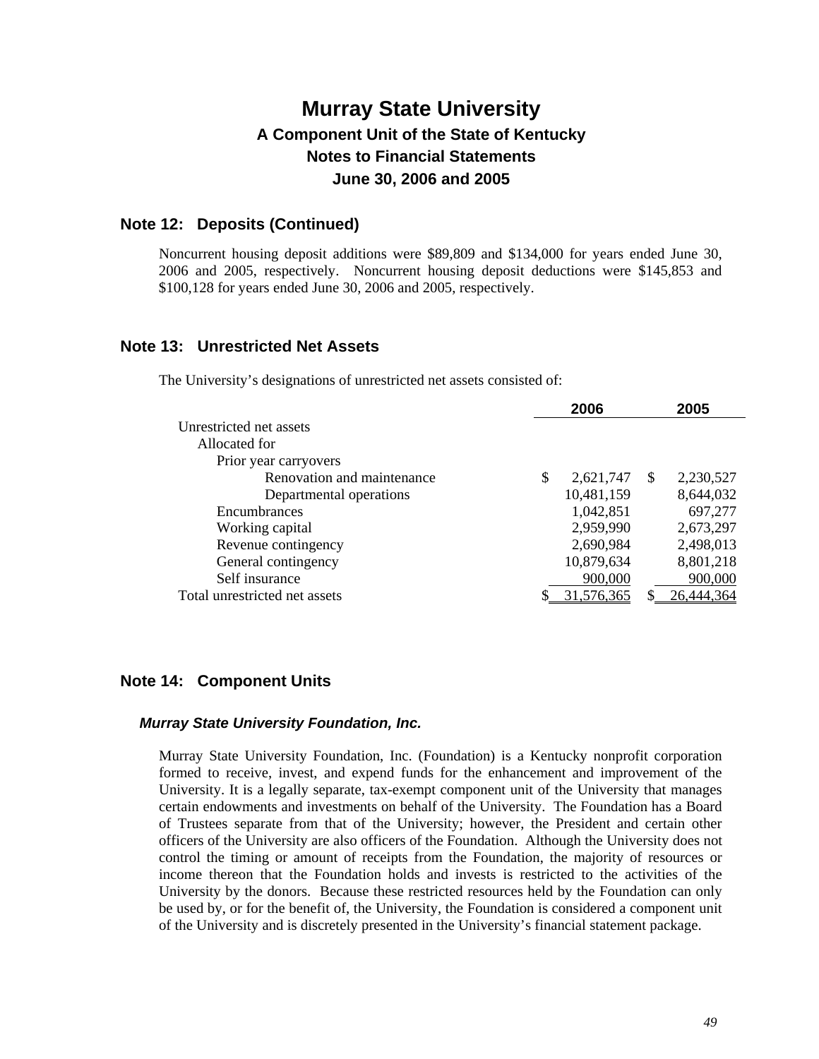## Note 12: Deposits (Continued)

Noncurrent housing deposit additions were $89,809 and $134,000 for years ended June 30, 2006 and 2005, respectively. Noncurrent housing deposit deductions were $145,853 and $100,128 for years ended June 30, 2006 and 2005, respectively.

## Note 13: Unrestricted Net Assets

The University's designations of unrestricted net assets consisted of:

| | 2006 | 2005 |
|---|---|---|
| Unrestricted net assets | | |
| Allocated for | | |
| Prior year carryovers | | |
| Renovation and maintenance | $ 2,621,747 | $ 2,230,527 |
| Departmental operations | 10,481,159 | 8,644,032 |
| Encumbrances | 1,042,851 | 697,277 |
| Working capital | 2,959,990 | 2,673,297 |
| Revenue contingency | 2,690,984 | 2,498,013 |
| General contingency | 10,879,634 | 8,801,218 |
| Self insurance | 900,000 | 900,000 |
| Total unrestricted net assets | $ 31,576,365 | $ 26,444,364 |

## Note 14: Component Units

### *Murray State University Foundation, Inc.*

Murray State University Foundation, Inc. (Foundation) is a Kentucky nonprofit corporation formed to receive, invest, and expend funds for the enhancement and improvement of the University. It is a legally separate, tax-exempt component unit of the University that manages certain endowments and investments on behalf of the University. The Foundation has a Board of Trustees separate from that of the University; however, the President and certain other officers of the University are also officers of the Foundation. Although the University does not control the timing or amount of receipts from the Foundation, the majority of resources or income thereon that the Foundation holds and invests is restricted to the activities of the University by the donors. Because these restricted resources held by the Foundation can only be used by, or for the benefit of, the University, the Foundation is considered a component unit of the University and is discretely presented in the University's financial statement package.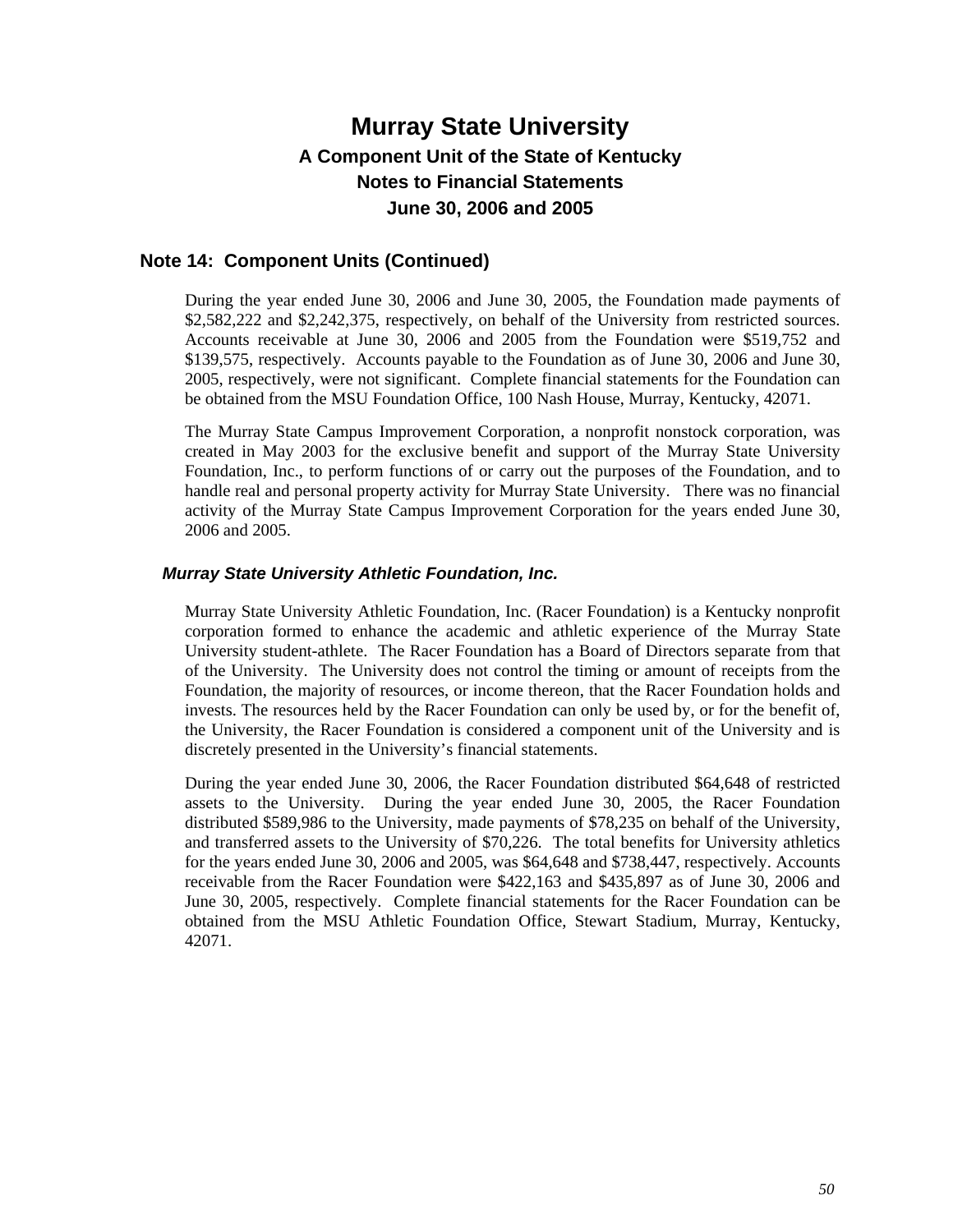# Murray State University

## A Component Unit of the State of Kentucky

## Notes to Financial Statements

## June 30, 2006 and 2005

## Note 14: Component Units (Continued)

During the year ended June 30, 2006 and June 30, 2005, the Foundation made payments of $2,582,222 and $2,242,375, respectively, on behalf of the University from restricted sources. Accounts receivable at June 30, 2006 and 2005 from the Foundation were $519,752 and $139,575, respectively. Accounts payable to the Foundation as of June 30, 2006 and June 30, 2005, respectively, were not significant. Complete financial statements for the Foundation can be obtained from the MSU Foundation Office, 100 Nash House, Murray, Kentucky, 42071.

The Murray State Campus Improvement Corporation, a nonprofit nonstock corporation, was created in May 2003 for the exclusive benefit and support of the Murray State University Foundation, Inc., to perform functions of or carry out the purposes of the Foundation, and to handle real and personal property activity for Murray State University. There was no financial activity of the Murray State Campus Improvement Corporation for the years ended June 30, 2006 and 2005.

### *Murray State University Athletic Foundation, Inc.*

Murray State University Athletic Foundation, Inc. (Racer Foundation) is a Kentucky nonprofit corporation formed to enhance the academic and athletic experience of the Murray State University student-athlete. The Racer Foundation has a Board of Directors separate from that of the University. The University does not control the timing or amount of receipts from the Foundation, the majority of resources, or income thereon, that the Racer Foundation holds and invests. The resources held by the Racer Foundation can only be used by, or for the benefit of, the University, the Racer Foundation is considered a component unit of the University and is discretely presented in the University's financial statements.

During the year ended June 30, 2006, the Racer Foundation distributed $64,648 of restricted assets to the University. During the year ended June 30, 2005, the Racer Foundation distributed $589,986 to the University, made payments of $78,235 on behalf of the University, and transferred assets to the University of $70,226. The total benefits for University athletics for the years ended June 30, 2006 and 2005, was $64,648 and $738,447, respectively. Accounts receivable from the Racer Foundation were $422,163 and $435,897 as of June 30, 2006 and June 30, 2005, respectively. Complete financial statements for the Racer Foundation can be obtained from the MSU Athletic Foundation Office, Stewart Stadium, Murray, Kentucky, 42071.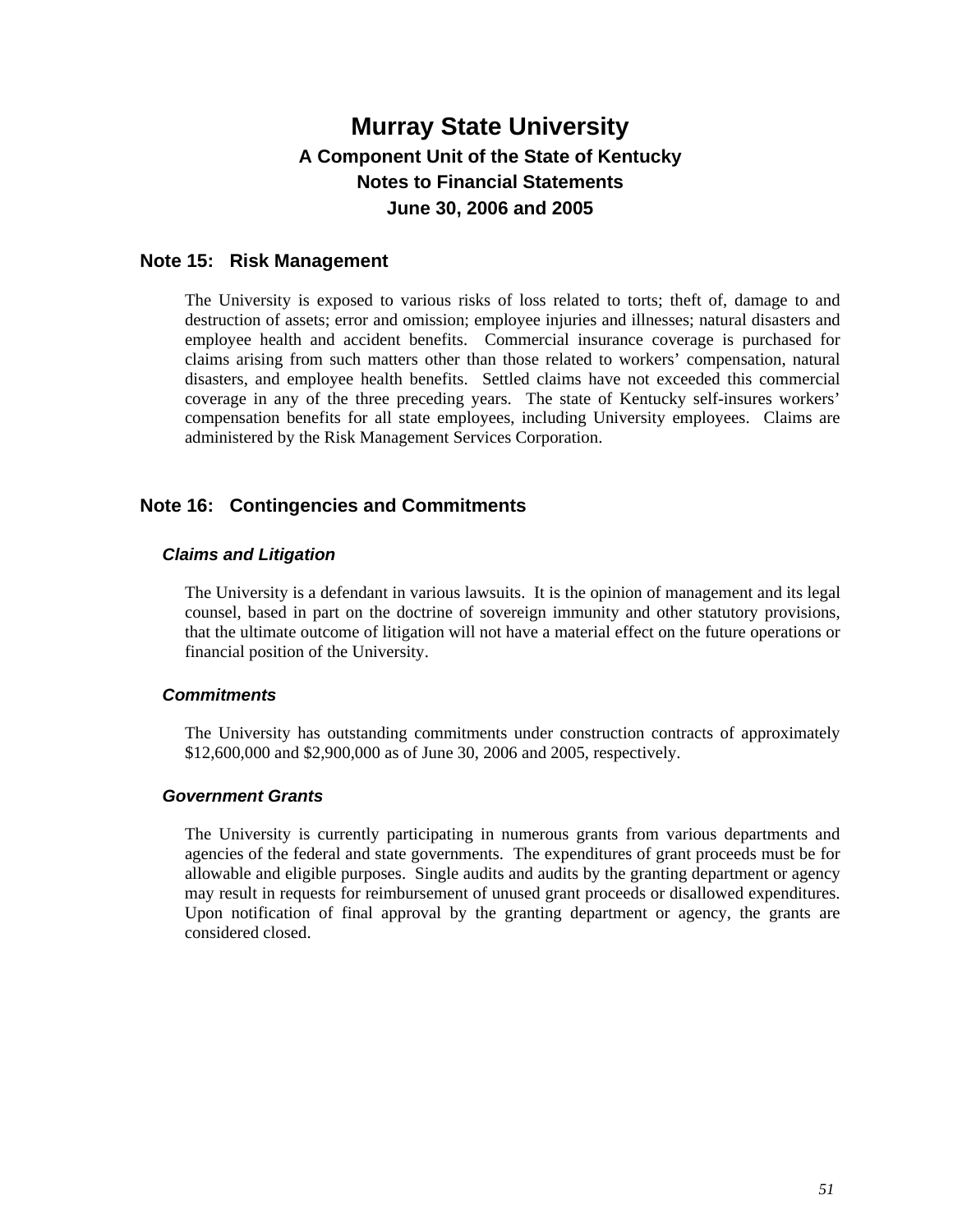# Murray State University

## A Component Unit of the State of Kentucky

## Notes to Financial Statements

## June 30, 2006 and 2005

## Note 15: Risk Management

The University is exposed to various risks of loss related to torts; theft of, damage to and destruction of assets; error and omission; employee injuries and illnesses; natural disasters and employee health and accident benefits. Commercial insurance coverage is purchased for claims arising from such matters other than those related to workers' compensation, natural disasters, and employee health benefits. Settled claims have not exceeded this commercial coverage in any of the three preceding years. The state of Kentucky self-insures workers' compensation benefits for all state employees, including University employees. Claims are administered by the Risk Management Services Corporation.

## Note 16: Contingencies and Commitments

### *Claims and Litigation*

The University is a defendant in various lawsuits. It is the opinion of management and its legal counsel, based in part on the doctrine of sovereign immunity and other statutory provisions, that the ultimate outcome of litigation will not have a material effect on the future operations or financial position of the University.

### *Commitments*

The University has outstanding commitments under construction contracts of approximately $12,600,000 and $2,900,000 as of June 30, 2006 and 2005, respectively.

### *Government Grants*

The University is currently participating in numerous grants from various departments and agencies of the federal and state governments. The expenditures of grant proceeds must be for allowable and eligible purposes. Single audits and audits by the granting department or agency may result in requests for reimbursement of unused grant proceeds or disallowed expenditures. Upon notification of final approval by the granting department or agency, the grants are considered closed.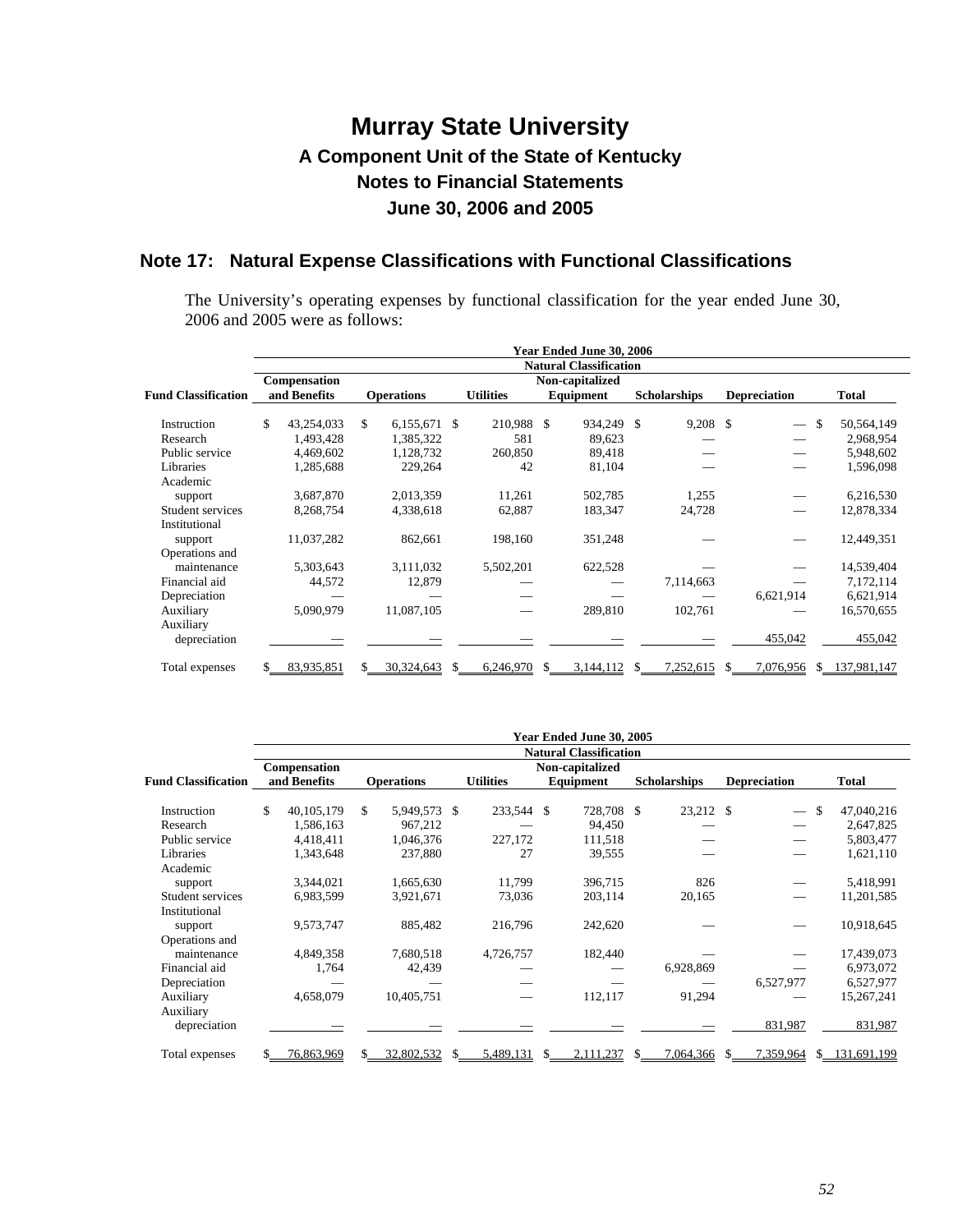# Murray State University

## A Component Unit of the State of Kentucky

## Notes to Financial Statements

## June 30, 2006 and 2005

## Note 17: Natural Expense Classifications with Functional Classifications

The University's operating expenses by functional classification for the year ended June 30, 2006 and 2005 were as follows:

| | Year Ended June 30, 2006 | | | | | | |
|---|---|---|---|---|---|---|---|
| | Natural Classification | | | | | | |
| Fund Classification | Compensation and Benefits | Operations | Utilities | Non-capitalized Equipment | Scholarships | Depreciation | Total |
| Instruction | $ 43,254,033 | $ 6,155,671 | $ 210,988 | $ 934,249 | $ 9,208 | $ — | $ 50,564,149 |
| Research | 1,493,428 | 1,385,322 | 581 | 89,623 | — | — | 2,968,954 |
| Public service | 4,469,602 | 1,128,732 | 260,850 | 89,418 | — | — | 5,948,602 |
| Libraries | 1,285,688 | 229,264 | 42 | 81,104 | — | — | 1,596,098 |
| Academic support | 3,687,870 | 2,013,359 | 11,261 | 502,785 | 1,255 | — | 6,216,530 |
| Student services | 8,268,754 | 4,338,618 | 62,887 | 183,347 | 24,728 | — | 12,878,334 |
| Institutional support | 11,037,282 | 862,661 | 198,160 | 351,248 | — | — | 12,449,351 |
| Operations and maintenance | 5,303,643 | 3,111,032 | 5,502,201 | 622,528 | — | — | 14,539,404 |
| Financial aid | 44,572 | 12,879 | — | — | 7,114,663 | — | 7,172,114 |
| Depreciation | — | — | — | — | — | 6,621,914 | 6,621,914 |
| Auxiliary | 5,090,979 | 11,087,105 | — | 289,810 | 102,761 | — | 16,570,655 |
| Auxiliary depreciation | — | — | — | — | — | 455,042 | 455,042 |
| Total expenses | $ 83,935,851 | $ 30,324,643 | $ 6,246,970 | $ 3,144,112 | $ 7,252,615 | $ 7,076,956 | $ 137,981,147 |

| | Year Ended June 30, 2005 | | | | | | |
|---|---|---|---|---|---|---|---|
| | Natural Classification | | | | | | |
| Fund Classification | Compensation and Benefits | Operations | Utilities | Non-capitalized Equipment | Scholarships | Depreciation | Total |
| Instruction | $ 40,105,179 | $ 5,949,573 | $ 233,544 | $ 728,708 | $ 23,212 | $ — | $ 47,040,216 |
| Research | 1,586,163 | 967,212 | — | 94,450 | — | — | 2,647,825 |
| Public service | 4,418,411 | 1,046,376 | 227,172 | 111,518 | — | — | 5,803,477 |
| Libraries | 1,343,648 | 237,880 | 27 | 39,555 | — | — | 1,621,110 |
| Academic support | 3,344,021 | 1,665,630 | 11,799 | 396,715 | 826 | — | 5,418,991 |
| Student services | 6,983,599 | 3,921,671 | 73,036 | 203,114 | 20,165 | — | 11,201,585 |
| Institutional support | 9,573,747 | 885,482 | 216,796 | 242,620 | — | — | 10,918,645 |
| Operations and maintenance | 4,849,358 | 7,680,518 | 4,726,757 | 182,440 | — | — | 17,439,073 |
| Financial aid | 1,764 | 42,439 | — | — | 6,928,869 | — | 6,973,072 |
| Depreciation | — | — | — | — | — | 6,527,977 | 6,527,977 |
| Auxiliary | 4,658,079 | 10,405,751 | — | 112,117 | 91,294 | — | 15,267,241 |
| Auxiliary depreciation | — | — | — | — | — | 831,987 | 831,987 |
| Total expenses | $ 76,863,969 | $ 32,802,532 | $ 5,489,131 | $ 2,111,237 | $ 7,064,366 | $ 7,359,964 | $ 131,691,199 |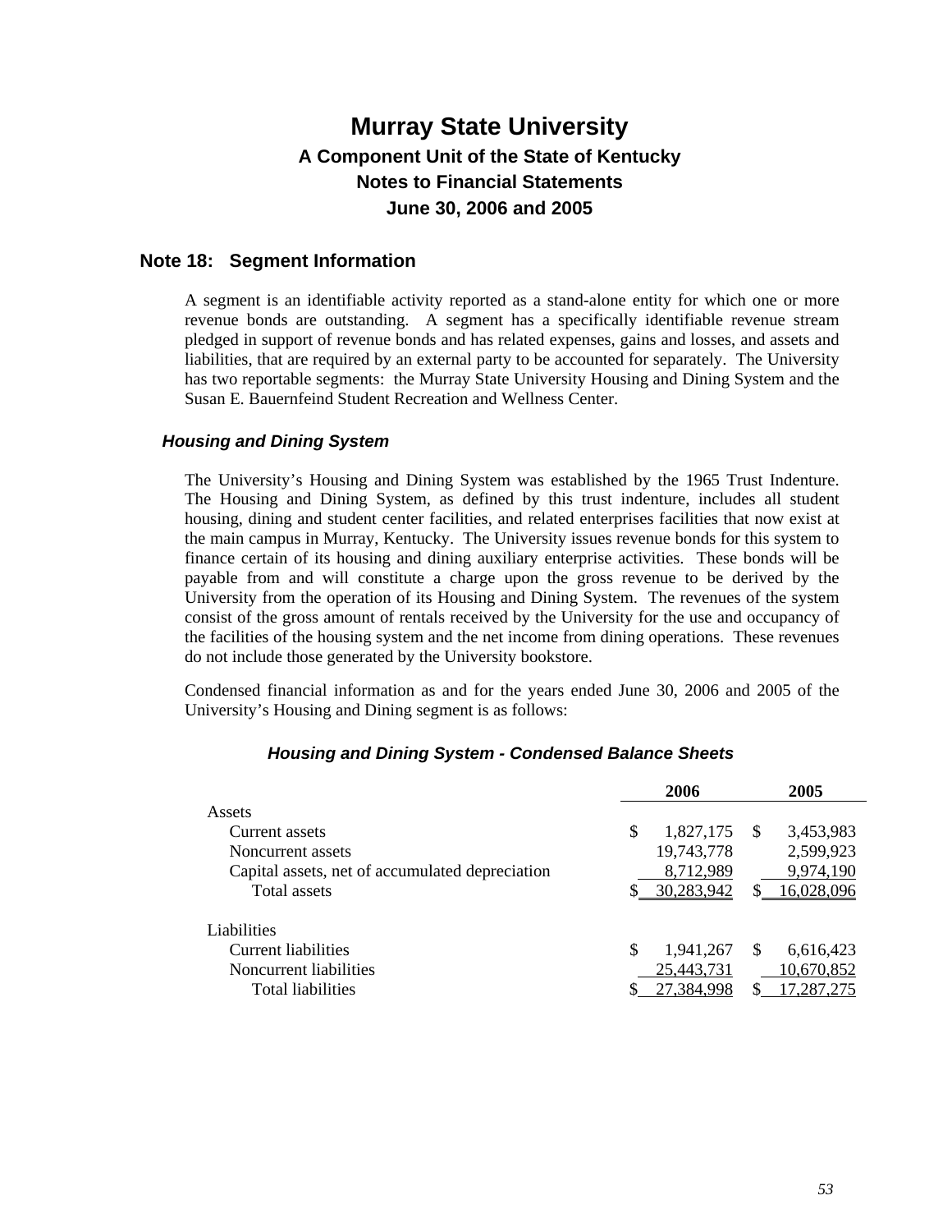# Murray State University

## A Component Unit of the State of Kentucky

## Notes to Financial Statements

## June 30, 2006 and 2005

## Note 18: Segment Information

A segment is an identifiable activity reported as a stand-alone entity for which one or more revenue bonds are outstanding. A segment has a specifically identifiable revenue stream pledged in support of revenue bonds and has related expenses, gains and losses, and assets and liabilities, that are required by an external party to be accounted for separately. The University has two reportable segments: the Murray State University Housing and Dining System and the Susan E. Bauernfeind Student Recreation and Wellness Center.

### *Housing and Dining System*

The University's Housing and Dining System was established by the 1965 Trust Indenture. The Housing and Dining System, as defined by this trust indenture, includes all student housing, dining and student center facilities, and related enterprises facilities that now exist at the main campus in Murray, Kentucky. The University issues revenue bonds for this system to finance certain of its housing and dining auxiliary enterprise activities. These bonds will be payable from and will constitute a charge upon the gross revenue to be derived by the University from the operation of its Housing and Dining System. The revenues of the system consist of the gross amount of rentals received by the University for the use and occupancy of the facilities of the housing system and the net income from dining operations. These revenues do not include those generated by the University bookstore.

Condensed financial information as and for the years ended June 30, 2006 and 2005 of the University's Housing and Dining segment is as follows:

***Housing and Dining System - Condensed Balance Sheets***

| | 2006 | 2005 |
|---|---|---|
| Assets | | |
| Current assets | $ 1,827,175 | $ 3,453,983 |
| Noncurrent assets | 19,743,778 | 2,599,923 |
| Capital assets, net of accumulated depreciation | 8,712,989 | 9,974,190 |
| Total assets | $ 30,283,942 | $ 16,028,096 |
| Liabilities | | |
| Current liabilities | $ 1,941,267 | $ 6,616,423 |
| Noncurrent liabilities | 25,443,731 | 10,670,852 |
| Total liabilities | $ 27,384,998 | $ 17,287,275 |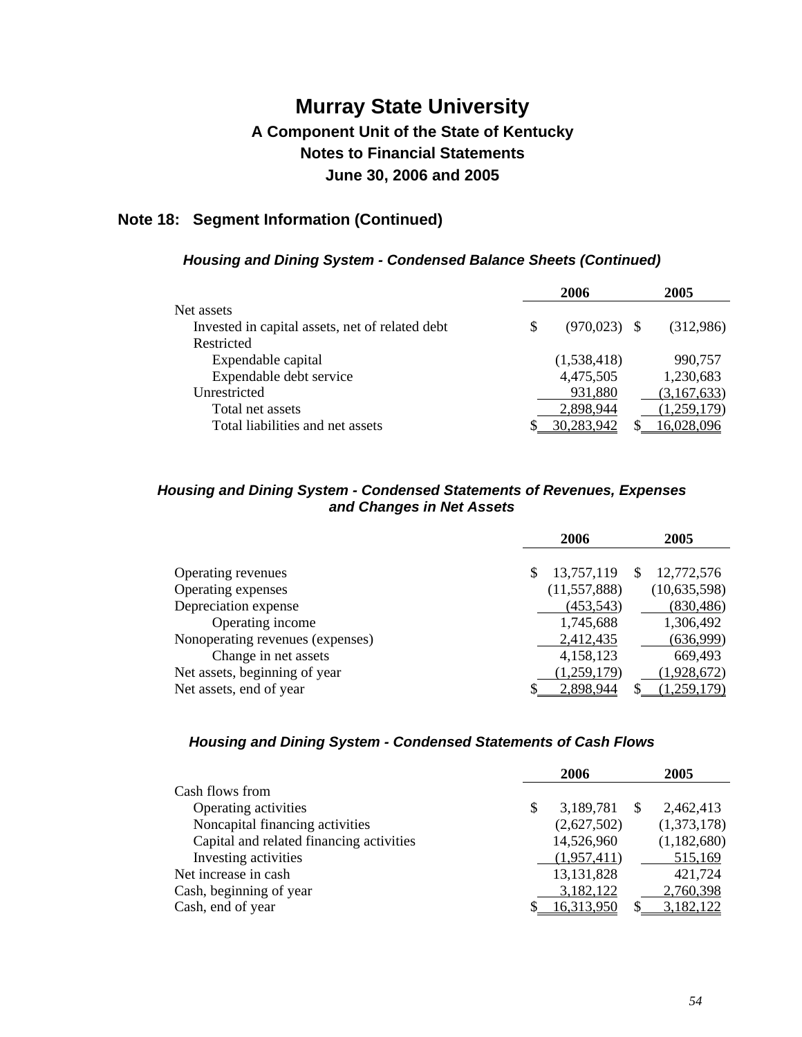# Murray State University

## A Component Unit of the State of Kentucky

## Notes to Financial Statements

## June 30, 2006 and 2005

### Note 18: Segment Information (Continued)

#### *Housing and Dining System - Condensed Balance Sheets (Continued)*

| | 2006 | 2005 |
|---|---|---|
| Net assets | | |
| Invested in capital assets, net of related debt | $ (970,023) | $ (312,986) |
| Restricted | | |
| Expendable capital | (1,538,418) | 990,757 |
| Expendable debt service | 4,475,505 | 1,230,683 |
| Unrestricted | 931,880 | (3,167,633) |
| Total net assets | 2,898,944 | (1,259,179) |
| Total liabilities and net assets | $ 30,283,942 | $ 16,028,096 |

#### *Housing and Dining System - Condensed Statements of Revenues, Expenses and Changes in Net Assets*

| | 2006 | 2005 |
|---|---|---|
| Operating revenues | $ 13,757,119 | $ 12,772,576 |
| Operating expenses | (11,557,888) | (10,635,598) |
| Depreciation expense | (453,543) | (830,486) |
| Operating income | 1,745,688 | 1,306,492 |
| Nonoperating revenues (expenses) | 2,412,435 | (636,999) |
| Change in net assets | 4,158,123 | 669,493 |
| Net assets, beginning of year | (1,259,179) | (1,928,672) |
| Net assets, end of year | $ 2,898,944 | $ (1,259,179) |

#### *Housing and Dining System - Condensed Statements of Cash Flows*

| | 2006 | 2005 |
|---|---|---|
| Cash flows from | | |
| Operating activities | $ 3,189,781 | $ 2,462,413 |
| Noncapital financing activities | (2,627,502) | (1,373,178) |
| Capital and related financing activities | 14,526,960 | (1,182,680) |
| Investing activities | (1,957,411) | 515,169 |
| Net increase in cash | 13,131,828 | 421,724 |
| Cash, beginning of year | 3,182,122 | 2,760,398 |
| Cash, end of year | $ 16,313,950 | $ 3,182,122 |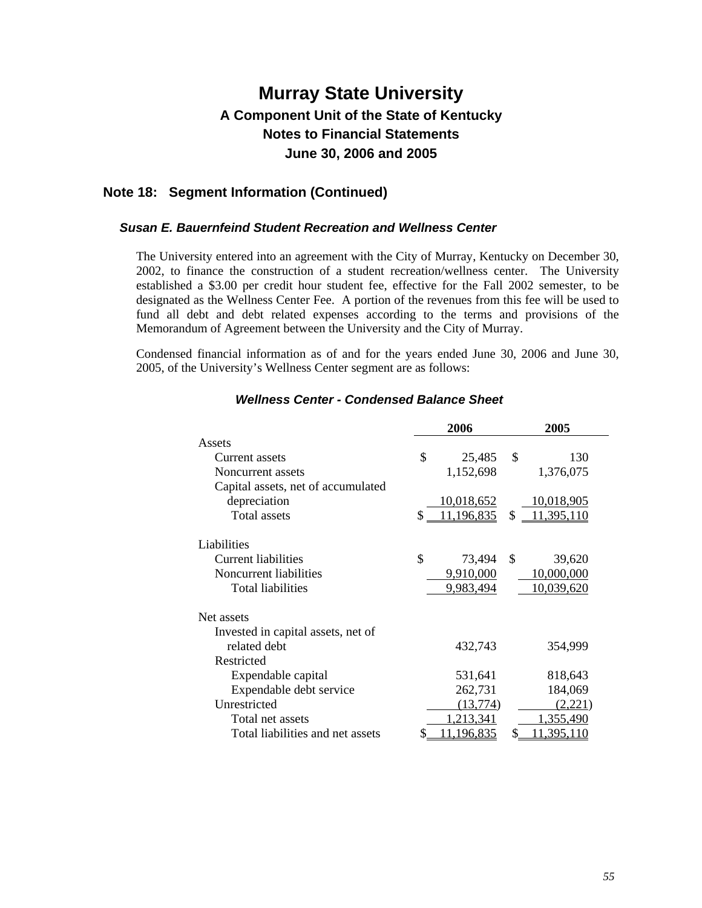# Murray State University

## A Component Unit of the State of Kentucky

## Notes to Financial Statements

## June 30, 2006 and 2005

## Note 18: Segment Information (Continued)

### *Susan E. Bauernfeind Student Recreation and Wellness Center*

The University entered into an agreement with the City of Murray, Kentucky on December 30, 2002, to finance the construction of a student recreation/wellness center. The University established a $3.00 per credit hour student fee, effective for the Fall 2002 semester, to be designated as the Wellness Center Fee. A portion of the revenues from this fee will be used to fund all debt and debt related expenses according to the terms and provisions of the Memorandum of Agreement between the University and the City of Murray.

Condensed financial information as of and for the years ended June 30, 2006 and June 30, 2005, of the University's Wellness Center segment are as follows:

#### *Wellness Center - Condensed Balance Sheet*

| | 2006 | 2005 |
|---|---|---|
| **Assets** | | |
| Current assets | $ 25,485 | $ 130 |
| Noncurrent assets | 1,152,698 | 1,376,075 |
| Capital assets, net of accumulated depreciation | 10,018,652 | 10,018,905 |
| Total assets | $ 11,196,835 | $ 11,395,110 |
| **Liabilities** | | |
| Current liabilities | $ 73,494 | $ 39,620 |
| Noncurrent liabilities | 9,910,000 | 10,000,000 |
| Total liabilities | 9,983,494 | 10,039,620 |
| **Net assets** | | |
| Invested in capital assets, net of related debt | 432,743 | 354,999 |
| Restricted | | |
| Expendable capital | 531,641 | 818,643 |
| Expendable debt service | 262,731 | 184,069 |
| Unrestricted | (13,774) | (2,221) |
| Total net assets | 1,213,341 | 1,355,490 |
| Total liabilities and net assets | $ 11,196,835 | $ 11,395,110 |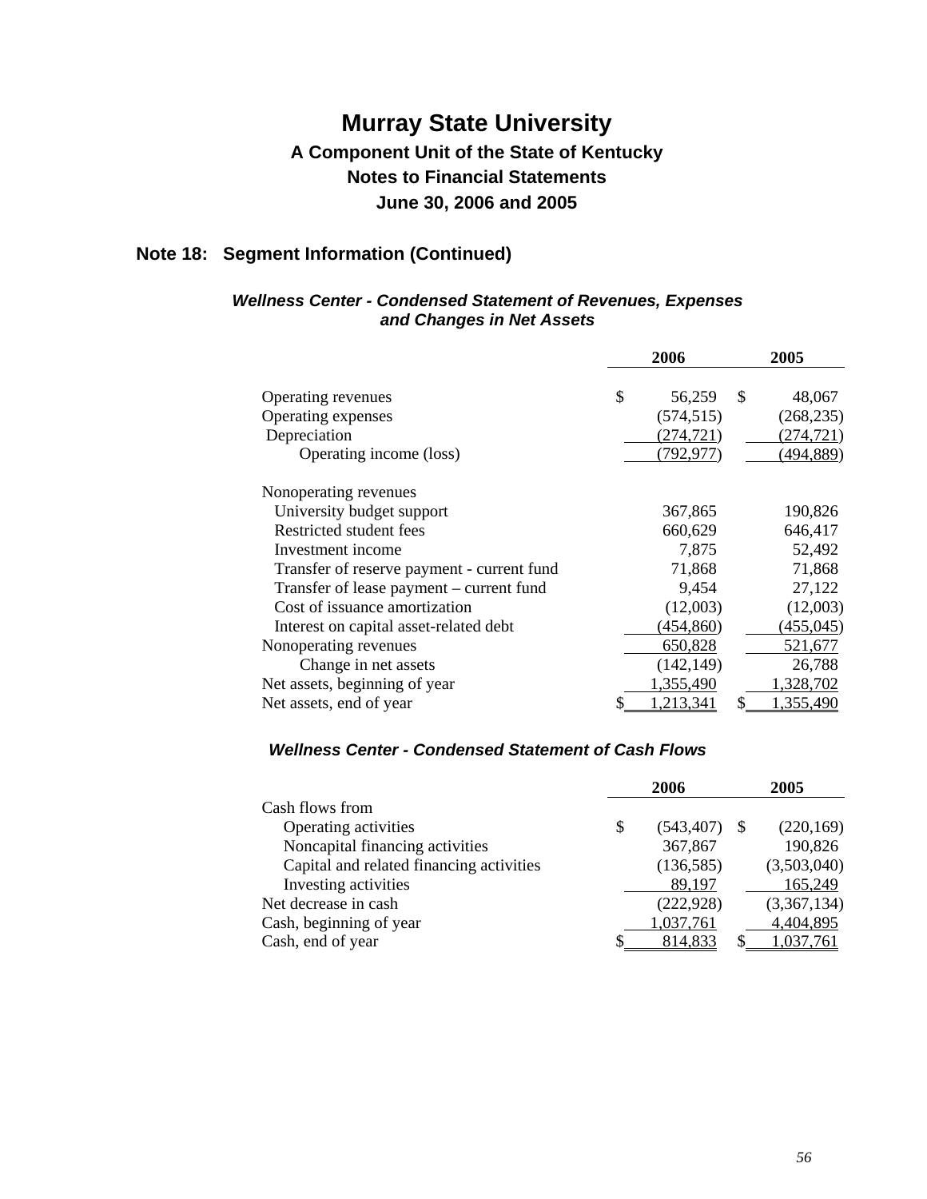# Murray State University

## A Component Unit of the State of Kentucky

## Notes to Financial Statements

## June 30, 2006 and 2005

### Note 18: Segment Information (Continued)

***Wellness Center - Condensed Statement of Revenues, Expenses and Changes in Net Assets***

| | 2006 | 2005 |
|---|---|---|
| Operating revenues | $ 56,259 | $ 48,067 |
| Operating expenses | (574,515) | (268,235) |
| Depreciation | (274,721) | (274,721) |
| Operating income (loss) | (792,977) | (494,889) |
| Nonoperating revenues | | |
| University budget support | 367,865 | 190,826 |
| Restricted student fees | 660,629 | 646,417 |
| Investment income | 7,875 | 52,492 |
| Transfer of reserve payment - current fund | 71,868 | 71,868 |
| Transfer of lease payment – current fund | 9,454 | 27,122 |
| Cost of issuance amortization | (12,003) | (12,003) |
| Interest on capital asset-related debt | (454,860) | (455,045) |
| Nonoperating revenues | 650,828 | 521,677 |
| Change in net assets | (142,149) | 26,788 |
| Net assets, beginning of year | 1,355,490 | 1,328,702 |
| Net assets, end of year | $ 1,213,341 | $ 1,355,490 |

***Wellness Center - Condensed Statement of Cash Flows***

| | 2006 | 2005 |
|---|---|---|
| Cash flows from | | |
| Operating activities | $ (543,407) | $ (220,169) |
| Noncapital financing activities | 367,867 | 190,826 |
| Capital and related financing activities | (136,585) | (3,503,040) |
| Investing activities | 89,197 | 165,249 |
| Net decrease in cash | (222,928) | (3,367,134) |
| Cash, beginning of year | 1,037,761 | 4,404,895 |
| Cash, end of year | $ 814,833 | $ 1,037,761 |